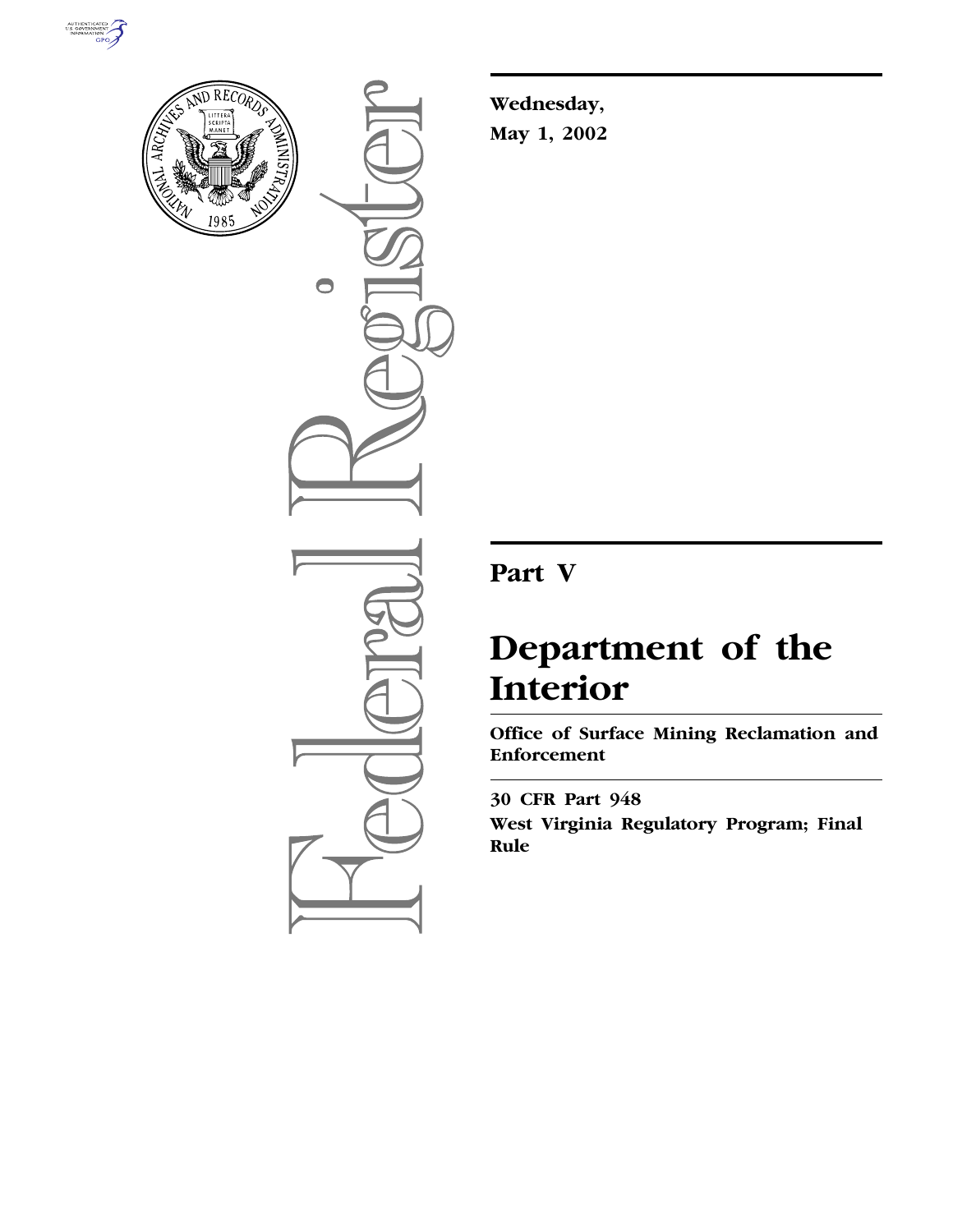Wednesday,

May 1, 2002

# Part V

# Department of the Interior

## Office of Surface Mining Reclamation and Enforcement

## 30 CFR Part 948

## West Virginia Regulatory Program; Final Rule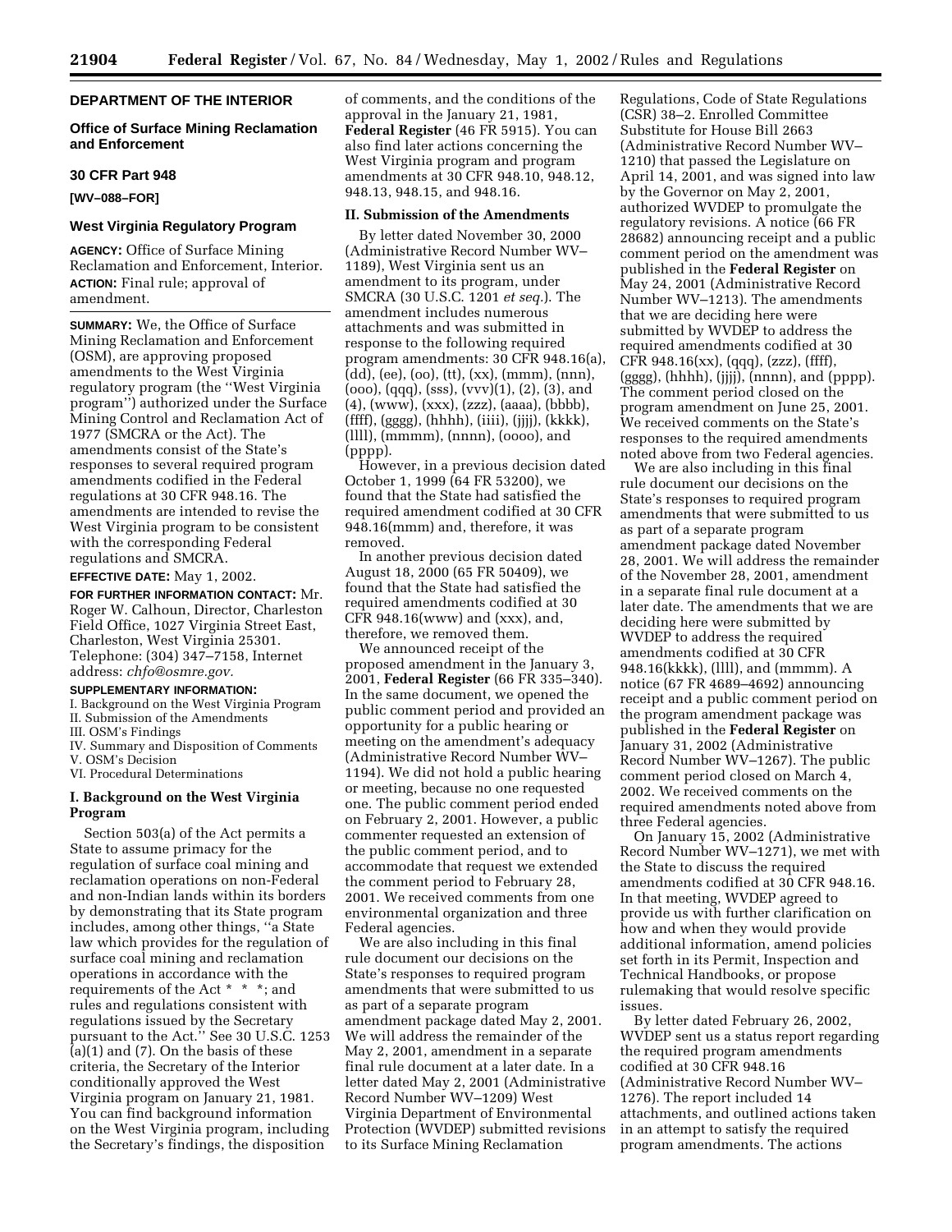## DEPARTMENT OF THE INTERIOR

### Office of Surface Mining Reclamation and Enforcement

### 30 CFR Part 948

**[WV–088–FOR]**

### West Virginia Regulatory Program

**AGENCY:** Office of Surface Mining Reclamation and Enforcement, Interior.

**ACTION:** Final rule; approval of amendment.

**SUMMARY:** We, the Office of Surface Mining Reclamation and Enforcement (OSM), are approving proposed amendments to the West Virginia regulatory program (the ''West Virginia program'') authorized under the Surface Mining Control and Reclamation Act of 1977 (SMCRA or the Act). The amendments consist of the State's responses to several required program amendments codified in the Federal regulations at 30 CFR 948.16. The amendments are intended to revise the West Virginia program to be consistent with the corresponding Federal regulations and SMCRA.

**EFFECTIVE DATE:** May 1, 2002.

**FOR FURTHER INFORMATION CONTACT:** Mr. Roger W. Calhoun, Director, Charleston Field Office, 1027 Virginia Street East, Charleston, West Virginia 25301. Telephone: (304) 347–7158, Internet address: *chfo@osmre.gov.*

**SUPPLEMENTARY INFORMATION:**

I. Background on the West Virginia Program
II. Submission of the Amendments
III. OSM's Findings
IV. Summary and Disposition of Comments
V. OSM's Decision
VI. Procedural Determinations

### I. Background on the West Virginia Program

Section 503(a) of the Act permits a State to assume primacy for the regulation of surface coal mining and reclamation operations on non-Federal and non-Indian lands within its borders by demonstrating that its State program includes, among other things, ''a State law which provides for the regulation of surface coal mining and reclamation operations in accordance with the requirements of the Act * * *; and rules and regulations consistent with regulations issued by the Secretary pursuant to the Act.'' See 30 U.S.C. 1253 (a)(1) and (7). On the basis of these criteria, the Secretary of the Interior conditionally approved the West Virginia program on January 21, 1981. You can find background information on the West Virginia program, including the Secretary's findings, the disposition of comments, and the conditions of the approval in the January 21, 1981, **Federal Register** (46 FR 5915). You can also find later actions concerning the West Virginia program and program amendments at 30 CFR 948.10, 948.12, 948.13, 948.15, and 948.16.

### II. Submission of the Amendments

By letter dated November 30, 2000 (Administrative Record Number WV–1189), West Virginia sent us an amendment to its program, under SMCRA (30 U.S.C. 1201 *et seq.*). The amendment includes numerous attachments and was submitted in response to the following required program amendments: 30 CFR 948.16(a), (dd), (ee), (oo), (tt), (xx), (mmm), (nnn), (ooo), (qqq), (sss), (vvv)(1), (2), (3), and (4), (www), (xxx), (zzz), (aaaa), (bbbb), (ffff), (gggg), (hhhh), (iiii), (jjjj), (kkkk), (llll), (mmmm), (nnnn), (oooo), and (pppp).

However, in a previous decision dated October 1, 1999 (64 FR 53200), we found that the State had satisfied the required amendment codified at 30 CFR 948.16(mmm) and, therefore, it was removed.

In another previous decision dated August 18, 2000 (65 FR 50409), we found that the State had satisfied the required amendments codified at 30 CFR 948.16(www) and (xxx), and, therefore, we removed them.

We announced receipt of the proposed amendment in the January 3, 2001, **Federal Register** (66 FR 335–340). In the same document, we opened the public comment period and provided an opportunity for a public hearing or meeting on the amendment's adequacy (Administrative Record Number WV–1194). We did not hold a public hearing or meeting, because no one requested one. The public comment period ended on February 2, 2001. However, a public commenter requested an extension of the public comment period, and to accommodate that request we extended the comment period to February 28, 2001. We received comments from one environmental organization and three Federal agencies.

We are also including in this final rule document our decisions on the State's responses to required program amendments that were submitted to us as part of a separate program amendment package dated May 2, 2001. We will address the remainder of the May 2, 2001, amendment in a separate final rule document at a later date. In a letter dated May 2, 2001 (Administrative Record Number WV–1209) West Virginia Department of Environmental Protection (WVDEP) submitted revisions to its Surface Mining Reclamation Regulations, Code of State Regulations (CSR) 38–2. Enrolled Committee Substitute for House Bill 2663 (Administrative Record Number WV–1210) that passed the Legislature on April 14, 2001, and was signed into law by the Governor on May 2, 2001, authorized WVDEP to promulgate the regulatory revisions. A notice (66 FR 28682) announcing receipt and a public comment period on the amendment was published in the **Federal Register** on May 24, 2001 (Administrative Record Number WV–1213). The amendments that we are deciding here were submitted by WVDEP to address the required amendments codified at 30 CFR 948.16(xx), (qqq), (zzz), (ffff), (gggg), (hhhh), (jjjj), (nnnn), and (pppp). The comment period closed on the program amendment on June 25, 2001. We received comments on the State's responses to the required amendments noted above from two Federal agencies.

We are also including in this final rule document our decisions on the State's responses to required program amendments that were submitted to us as part of a separate program amendment package dated November 28, 2001. We will address the remainder of the November 28, 2001, amendment in a separate final rule document at a later date. The amendments that we are deciding here were submitted by WVDEP to address the required amendments codified at 30 CFR 948.16(kkkk), (llll), and (mmmm). A notice (67 FR 4689–4692) announcing receipt and a public comment period on the program amendment package was published in the **Federal Register** on January 31, 2002 (Administrative Record Number WV–1267). The public comment period closed on March 4, 2002. We received comments on the required amendments noted above from three Federal agencies.

On January 15, 2002 (Administrative Record Number WV–1271), we met with the State to discuss the required amendments codified at 30 CFR 948.16. In that meeting, WVDEP agreed to provide us with further clarification on how and when they would provide additional information, amend policies set forth in its Permit, Inspection and Technical Handbooks, or propose rulemaking that would resolve specific issues.

By letter dated February 26, 2002, WVDEP sent us a status report regarding the required program amendments codified at 30 CFR 948.16 (Administrative Record Number WV–1276). The report included 14 attachments, and outlined actions taken in an attempt to satisfy the required program amendments. The actions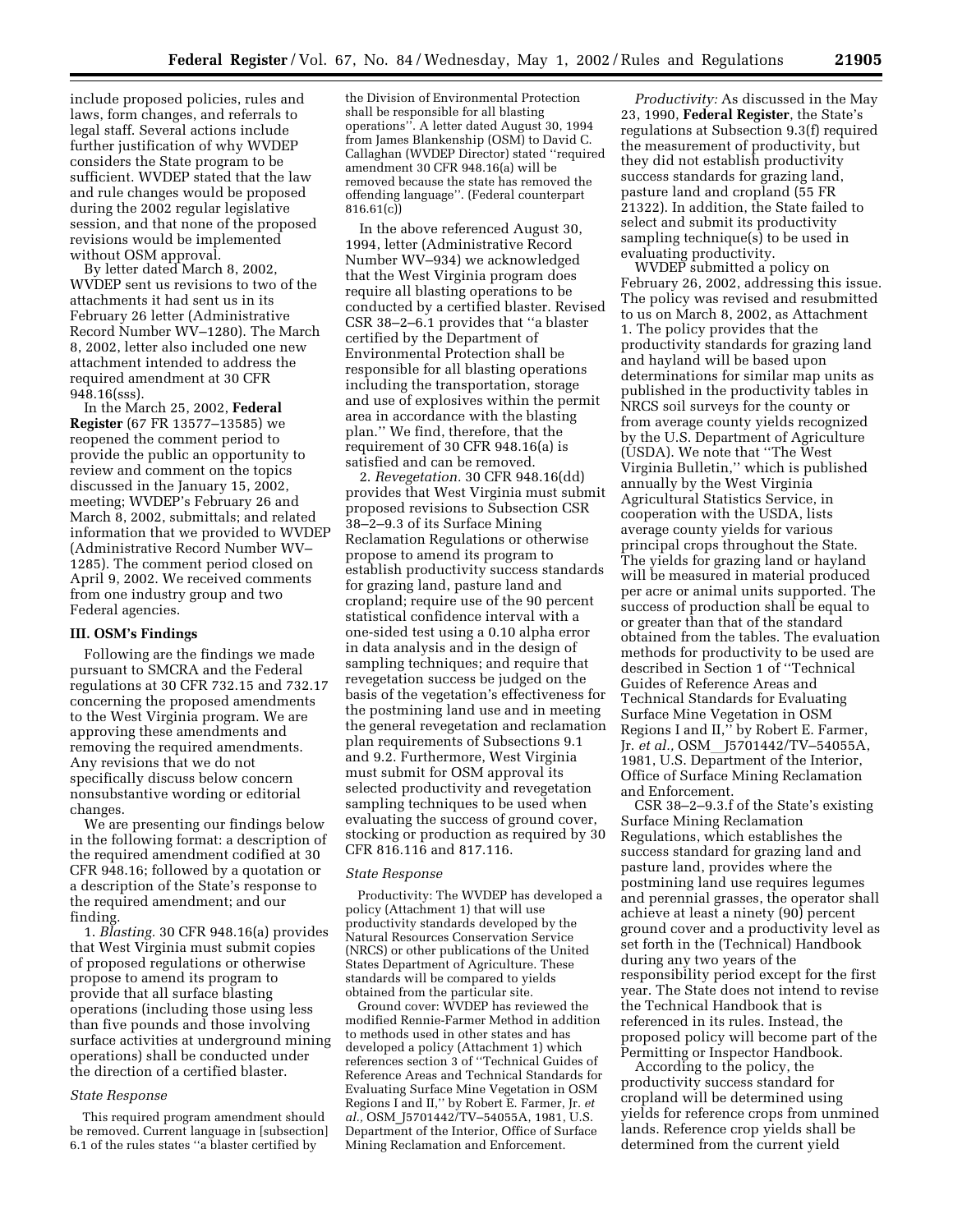include proposed policies, rules and laws, form changes, and referrals to legal staff. Several actions include further justification of why WVDEP considers the State program to be sufficient. WVDEP stated that the law and rule changes would be proposed during the 2002 regular legislative session, and that none of the proposed revisions would be implemented without OSM approval.

By letter dated March 8, 2002, WVDEP sent us revisions to two of the attachments it had sent us in its February 26 letter (Administrative Record Number WV–1280). The March 8, 2002, letter also included one new attachment intended to address the required amendment at 30 CFR 948.16(sss).

In the March 25, 2002, **Federal Register** (67 FR 13577–13585) we reopened the comment period to provide the public an opportunity to review and comment on the topics discussed in the January 15, 2002, meeting; WVDEP's February 26 and March 8, 2002, submittals; and related information that we provided to WVDEP (Administrative Record Number WV–1285). The comment period closed on April 9, 2002. We received comments from one industry group and two Federal agencies.

## III. OSM's Findings

Following are the findings we made pursuant to SMCRA and the Federal regulations at 30 CFR 732.15 and 732.17 concerning the proposed amendments to the West Virginia program. We are approving these amendments and removing the required amendments. Any revisions that we do not specifically discuss below concern nonsubstantive wording or editorial changes.

We are presenting our findings below in the following format: a description of the required amendment codified at 30 CFR 948.16; followed by a quotation or a description of the State's response to the required amendment; and our finding.

1. *Blasting.* 30 CFR 948.16(a) provides that West Virginia must submit copies of proposed regulations or otherwise propose to amend its program to provide that all surface blasting operations (including those using less than five pounds and those involving surface activities at underground mining operations) shall be conducted under the direction of a certified blaster.

*State Response*

This required program amendment should be removed. Current language in [subsection] 6.1 of the rules states ''a blaster certified by the Division of Environmental Protection shall be responsible for all blasting operations''. A letter dated August 30, 1994 from James Blankenship (OSM) to David C. Callaghan (WVDEP Director) stated ''required amendment 30 CFR 948.16(a) will be removed because the state has removed the offending language''. (Federal counterpart 816.61(c))

In the above referenced August 30, 1994, letter (Administrative Record Number WV–934) we acknowledged that the West Virginia program does require all blasting operations to be conducted by a certified blaster. Revised CSR 38–2–6.1 provides that ''a blaster certified by the Department of Environmental Protection shall be responsible for all blasting operations including the transportation, storage and use of explosives within the permit area in accordance with the blasting plan.'' We find, therefore, that the requirement of 30 CFR 948.16(a) is satisfied and can be removed.

2. *Revegetation.* 30 CFR 948.16(dd) provides that West Virginia must submit proposed revisions to Subsection CSR 38–2–9.3 of its Surface Mining Reclamation Regulations or otherwise propose to amend its program to establish productivity success standards for grazing land, pasture land and cropland; require use of the 90 percent statistical confidence interval with a one-sided test using a 0.10 alpha error in data analysis and in the design of sampling techniques; and require that revegetation success be judged on the basis of the vegetation's effectiveness for the postmining land use and in meeting the general revegetation and reclamation plan requirements of Subsections 9.1 and 9.2. Furthermore, West Virginia must submit for OSM approval its selected productivity and revegetation sampling techniques to be used when evaluating the success of ground cover, stocking or production as required by 30 CFR 816.116 and 817.116.

*State Response*

Productivity: The WVDEP has developed a policy (Attachment 1) that will use productivity standards developed by the Natural Resources Conservation Service (NRCS) or other publications of the United States Department of Agriculture. These standards will be compared to yields obtained from the particular site.

Ground cover: WVDEP has reviewed the modified Rennie-Farmer Method in addition to methods used in other states and has developed a policy (Attachment 1) which references section 3 of ''Technical Guides of Reference Areas and Technical Standards for Evaluating Surface Mine Vegetation in OSM Regions I and II,'' by Robert E. Farmer, Jr. *et al.,* OSM_J5701442/TV–54055A, 1981, U.S. Department of the Interior, Office of Surface Mining Reclamation and Enforcement.

*Productivity:* As discussed in the May 23, 1990, **Federal Register**, the State's regulations at Subsection 9.3(f) required the measurement of productivity, but they did not establish productivity success standards for grazing land, pasture land and cropland (55 FR 21322). In addition, the State failed to select and submit its productivity sampling technique(s) to be used in evaluating productivity.

WVDEP submitted a policy on February 26, 2002, addressing this issue. The policy was revised and resubmitted to us on March 8, 2002, as Attachment 1. The policy provides that the productivity standards for grazing land and hayland will be based upon determinations for similar map units as published in the productivity tables in NRCS soil surveys for the county or from average county yields recognized by the U.S. Department of Agriculture (USDA). We note that ''The West Virginia Bulletin,'' which is published annually by the West Virginia Agricultural Statistics Service, in cooperation with the USDA, lists average county yields for various principal crops throughout the State. The yields for grazing land or hayland will be measured in material produced per acre or animal units supported. The success of production shall be equal to or greater than that of the standard obtained from the tables. The evaluation methods for productivity to be used are described in Section 1 of ''Technical Guides of Reference Areas and Technical Standards for Evaluating Surface Mine Vegetation in OSM Regions I and II,'' by Robert E. Farmer, Jr. *et al.,* OSM__J5701442/TV–54055A, 1981, U.S. Department of the Interior, Office of Surface Mining Reclamation and Enforcement.

CSR 38–2–9.3.f of the State's existing Surface Mining Reclamation Regulations, which establishes the success standard for grazing land and pasture land, provides where the postmining land use requires legumes and perennial grasses, the operator shall achieve at least a ninety (90) percent ground cover and a productivity level as set forth in the (Technical) Handbook during any two years of the responsibility period except for the first year. The State does not intend to revise the Technical Handbook that is referenced in its rules. Instead, the proposed policy will become part of the Permitting or Inspector Handbook.

According to the policy, the productivity success standard for cropland will be determined using yields for reference crops from unmined lands. Reference crop yields shall be determined from the current yield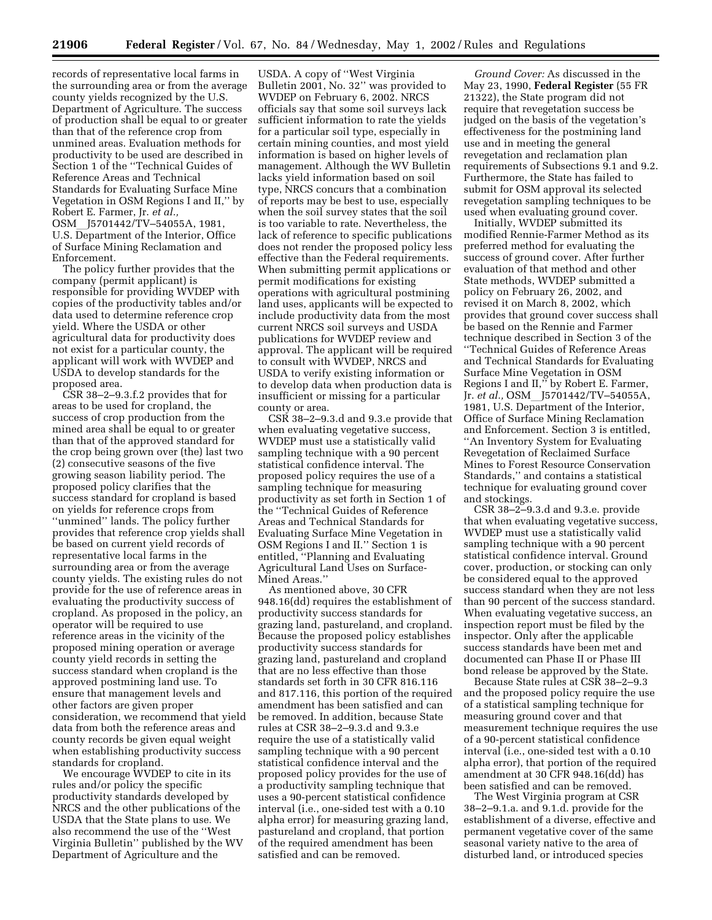records of representative local farms in the surrounding area or from the average county yields recognized by the U.S. Department of Agriculture. The success of production shall be equal to or greater than that of the reference crop from unmined areas. Evaluation methods for productivity to be used are described in Section 1 of the ''Technical Guides of Reference Areas and Technical Standards for Evaluating Surface Mine Vegetation in OSM Regions I and II,'' by Robert E. Farmer, Jr. *et al.,* OSM__J5701442/TV–54055A, 1981, U.S. Department of the Interior, Office of Surface Mining Reclamation and Enforcement.

The policy further provides that the company (permit applicant) is responsible for providing WVDEP with copies of the productivity tables and/or data used to determine reference crop yield. Where the USDA or other agricultural data for productivity does not exist for a particular county, the applicant will work with WVDEP and USDA to develop standards for the proposed area.

CSR 38–2–9.3.f.2 provides that for areas to be used for cropland, the success of crop production from the mined area shall be equal to or greater than that of the approved standard for the crop being grown over (the) last two (2) consecutive seasons of the five growing season liability period. The proposed policy clarifies that the success standard for cropland is based on yields for reference crops from ''unmined'' lands. The policy further provides that reference crop yields shall be based on current yield records of representative local farms in the surrounding area or from the average county yields. The existing rules do not provide for the use of reference areas in evaluating the productivity success of cropland. As proposed in the policy, an operator will be required to use reference areas in the vicinity of the proposed mining operation or average county yield records in setting the success standard when cropland is the approved postmining land use. To ensure that management levels and other factors are given proper consideration, we recommend that yield data from both the reference areas and county records be given equal weight when establishing productivity success standards for cropland.

We encourage WVDEP to cite in its rules and/or policy the specific productivity standards developed by NRCS and the other publications of the USDA that the State plans to use. We also recommend the use of the ''West Virginia Bulletin'' published by the WV Department of Agriculture and the USDA. A copy of ''West Virginia Bulletin 2001, No. 32'' was provided to WVDEP on February 6, 2002. NRCS officials say that some soil surveys lack sufficient information to rate the yields for a particular soil type, especially in certain mining counties, and most yield information is based on higher levels of management. Although the WV Bulletin lacks yield information based on soil type, NRCS concurs that a combination of reports may be best to use, especially when the soil survey states that the soil is too variable to rate. Nevertheless, the lack of reference to specific publications does not render the proposed policy less effective than the Federal requirements. When submitting permit applications or permit modifications for existing operations with agricultural postmining land uses, applicants will be expected to include productivity data from the most current NRCS soil surveys and USDA publications for WVDEP review and approval. The applicant will be required to consult with WVDEP, NRCS and USDA to verify existing information or to develop data when production data is insufficient or missing for a particular county or area.

CSR 38–2–9.3.d and 9.3.e provide that when evaluating vegetative success, WVDEP must use a statistically valid sampling technique with a 90 percent statistical confidence interval. The proposed policy requires the use of a sampling technique for measuring productivity as set forth in Section 1 of the ''Technical Guides of Reference Areas and Technical Standards for Evaluating Surface Mine Vegetation in OSM Regions I and II.'' Section 1 is entitled, ''Planning and Evaluating Agricultural Land Uses on Surface-Mined Areas.''

As mentioned above, 30 CFR 948.16(dd) requires the establishment of productivity success standards for grazing land, pastureland, and cropland. Because the proposed policy establishes productivity success standards for grazing land, pastureland and cropland that are no less effective than those standards set forth in 30 CFR 816.116 and 817.116, this portion of the required amendment has been satisfied and can be removed. In addition, because State rules at CSR 38–2–9.3.d and 9.3.e require the use of a statistically valid sampling technique with a 90 percent statistical confidence interval and the proposed policy provides for the use of a productivity sampling technique that uses a 90-percent statistical confidence interval (i.e., one-sided test with a 0.10 alpha error) for measuring grazing land, pastureland and cropland, that portion of the required amendment has been satisfied and can be removed.

*Ground Cover:* As discussed in the May 23, 1990, **Federal Register** (55 FR 21322), the State program did not require that revegetation success be judged on the basis of the vegetation's effectiveness for the postmining land use and in meeting the general revegetation and reclamation plan requirements of Subsections 9.1 and 9.2. Furthermore, the State has failed to submit for OSM approval its selected revegetation sampling techniques to be used when evaluating ground cover.

Initially, WVDEP submitted its modified Rennie-Farmer Method as its preferred method for evaluating the success of ground cover. After further evaluation of that method and other State methods, WVDEP submitted a policy on February 26, 2002, and revised it on March 8, 2002, which provides that ground cover success shall be based on the Rennie and Farmer technique described in Section 3 of the ''Technical Guides of Reference Areas and Technical Standards for Evaluating Surface Mine Vegetation in OSM Regions I and II,'' by Robert E. Farmer, Jr. *et al.,* OSM__J5701442/TV–54055A, 1981, U.S. Department of the Interior, Office of Surface Mining Reclamation and Enforcement. Section 3 is entitled, ''An Inventory System for Evaluating Revegetation of Reclaimed Surface Mines to Forest Resource Conservation Standards,'' and contains a statistical technique for evaluating ground cover and stockings.

CSR 38–2–9.3.d and 9.3.e. provide that when evaluating vegetative success, WVDEP must use a statistically valid sampling technique with a 90 percent statistical confidence interval. Ground cover, production, or stocking can only be considered equal to the approved success standard when they are not less than 90 percent of the success standard. When evaluating vegetative success, an inspection report must be filed by the inspector. Only after the applicable success standards have been met and documented can Phase II or Phase III bond release be approved by the State.

Because State rules at CSR 38–2–9.3 and the proposed policy require the use of a statistical sampling technique for measuring ground cover and that measurement technique requires the use of a 90-percent statistical confidence interval (i.e., one-sided test with a 0.10 alpha error), that portion of the required amendment at 30 CFR 948.16(dd) has been satisfied and can be removed.

The West Virginia program at CSR 38–2–9.1.a. and 9.1.d. provide for the establishment of a diverse, effective and permanent vegetative cover of the same seasonal variety native to the area of disturbed land, or introduced species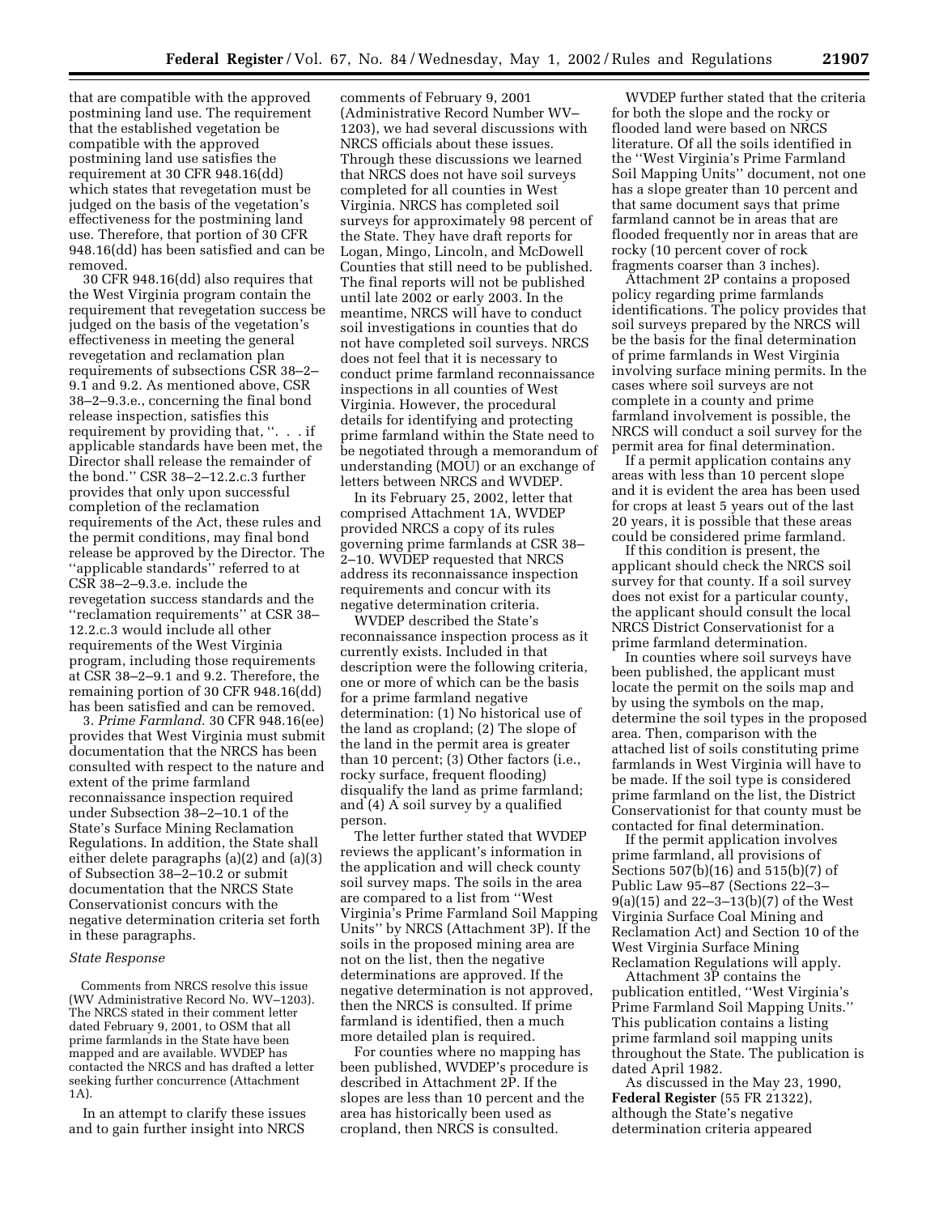that are compatible with the approved postmining land use. The requirement that the established vegetation be compatible with the approved postmining land use satisfies the requirement at 30 CFR 948.16(dd) which states that revegetation must be judged on the basis of the vegetation's effectiveness for the postmining land use. Therefore, that portion of 30 CFR 948.16(dd) has been satisfied and can be removed.

30 CFR 948.16(dd) also requires that the West Virginia program contain the requirement that revegetation success be judged on the basis of the vegetation's effectiveness in meeting the general revegetation and reclamation plan requirements of subsections CSR 38–2–9.1 and 9.2. As mentioned above, CSR 38–2–9.3.e., concerning the final bond release inspection, satisfies this requirement by providing that, ''. . . if applicable standards have been met, the Director shall release the remainder of the bond.'' CSR 38–2–12.2.c.3 further provides that only upon successful completion of the reclamation requirements of the Act, these rules and the permit conditions, may final bond release be approved by the Director. The ''applicable standards'' referred to at CSR 38–2–9.3.e. include the revegetation success standards and the ''reclamation requirements'' at CSR 38–12.2.c.3 would include all other requirements of the West Virginia program, including those requirements at CSR 38–2–9.1 and 9.2. Therefore, the remaining portion of 30 CFR 948.16(dd) has been satisfied and can be removed.

3. *Prime Farmland.* 30 CFR 948.16(ee) provides that West Virginia must submit documentation that the NRCS has been consulted with respect to the nature and extent of the prime farmland reconnaissance inspection required under Subsection 38–2–10.1 of the State's Surface Mining Reclamation Regulations. In addition, the State shall either delete paragraphs (a)(2) and (a)(3) of Subsection 38–2–10.2 or submit documentation that the NRCS State Conservationist concurs with the negative determination criteria set forth in these paragraphs.

*State Response*

Comments from NRCS resolve this issue (WV Administrative Record No. WV–1203). The NRCS stated in their comment letter dated February 9, 2001, to OSM that all prime farmlands in the State have been mapped and are available. WVDEP has contacted the NRCS and has drafted a letter seeking further concurrence (Attachment 1A).

In an attempt to clarify these issues and to gain further insight into NRCS comments of February 9, 2001 (Administrative Record Number WV–1203), we had several discussions with NRCS officials about these issues. Through these discussions we learned that NRCS does not have soil surveys completed for all counties in West Virginia. NRCS has completed soil surveys for approximately 98 percent of the State. They have draft reports for Logan, Mingo, Lincoln, and McDowell Counties that still need to be published. The final reports will not be published until late 2002 or early 2003. In the meantime, NRCS will have to conduct soil investigations in counties that do not have completed soil surveys. NRCS does not feel that it is necessary to conduct prime farmland reconnaissance inspections in all counties of West Virginia. However, the procedural details for identifying and protecting prime farmland within the State need to be negotiated through a memorandum of understanding (MOU) or an exchange of letters between NRCS and WVDEP.

In its February 25, 2002, letter that comprised Attachment 1A, WVDEP provided NRCS a copy of its rules governing prime farmlands at CSR 38–2–10. WVDEP requested that NRCS address its reconnaissance inspection requirements and concur with its negative determination criteria.

WVDEP described the State's reconnaissance inspection process as it currently exists. Included in that description were the following criteria, one or more of which can be the basis for a prime farmland negative determination: (1) No historical use of the land as cropland; (2) The slope of the land in the permit area is greater than 10 percent; (3) Other factors (i.e., rocky surface, frequent flooding) disqualify the land as prime farmland; and (4) A soil survey by a qualified person.

The letter further stated that WVDEP reviews the applicant's information in the application and will check county soil survey maps. The soils in the area are compared to a list from ''West Virginia's Prime Farmland Soil Mapping Units'' by NRCS (Attachment 3P). If the soils in the proposed mining area are not on the list, then the negative determinations are approved. If the negative determination is not approved, then the NRCS is consulted. If prime farmland is identified, then a much more detailed plan is required.

For counties where no mapping has been published, WVDEP's procedure is described in Attachment 2P. If the slopes are less than 10 percent and the area has historically been used as cropland, then NRCS is consulted.

WVDEP further stated that the criteria for both the slope and the rocky or flooded land were based on NRCS literature. Of all the soils identified in the ''West Virginia's Prime Farmland Soil Mapping Units'' document, not one has a slope greater than 10 percent and that same document says that prime farmland cannot be in areas that are flooded frequently nor in areas that are rocky (10 percent cover of rock fragments coarser than 3 inches).

Attachment 2P contains a proposed policy regarding prime farmlands identifications. The policy provides that soil surveys prepared by the NRCS will be the basis for the final determination of prime farmlands in West Virginia involving surface mining permits. In the cases where soil surveys are not complete in a county and prime farmland involvement is possible, the NRCS will conduct a soil survey for the permit area for final determination.

If a permit application contains any areas with less than 10 percent slope and it is evident the area has been used for crops at least 5 years out of the last 20 years, it is possible that these areas could be considered prime farmland.

If this condition is present, the applicant should check the NRCS soil survey for that county. If a soil survey does not exist for a particular county, the applicant should consult the local NRCS District Conservationist for a prime farmland determination.

In counties where soil surveys have been published, the applicant must locate the permit on the soils map and by using the symbols on the map, determine the soil types in the proposed area. Then, comparison with the attached list of soils constituting prime farmlands in West Virginia will have to be made. If the soil type is considered prime farmland on the list, the District Conservationist for that county must be contacted for final determination.

If the permit application involves prime farmland, all provisions of Sections 507(b)(16) and 515(b)(7) of Public Law 95–87 (Sections 22–3–9(a)(15) and 22–3–13(b)(7) of the West Virginia Surface Coal Mining and Reclamation Act) and Section 10 of the West Virginia Surface Mining Reclamation Regulations will apply.

Attachment 3P contains the publication entitled, ''West Virginia's Prime Farmland Soil Mapping Units.'' This publication contains a listing prime farmland soil mapping units throughout the State. The publication is dated April 1982.

As discussed in the May 23, 1990, **Federal Register** (55 FR 21322), although the State's negative determination criteria appeared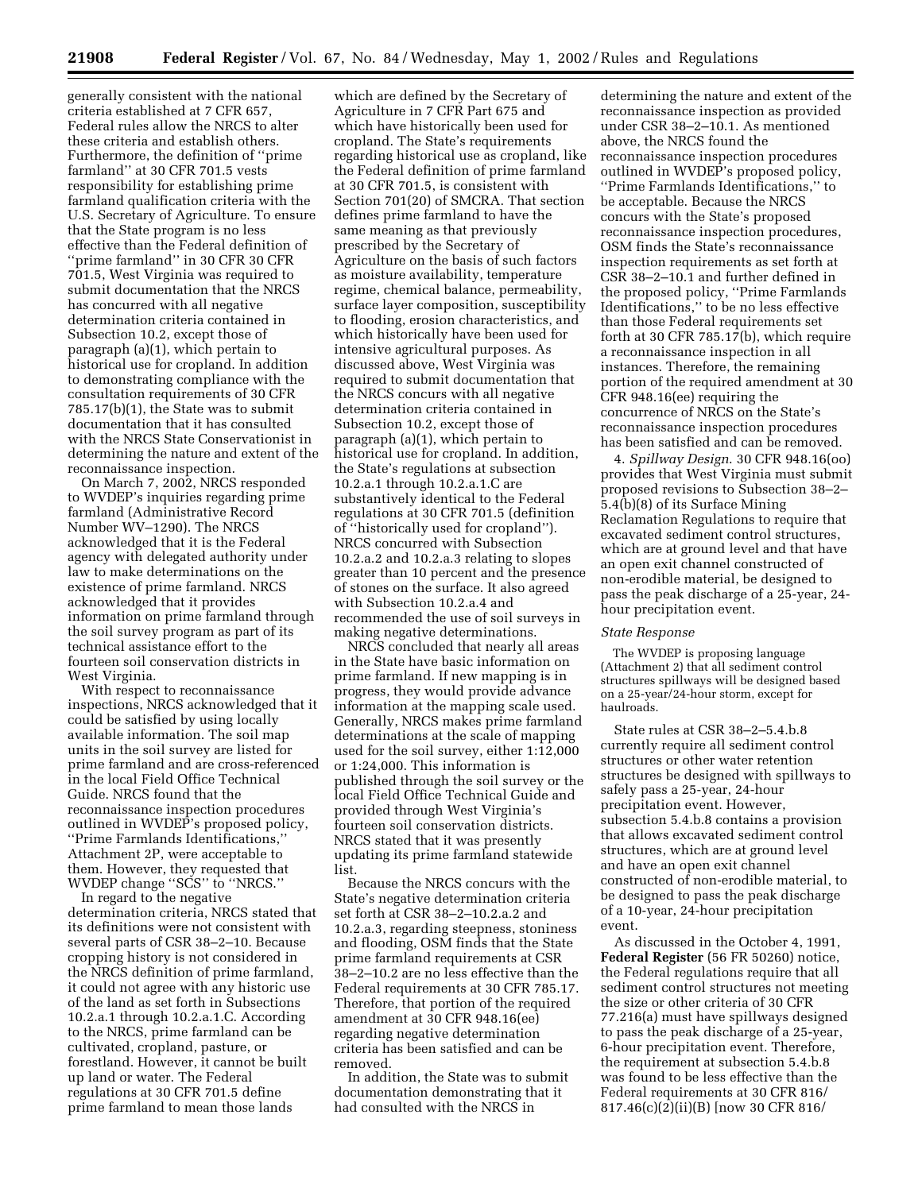generally consistent with the national criteria established at 7 CFR 657, Federal rules allow the NRCS to alter these criteria and establish others. Furthermore, the definition of ''prime farmland'' at 30 CFR 701.5 vests responsibility for establishing prime farmland qualification criteria with the U.S. Secretary of Agriculture. To ensure that the State program is no less effective than the Federal definition of ''prime farmland'' in 30 CFR 30 CFR 701.5, West Virginia was required to submit documentation that the NRCS has concurred with all negative determination criteria contained in Subsection 10.2, except those of paragraph (a)(1), which pertain to historical use for cropland. In addition to demonstrating compliance with the consultation requirements of 30 CFR 785.17(b)(1), the State was to submit documentation that it has consulted with the NRCS State Conservationist in determining the nature and extent of the reconnaissance inspection.

On March 7, 2002, NRCS responded to WVDEP's inquiries regarding prime farmland (Administrative Record Number WV–1290). The NRCS acknowledged that it is the Federal agency with delegated authority under law to make determinations on the existence of prime farmland. NRCS acknowledged that it provides information on prime farmland through the soil survey program as part of its technical assistance effort to the fourteen soil conservation districts in West Virginia.

With respect to reconnaissance inspections, NRCS acknowledged that it could be satisfied by using locally available information. The soil map units in the soil survey are listed for prime farmland and are cross-referenced in the local Field Office Technical Guide. NRCS found that the reconnaissance inspection procedures outlined in WVDEP's proposed policy, ''Prime Farmlands Identifications,'' Attachment 2P, were acceptable to them. However, they requested that WVDEP change ''SCS'' to ''NRCS.''

In regard to the negative determination criteria, NRCS stated that its definitions were not consistent with several parts of CSR 38–2–10. Because cropping history is not considered in the NRCS definition of prime farmland, it could not agree with any historic use of the land as set forth in Subsections 10.2.a.1 through 10.2.a.1.C. According to the NRCS, prime farmland can be cultivated, cropland, pasture, or forestland. However, it cannot be built up land or water. The Federal regulations at 30 CFR 701.5 define prime farmland to mean those lands which are defined by the Secretary of Agriculture in 7 CFR Part 675 and which have historically been used for cropland. The State's requirements regarding historical use as cropland, like the Federal definition of prime farmland at 30 CFR 701.5, is consistent with Section 701(20) of SMCRA. That section defines prime farmland to have the same meaning as that previously prescribed by the Secretary of Agriculture on the basis of such factors as moisture availability, temperature regime, chemical balance, permeability, surface layer composition, susceptibility to flooding, erosion characteristics, and which historically have been used for intensive agricultural purposes. As discussed above, West Virginia was required to submit documentation that the NRCS concurs with all negative determination criteria contained in Subsection 10.2, except those of paragraph (a)(1), which pertain to historical use for cropland. In addition, the State's regulations at subsection 10.2.a.1 through 10.2.a.1.C are substantively identical to the Federal regulations at 30 CFR 701.5 (definition of ''historically used for cropland''). NRCS concurred with Subsection 10.2.a.2 and 10.2.a.3 relating to slopes greater than 10 percent and the presence of stones on the surface. It also agreed with Subsection 10.2.a.4 and recommended the use of soil surveys in making negative determinations.

NRCS concluded that nearly all areas in the State have basic information on prime farmland. If new mapping is in progress, they would provide advance information at the mapping scale used. Generally, NRCS makes prime farmland determinations at the scale of mapping used for the soil survey, either 1:12,000 or 1:24,000. This information is published through the soil survey or the local Field Office Technical Guide and provided through West Virginia's fourteen soil conservation districts. NRCS stated that it was presently updating its prime farmland statewide list.

Because the NRCS concurs with the State's negative determination criteria set forth at CSR 38–2–10.2.a.2 and 10.2.a.3, regarding steepness, stoniness and flooding, OSM finds that the State prime farmland requirements at CSR 38–2–10.2 are no less effective than the Federal requirements at 30 CFR 785.17. Therefore, that portion of the required amendment at 30 CFR 948.16(ee) regarding negative determination criteria has been satisfied and can be removed.

In addition, the State was to submit documentation demonstrating that it had consulted with the NRCS in determining the nature and extent of the reconnaissance inspection as provided under CSR 38–2–10.1. As mentioned above, the NRCS found the reconnaissance inspection procedures outlined in WVDEP's proposed policy, ''Prime Farmlands Identifications,'' to be acceptable. Because the NRCS concurs with the State's proposed reconnaissance inspection procedures, OSM finds the State's reconnaissance inspection requirements as set forth at CSR 38–2–10.1 and further defined in the proposed policy, ''Prime Farmlands Identifications,'' to be no less effective than those Federal requirements set forth at 30 CFR 785.17(b), which require a reconnaissance inspection in all instances. Therefore, the remaining portion of the required amendment at 30 CFR 948.16(ee) requiring the concurrence of NRCS on the State's reconnaissance inspection procedures has been satisfied and can be removed.

4. *Spillway Design*. 30 CFR 948.16(oo) provides that West Virginia must submit proposed revisions to Subsection 38–2–5.4(b)(8) of its Surface Mining Reclamation Regulations to require that excavated sediment control structures, which are at ground level and that have an open exit channel constructed of non-erodible material, be designed to pass the peak discharge of a 25-year, 24-hour precipitation event.

*State Response*

The WVDEP is proposing language (Attachment 2) that all sediment control structures spillways will be designed based on a 25-year/24-hour storm, except for haulroads.

State rules at CSR 38–2–5.4.b.8 currently require all sediment control structures or other water retention structures be designed with spillways to safely pass a 25-year, 24-hour precipitation event. However, subsection 5.4.b.8 contains a provision that allows excavated sediment control structures, which are at ground level and have an open exit channel constructed of non-erodible material, to be designed to pass the peak discharge of a 10-year, 24-hour precipitation event.

As discussed in the October 4, 1991, **Federal Register** (56 FR 50260) notice, the Federal regulations require that all sediment control structures not meeting the size or other criteria of 30 CFR 77.216(a) must have spillways designed to pass the peak discharge of a 25-year, 6-hour precipitation event. Therefore, the requirement at subsection 5.4.b.8 was found to be less effective than the Federal requirements at 30 CFR 816/817.46(c)(2)(ii)(B) [now 30 CFR 816/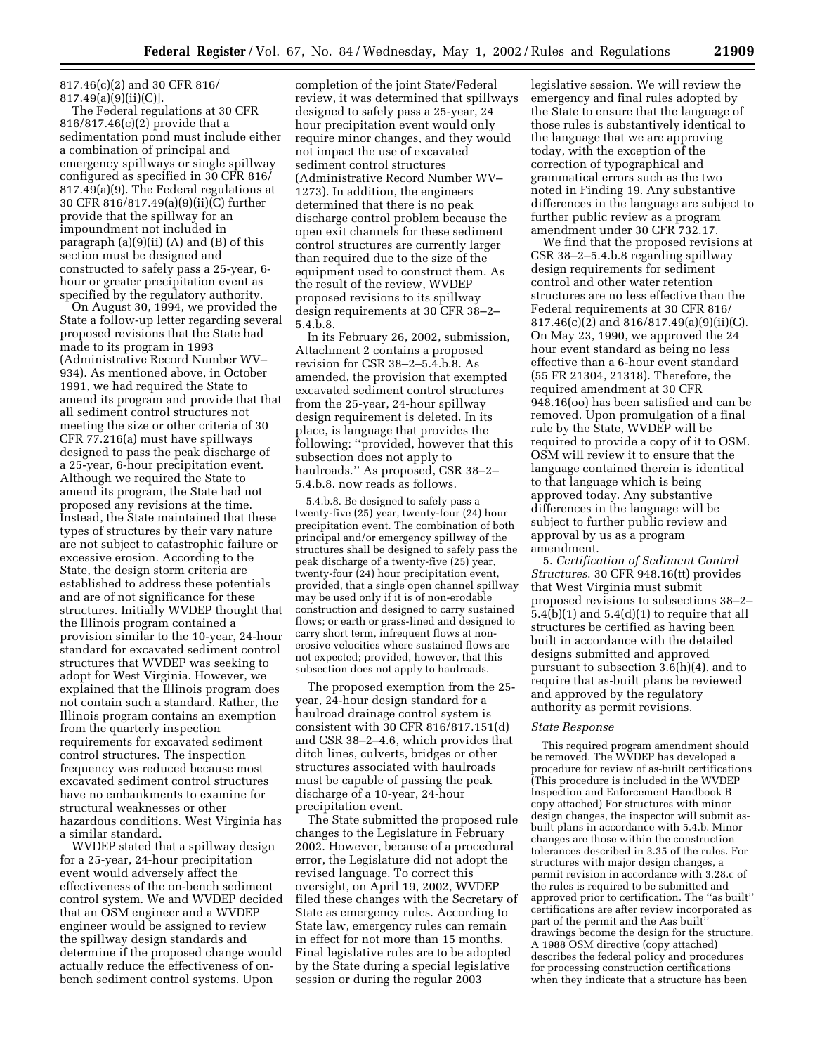817.46(c)(2) and 30 CFR 816/817.49(a)(9)(ii)(C)].

The Federal regulations at 30 CFR 816/817.46(c)(2) provide that a sedimentation pond must include either a combination of principal and emergency spillways or single spillway configured as specified in 30 CFR 816/817.49(a)(9). The Federal regulations at 30 CFR 816/817.49(a)(9)(ii)(C) further provide that the spillway for an impoundment not included in paragraph (a)(9)(ii) (A) and (B) of this section must be designed and constructed to safely pass a 25-year, 6-hour or greater precipitation event as specified by the regulatory authority.

On August 30, 1994, we provided the State a follow-up letter regarding several proposed revisions that the State had made to its program in 1993 (Administrative Record Number WV–934). As mentioned above, in October 1991, we had required the State to amend its program and provide that that all sediment control structures not meeting the size or other criteria of 30 CFR 77.216(a) must have spillways designed to pass the peak discharge of a 25-year, 6-hour precipitation event. Although we required the State to amend its program, the State had not proposed any revisions at the time. Instead, the State maintained that these types of structures by their vary nature are not subject to catastrophic failure or excessive erosion. According to the State, the design storm criteria are established to address these potentials and are of not significance for these structures. Initially WVDEP thought that the Illinois program contained a provision similar to the 10-year, 24-hour standard for excavated sediment control structures that WVDEP was seeking to adopt for West Virginia. However, we explained that the Illinois program does not contain such a standard. Rather, the Illinois program contains an exemption from the quarterly inspection requirements for excavated sediment control structures. The inspection frequency was reduced because most excavated sediment control structures have no embankments to examine for structural weaknesses or other hazardous conditions. West Virginia has a similar standard.

WVDEP stated that a spillway design for a 25-year, 24-hour precipitation event would adversely affect the effectiveness of the on-bench sediment control system. We and WVDEP decided that an OSM engineer and a WVDEP engineer would be assigned to review the spillway design standards and determine if the proposed change would actually reduce the effectiveness of on-bench sediment control systems. Upon completion of the joint State/Federal review, it was determined that spillways designed to safely pass a 25-year, 24 hour precipitation event would only require minor changes, and they would not impact the use of excavated sediment control structures (Administrative Record Number WV–1273). In addition, the engineers determined that there is no peak discharge control problem because the open exit channels for these sediment control structures are currently larger than required due to the size of the equipment used to construct them. As the result of the review, WVDEP proposed revisions to its spillway design requirements at 30 CFR 38–2–5.4.b.8.

In its February 26, 2002, submission, Attachment 2 contains a proposed revision for CSR 38–2–5.4.b.8. As amended, the provision that exempted excavated sediment control structures from the 25-year, 24-hour spillway design requirement is deleted. In its place, is language that provides the following: "provided, however that this subsection does not apply to haulroads." As proposed, CSR 38–2–5.4.b.8. now reads as follows.

> 5.4.b.8. Be designed to safely pass a twenty-five (25) year, twenty-four (24) hour precipitation event. The combination of both principal and/or emergency spillway of the structures shall be designed to safely pass the peak discharge of a twenty-five (25) year, twenty-four (24) hour precipitation event, provided, that a single open channel spillway may be used only if it is of non-erodable construction and designed to carry sustained flows; or earth or grass-lined and designed to carry short term, infrequent flows at non-erosive velocities where sustained flows are not expected; provided, however, that this subsection does not apply to haulroads.

The proposed exemption from the 25-year, 24-hour design standard for a haulroad drainage control system is consistent with 30 CFR 816/817.151(d) and CSR 38–2–4.6, which provides that ditch lines, culverts, bridges or other structures associated with haulroads must be capable of passing the peak discharge of a 10-year, 24-hour precipitation event.

The State submitted the proposed rule changes to the Legislature in February 2002. However, because of a procedural error, the Legislature did not adopt the revised language. To correct this oversight, on April 19, 2002, WVDEP filed these changes with the Secretary of State as emergency rules. According to State law, emergency rules can remain in effect for not more than 15 months. Final legislative rules are to be adopted by the State during a special legislative session or during the regular 2003 legislative session. We will review the emergency and final rules adopted by the State to ensure that the language of those rules is substantively identical to the language that we are approving today, with the exception of the correction of typographical and grammatical errors such as the two noted in Finding 19. Any substantive differences in the language are subject to further public review as a program amendment under 30 CFR 732.17.

We find that the proposed revisions at CSR 38–2–5.4.b.8 regarding spillway design requirements for sediment control and other water retention structures are no less effective than the Federal requirements at 30 CFR 816/817.46(c)(2) and 816/817.49(a)(9)(ii)(C). On May 23, 1990, we approved the 24 hour event standard as being no less effective than a 6-hour event standard (55 FR 21304, 21318). Therefore, the required amendment at 30 CFR 948.16(oo) has been satisfied and can be removed. Upon promulgation of a final rule by the State, WVDEP will be required to provide a copy of it to OSM. OSM will review it to ensure that the language contained therein is identical to that language which is being approved today. Any substantive differences in the language will be subject to further public review and approval by us as a program amendment.

5. *Certification of Sediment Control Structures*. 30 CFR 948.16(tt) provides that West Virginia must submit proposed revisions to subsections 38–2–5.4(b)(1) and 5.4(d)(1) to require that all structures be certified as having been built in accordance with the detailed designs submitted and approved pursuant to subsection 3.6(h)(4), and to require that as-built plans be reviewed and approved by the regulatory authority as permit revisions.

*State Response*

This required program amendment should be removed. The WVDEP has developed a procedure for review of as-built certifications (This procedure is included in the WVDEP Inspection and Enforcement Handbook B copy attached) For structures with minor design changes, the inspector will submit as-built plans in accordance with 5.4.b. Minor changes are those within the construction tolerances described in 3.35 of the rules. For structures with major design changes, a permit revision in accordance with 3.28.c of the rules is required to be submitted and approved prior to certification. The "as built" certifications are after review incorporated as part of the permit and the Aas built'' drawings become the design for the structure. A 1988 OSM directive (copy attached) describes the federal policy and procedures for processing construction certifications when they indicate that a structure has been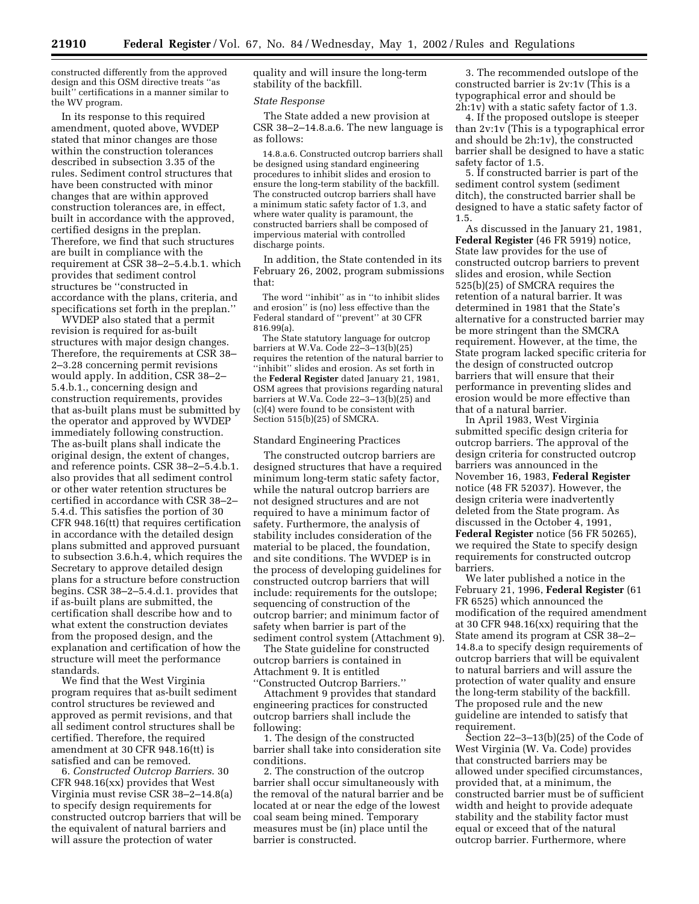constructed differently from the approved design and this OSM directive treats ''as built'' certifications in a manner similar to the WV program.

In its response to this required amendment, quoted above, WVDEP stated that minor changes are those within the construction tolerances described in subsection 3.35 of the rules. Sediment control structures that have been constructed with minor changes that are within approved construction tolerances are, in effect, built in accordance with the approved, certified designs in the preplan. Therefore, we find that such structures are built in compliance with the requirement at CSR 38–2–5.4.b.1. which provides that sediment control structures be ''constructed in accordance with the plans, criteria, and specifications set forth in the preplan.''

WVDEP also stated that a permit revision is required for as-built structures with major design changes. Therefore, the requirements at CSR 38–2–3.28 concerning permit revisions would apply. In addition, CSR 38–2–5.4.b.1., concerning design and construction requirements, provides that as-built plans must be submitted by the operator and approved by WVDEP immediately following construction. The as-built plans shall indicate the original design, the extent of changes, and reference points. CSR 38–2–5.4.b.1. also provides that all sediment control or other water retention structures be certified in accordance with CSR 38–2–5.4.d. This satisfies the portion of 30 CFR 948.16(tt) that requires certification in accordance with the detailed design plans submitted and approved pursuant to subsection 3.6.h.4, which requires the Secretary to approve detailed design plans for a structure before construction begins. CSR 38–2–5.4.d.1. provides that if as-built plans are submitted, the certification shall describe how and to what extent the construction deviates from the proposed design, and the explanation and certification of how the structure will meet the performance standards.

We find that the West Virginia program requires that as-built sediment control structures be reviewed and approved as permit revisions, and that all sediment control structures shall be certified. Therefore, the required amendment at 30 CFR 948.16(tt) is satisfied and can be removed.

6. *Constructed Outcrop Barriers*. 30 CFR 948.16(xx) provides that West Virginia must revise CSR 38–2–14.8(a) to specify design requirements for constructed outcrop barriers that will be the equivalent of natural barriers and will assure the protection of water quality and will insure the long-term stability of the backfill.

*State Response*

The State added a new provision at CSR 38–2–14.8.a.6. The new language is as follows:

> 14.8.a.6. Constructed outcrop barriers shall be designed using standard engineering procedures to inhibit slides and erosion to ensure the long-term stability of the backfill. The constructed outcrop barriers shall have a minimum static safety factor of 1.3, and where water quality is paramount, the constructed barriers shall be composed of impervious material with controlled discharge points.

In addition, the State contended in its February 26, 2002, program submissions that:

> The word ''inhibit'' as in ''to inhibit slides and erosion'' is (no) less effective than the Federal standard of ''prevent'' at 30 CFR 816.99(a).
>
> The State statutory language for outcrop barriers at W.Va. Code 22–3–13(b)(25) requires the retention of the natural barrier to ''inhibit'' slides and erosion. As set forth in the **Federal Register** dated January 21, 1981, OSM agrees that provisions regarding natural barriers at W.Va. Code 22–3–13(b)(25) and (c)(4) were found to be consistent with Section 515(b)(25) of SMCRA.

Standard Engineering Practices

The constructed outcrop barriers are designed structures that have a required minimum long-term static safety factor, while the natural outcrop barriers are not designed structures and are not required to have a minimum factor of safety. Furthermore, the analysis of stability includes consideration of the material to be placed, the foundation, and site conditions. The WVDEP is in the process of developing guidelines for constructed outcrop barriers that will include: requirements for the outslope; sequencing of construction of the outcrop barrier; and minimum factor of safety when barrier is part of the sediment control system (Attachment 9).

The State guideline for constructed outcrop barriers is contained in Attachment 9. It is entitled ''Constructed Outcrop Barriers.''

Attachment 9 provides that standard engineering practices for constructed outcrop barriers shall include the following:

1. The design of the constructed barrier shall take into consideration site conditions.

2. The construction of the outcrop barrier shall occur simultaneously with the removal of the natural barrier and be located at or near the edge of the lowest coal seam being mined. Temporary measures must be (in) place until the barrier is constructed.

3. The recommended outslope of the constructed barrier is 2v:1v (This is a typographical error and should be 2h:1v) with a static safety factor of 1.3.

4. If the proposed outslope is steeper than 2v:1v (This is a typographical error and should be 2h:1v), the constructed barrier shall be designed to have a static safety factor of 1.5.

5. If constructed barrier is part of the sediment control system (sediment ditch), the constructed barrier shall be designed to have a static safety factor of 1.5.

As discussed in the January 21, 1981, **Federal Register** (46 FR 5919) notice, State law provides for the use of constructed outcrop barriers to prevent slides and erosion, while Section 525(b)(25) of SMCRA requires the retention of a natural barrier. It was determined in 1981 that the State's alternative for a constructed barrier may be more stringent than the SMCRA requirement. However, at the time, the State program lacked specific criteria for the design of constructed outcrop barriers that will ensure that their performance in preventing slides and erosion would be more effective than that of a natural barrier.

In April 1983, West Virginia submitted specific design criteria for outcrop barriers. The approval of the design criteria for constructed outcrop barriers was announced in the November 16, 1983, **Federal Register** notice (48 FR 52037). However, the design criteria were inadvertently deleted from the State program. As discussed in the October 4, 1991, **Federal Register** notice (56 FR 50265), we required the State to specify design requirements for constructed outcrop barriers.

We later published a notice in the February 21, 1996, **Federal Register** (61 FR 6525) which announced the modification of the required amendment at 30 CFR 948.16(xx) requiring that the State amend its program at CSR 38–2–14.8.a to specify design requirements of outcrop barriers that will be equivalent to natural barriers and will assure the protection of water quality and ensure the long-term stability of the backfill. The proposed rule and the new guideline are intended to satisfy that requirement.

Section 22–3–13(b)(25) of the Code of West Virginia (W. Va. Code) provides that constructed barriers may be allowed under specified circumstances, provided that, at a minimum, the constructed barrier must be of sufficient width and height to provide adequate stability and the stability factor must equal or exceed that of the natural outcrop barrier. Furthermore, where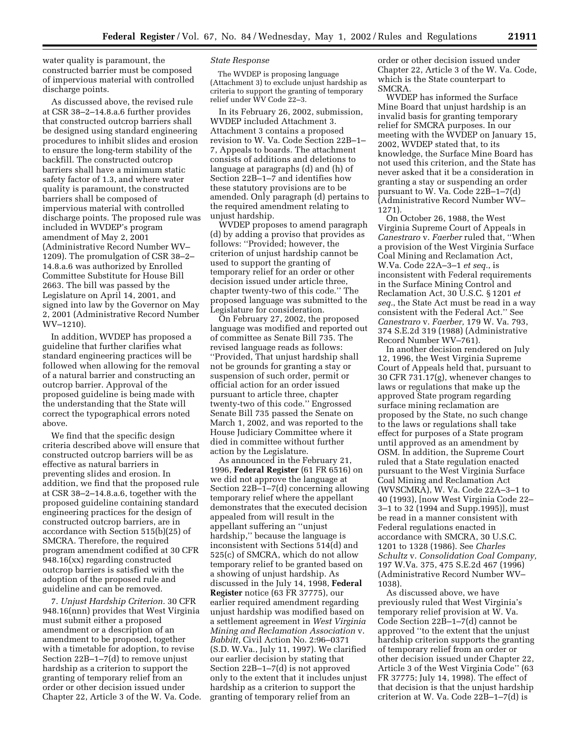water quality is paramount, the constructed barrier must be composed of impervious material with controlled discharge points.

As discussed above, the revised rule at CSR 38–2–14.8.a.6 further provides that constructed outcrop barriers shall be designed using standard engineering procedures to inhibit slides and erosion to ensure the long-term stability of the backfill. The constructed outcrop barriers shall have a minimum static safety factor of 1.3, and where water quality is paramount, the constructed barriers shall be composed of impervious material with controlled discharge points. The proposed rule was included in WVDEP's program amendment of May 2, 2001 (Administrative Record Number WV–1209). The promulgation of CSR 38–2–14.8.a.6 was authorized by Enrolled Committee Substitute for House Bill 2663. The bill was passed by the Legislature on April 14, 2001, and signed into law by the Governor on May 2, 2001 (Administrative Record Number WV–1210).

In addition, WVDEP has proposed a guideline that further clarifies what standard engineering practices will be followed when allowing for the removal of a natural barrier and constructing an outcrop barrier. Approval of the proposed guideline is being made with the understanding that the State will correct the typographical errors noted above.

We find that the specific design criteria described above will ensure that constructed outcrop barriers will be as effective as natural barriers in preventing slides and erosion. In addition, we find that the proposed rule at CSR 38–2–14.8.a.6, together with the proposed guideline containing standard engineering practices for the design of constructed outcrop barriers, are in accordance with Section 515(b)(25) of SMCRA. Therefore, the required program amendment codified at 30 CFR 948.16(xx) regarding constructed outcrop barriers is satisfied with the adoption of the proposed rule and guideline and can be removed.

7. *Unjust Hardship Criterion.* 30 CFR 948.16(nnn) provides that West Virginia must submit either a proposed amendment or a description of an amendment to be proposed, together with a timetable for adoption, to revise Section 22B–1–7(d) to remove unjust hardship as a criterion to support the granting of temporary relief from an order or other decision issued under Chapter 22, Article 3 of the W. Va. Code.

*State Response*

The WVDEP is proposing language (Attachment 3) to exclude unjust hardship as criteria to support the granting of temporary relief under WV Code 22–3.

In its February 26, 2002, submission, WVDEP included Attachment 3. Attachment 3 contains a proposed revision to W. Va. Code Section 22B–1–7, Appeals to boards. The attachment consists of additions and deletions to language at paragraphs (d) and (h) of Section 22B–1–7 and identifies how these statutory provisions are to be amended. Only paragraph (d) pertains to the required amendment relating to unjust hardship.

WVDEP proposes to amend paragraph (d) by adding a proviso that provides as follows: "Provided; however, the criterion of unjust hardship cannot be used to support the granting of temporary relief for an order or other decision issued under article three, chapter twenty-two of this code." The proposed language was submitted to the Legislature for consideration.

On February 27, 2002, the proposed language was modified and reported out of committee as Senate Bill 735. The revised language reads as follows: "Provided, That unjust hardship shall not be grounds for granting a stay or suspension of such order, permit or official action for an order issued pursuant to article three, chapter twenty-two of this code." Engrossed Senate Bill 735 passed the Senate on March 1, 2002, and was reported to the House Judiciary Committee where it died in committee without further action by the Legislature.

As announced in the February 21, 1996, **Federal Register** (61 FR 6516) on we did not approve the language at Section 22B–1–7(d) concerning allowing temporary relief where the appellant demonstrates that the executed decision appealed from will result in the appellant suffering an "unjust hardship," because the language is inconsistent with Sections 514(d) and 525(c) of SMCRA, which do not allow temporary relief to be granted based on a showing of unjust hardship. As discussed in the July 14, 1998, **Federal Register** notice (63 FR 37775), our earlier required amendment regarding unjust hardship was modified based on a settlement agreement in *West Virginia Mining and Reclamation Association* v. *Babbitt,* Civil Action No. 2:96–0371 (S.D. W.Va., July 11, 1997). We clarified our earlier decision by stating that Section 22B–1–7(d) is not approved only to the extent that it includes unjust hardship as a criterion to support the granting of temporary relief from an order or other decision issued under Chapter 22, Article 3 of the W. Va. Code, which is the State counterpart to SMCRA.

WVDEP has informed the Surface Mine Board that unjust hardship is an invalid basis for granting temporary relief for SMCRA purposes. In our meeting with the WVDEP on January 15, 2002, WVDEP stated that, to its knowledge, the Surface Mine Board has not used this criterion, and the State has never asked that it be a consideration in granting a stay or suspending an order pursuant to W. Va. Code 22B–1–7(d) (Administrative Record Number WV–1271).

On October 26, 1988, the West Virginia Supreme Court of Appeals in *Canestraro* v. *Faerber* ruled that, "When a provision of the West Virginia Surface Coal Mining and Reclamation Act, W.Va. Code 22A–3–1 *et seq.*, is inconsistent with Federal requirements in the Surface Mining Control and Reclamation Act, 30 U.S.C. § 1201 *et seq.*, the State Act must be read in a way consistent with the Federal Act." See *Canestraro* v. *Faerber,* 179 W. Va. 793, 374 S.E.2d 319 (1988) (Administrative Record Number WV–761).

In another decision rendered on July 12, 1996, the West Virginia Supreme Court of Appeals held that, pursuant to 30 CFR 731.17(g), whenever changes to laws or regulations that make up the approved State program regarding surface mining reclamation are proposed by the State, no such change to the laws or regulations shall take effect for purposes of a State program until approved as an amendment by OSM. In addition, the Supreme Court ruled that a State regulation enacted pursuant to the West Virginia Surface Coal Mining and Reclamation Act (WVSCMRA), W. Va. Code 22A–3–1 to 40 (1993), [now West Virginia Code 22–3–1 to 32 (1994 and Supp.1995)], must be read in a manner consistent with Federal regulations enacted in accordance with SMCRA, 30 U.S.C. 1201 to 1328 (1986). See *Charles Schultz* v. *Consolidation Coal Company,* 197 W.Va. 375, 475 S.E.2d 467 (1996) (Administrative Record Number WV–1038).

As discussed above, we have previously ruled that West Virginia's temporary relief provision at W. Va. Code Section 22B–1–7(d) cannot be approved "to the extent that the unjust hardship criterion supports the granting of temporary relief from an order or other decision issued under Chapter 22, Article 3 of the West Virginia Code" (63 FR 37775; July 14, 1998). The effect of that decision is that the unjust hardship criterion at W. Va. Code 22B–1–7(d) is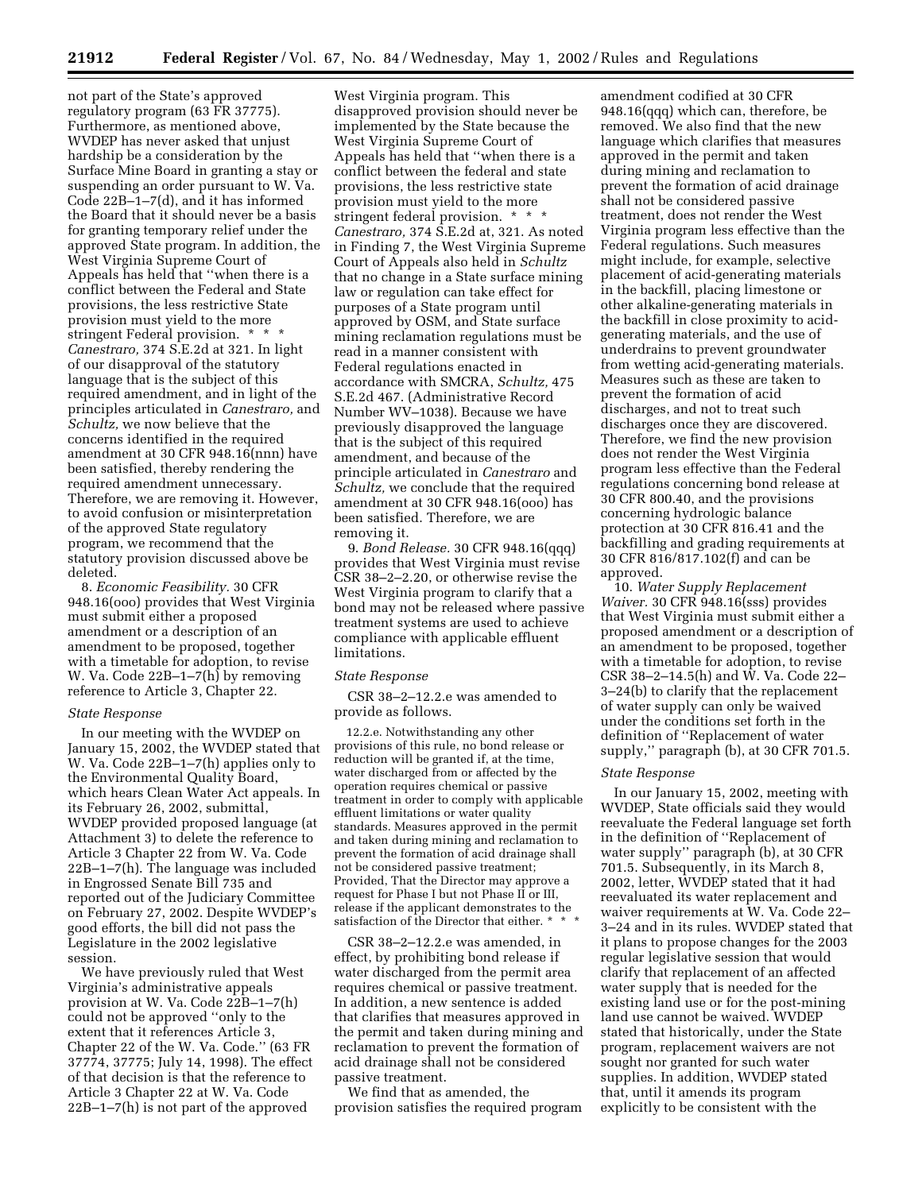not part of the State's approved regulatory program (63 FR 37775). Furthermore, as mentioned above, WVDEP has never asked that unjust hardship be a consideration by the Surface Mine Board in granting a stay or suspending an order pursuant to W. Va. Code 22B–1–7(d), and it has informed the Board that it should never be a basis for granting temporary relief under the approved State program. In addition, the West Virginia Supreme Court of Appeals has held that ''when there is a conflict between the Federal and State provisions, the less restrictive State provision must yield to the more stringent Federal provision. * * * *Canestraro,* 374 S.E.2d at 321. In light of our disapproval of the statutory language that is the subject of this required amendment, and in light of the principles articulated in *Canestraro,* and *Schultz,* we now believe that the concerns identified in the required amendment at 30 CFR 948.16(nnn) have been satisfied, thereby rendering the required amendment unnecessary. Therefore, we are removing it. However, to avoid confusion or misinterpretation of the approved State regulatory program, we recommend that the statutory provision discussed above be deleted.

8. *Economic Feasibility.* 30 CFR 948.16(ooo) provides that West Virginia must submit either a proposed amendment or a description of an amendment to be proposed, together with a timetable for adoption, to revise W. Va. Code 22B–1–7(h) by removing reference to Article 3, Chapter 22.

*State Response*

In our meeting with the WVDEP on January 15, 2002, the WVDEP stated that W. Va. Code 22B–1–7(h) applies only to the Environmental Quality Board, which hears Clean Water Act appeals. In its February 26, 2002, submittal, WVDEP provided proposed language (at Attachment 3) to delete the reference to Article 3 Chapter 22 from W. Va. Code 22B–1–7(h). The language was included in Engrossed Senate Bill 735 and reported out of the Judiciary Committee on February 27, 2002. Despite WVDEP's good efforts, the bill did not pass the Legislature in the 2002 legislative session.

We have previously ruled that West Virginia's administrative appeals provision at W. Va. Code 22B–1–7(h) could not be approved ''only to the extent that it references Article 3, Chapter 22 of the W. Va. Code.'' (63 FR 37774, 37775; July 14, 1998). The effect of that decision is that the reference to Article 3 Chapter 22 at W. Va. Code 22B–1–7(h) is not part of the approved West Virginia program. This disapproved provision should never be implemented by the State because the West Virginia Supreme Court of Appeals has held that ''when there is a conflict between the federal and state provisions, the less restrictive state provision must yield to the more stringent federal provision. * * * *Canestraro,* 374 S.E.2d at, 321. As noted in Finding 7, the West Virginia Supreme Court of Appeals also held in *Schultz* that no change in a State surface mining law or regulation can take effect for purposes of a State program until approved by OSM, and State surface mining reclamation regulations must be read in a manner consistent with Federal regulations enacted in accordance with SMCRA, *Schultz,* 475 S.E.2d 467. (Administrative Record Number WV–1038). Because we have previously disapproved the language that is the subject of this required amendment, and because of the principle articulated in *Canestraro* and *Schultz,* we conclude that the required amendment at 30 CFR 948.16(ooo) has been satisfied. Therefore, we are removing it.

9. *Bond Release.* 30 CFR 948.16(qqq) provides that West Virginia must revise CSR 38–2–2.20, or otherwise revise the West Virginia program to clarify that a bond may not be released where passive treatment systems are used to achieve compliance with applicable effluent limitations.

*State Response*

CSR 38–2–12.2.e was amended to provide as follows.

> 12.2.e. Notwithstanding any other provisions of this rule, no bond release or reduction will be granted if, at the time, water discharged from or affected by the operation requires chemical or passive treatment in order to comply with applicable effluent limitations or water quality standards. Measures approved in the permit and taken during mining and reclamation to prevent the formation of acid drainage shall not be considered passive treatment; Provided, That the Director may approve a request for Phase I but not Phase II or III, release if the applicant demonstrates to the satisfaction of the Director that either. * * *

CSR 38–2–12.2.e was amended, in effect, by prohibiting bond release if water discharged from the permit area requires chemical or passive treatment. In addition, a new sentence is added that clarifies that measures approved in the permit and taken during mining and reclamation to prevent the formation of acid drainage shall not be considered passive treatment.

We find that as amended, the provision satisfies the required program amendment codified at 30 CFR 948.16(qqq) which can, therefore, be removed. We also find that the new language which clarifies that measures approved in the permit and taken during mining and reclamation to prevent the formation of acid drainage shall not be considered passive treatment, does not render the West Virginia program less effective than the Federal regulations. Such measures might include, for example, selective placement of acid-generating materials in the backfill, placing limestone or other alkaline-generating materials in the backfill in close proximity to acid-generating materials, and the use of underdrains to prevent groundwater from wetting acid-generating materials. Measures such as these are taken to prevent the formation of acid discharges, and not to treat such discharges once they are discovered. Therefore, we find the new provision does not render the West Virginia program less effective than the Federal regulations concerning bond release at 30 CFR 800.40, and the provisions concerning hydrologic balance protection at 30 CFR 816.41 and the backfilling and grading requirements at 30 CFR 816/817.102(f) and can be approved.

10. *Water Supply Replacement Waiver.* 30 CFR 948.16(sss) provides that West Virginia must submit either a proposed amendment or a description of an amendment to be proposed, together with a timetable for adoption, to revise CSR 38–2–14.5(h) and W. Va. Code 22–3–24(b) to clarify that the replacement of water supply can only be waived under the conditions set forth in the definition of ''Replacement of water supply,'' paragraph (b), at 30 CFR 701.5.

*State Response*

In our January 15, 2002, meeting with WVDEP, State officials said they would reevaluate the Federal language set forth in the definition of ''Replacement of water supply'' paragraph (b), at 30 CFR 701.5. Subsequently, in its March 8, 2002, letter, WVDEP stated that it had reevaluated its water replacement and waiver requirements at W. Va. Code 22–3–24 and in its rules. WVDEP stated that it plans to propose changes for the 2003 regular legislative session that would clarify that replacement of an affected water supply that is needed for the existing land use or for the post-mining land use cannot be waived. WVDEP stated that historically, under the State program, replacement waivers are not sought nor granted for such water supplies. In addition, WVDEP stated that, until it amends its program explicitly to be consistent with the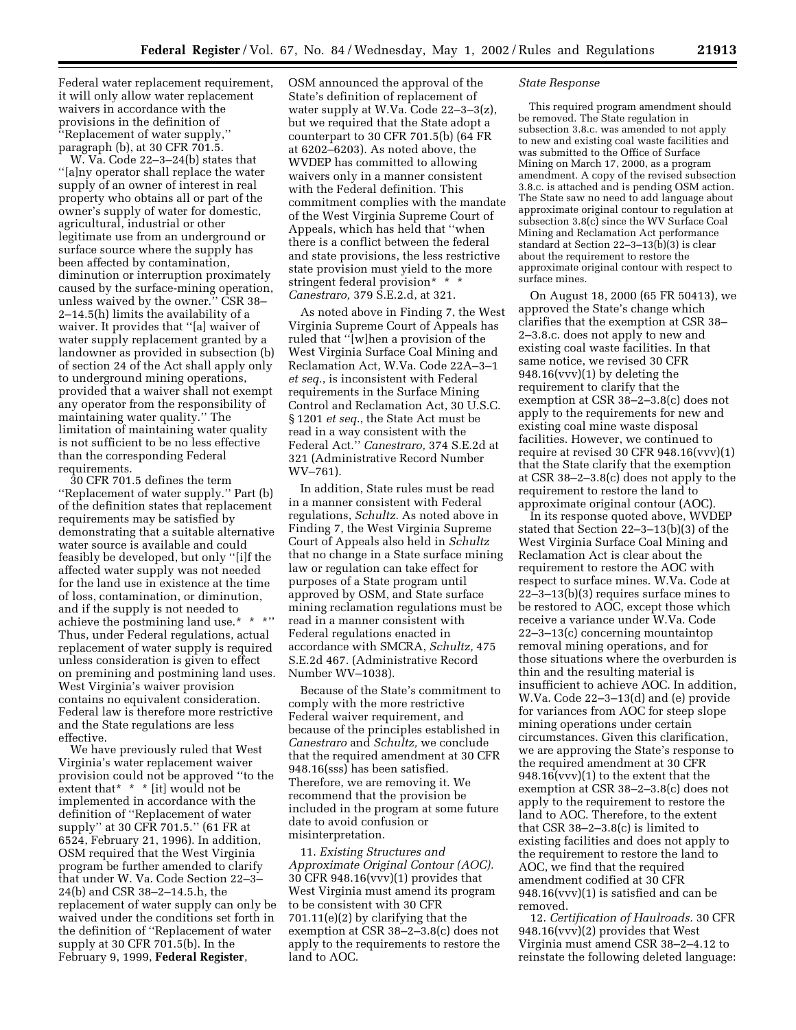Federal water replacement requirement, it will only allow water replacement waivers in accordance with the provisions in the definition of ''Replacement of water supply,'' paragraph (b), at 30 CFR 701.5.

W. Va. Code 22–3–24(b) states that ''[a]ny operator shall replace the water supply of an owner of interest in real property who obtains all or part of the owner's supply of water for domestic, agricultural, industrial or other legitimate use from an underground or surface source where the supply has been affected by contamination, diminution or interruption proximately caused by the surface-mining operation, unless waived by the owner.'' CSR 38–2–14.5(h) limits the availability of a waiver. It provides that ''[a] waiver of water supply replacement granted by a landowner as provided in subsection (b) of section 24 of the Act shall apply only to underground mining operations, provided that a waiver shall not exempt any operator from the responsibility of maintaining water quality.'' The limitation of maintaining water quality is not sufficient to be no less effective than the corresponding Federal requirements.

30 CFR 701.5 defines the term ''Replacement of water supply.'' Part (b) of the definition states that replacement requirements may be satisfied by demonstrating that a suitable alternative water source is available and could feasibly be developed, but only ''[i]f the affected water supply was not needed for the land use in existence at the time of loss, contamination, or diminution, and if the supply is not needed to achieve the postmining land use.* * *'' Thus, under Federal regulations, actual replacement of water supply is required unless consideration is given to effect on premining and postmining land uses. West Virginia's waiver provision contains no equivalent consideration. Federal law is therefore more restrictive and the State regulations are less effective.

We have previously ruled that West Virginia's water replacement waiver provision could not be approved ''to the extent that* * * [it] would not be implemented in accordance with the definition of ''Replacement of water supply'' at 30 CFR 701.5.'' (61 FR at 6524, February 21, 1996). In addition, OSM required that the West Virginia program be further amended to clarify that under W. Va. Code Section 22–3–24(b) and CSR 38–2–14.5.h, the replacement of water supply can only be waived under the conditions set forth in the definition of ''Replacement of water supply at 30 CFR 701.5(b). In the February 9, 1999, **Federal Register**, OSM announced the approval of the State's definition of replacement of water supply at W.Va. Code 22–3–3(z), but we required that the State adopt a counterpart to 30 CFR 701.5(b) (64 FR at 6202–6203). As noted above, the WVDEP has committed to allowing waivers only in a manner consistent with the Federal definition. This commitment complies with the mandate of the West Virginia Supreme Court of Appeals, which has held that ''when there is a conflict between the federal and state provisions, the less restrictive state provision must yield to the more stringent federal provision* * * *Canestraro,* 379 S.E.2.d, at 321.

As noted above in Finding 7, the West Virginia Supreme Court of Appeals has ruled that ''[w]hen a provision of the West Virginia Surface Coal Mining and Reclamation Act, W.Va. Code 22A–3–1 *et seq.*, is inconsistent with Federal requirements in the Surface Mining Control and Reclamation Act, 30 U.S.C. § 1201 *et seq.*, the State Act must be read in a way consistent with the Federal Act.'' *Canestraro,* 374 S.E.2d at 321 (Administrative Record Number WV–761).

In addition, State rules must be read in a manner consistent with Federal regulations, *Schultz.* As noted above in Finding 7, the West Virginia Supreme Court of Appeals also held in *Schultz* that no change in a State surface mining law or regulation can take effect for purposes of a State program until approved by OSM, and State surface mining reclamation regulations must be read in a manner consistent with Federal regulations enacted in accordance with SMCRA, *Schultz,* 475 S.E.2d 467. (Administrative Record Number WV–1038).

Because of the State's commitment to comply with the more restrictive Federal waiver requirement, and because of the principles established in *Canestraro* and *Schultz,* we conclude that the required amendment at 30 CFR 948.16(sss) has been satisfied. Therefore, we are removing it. We recommend that the provision be included in the program at some future date to avoid confusion or misinterpretation.

11. *Existing Structures and Approximate Original Contour (AOC).* 30 CFR 948.16(vvv)(1) provides that West Virginia must amend its program to be consistent with 30 CFR 701.11(e)(2) by clarifying that the exemption at CSR 38–2–3.8(c) does not apply to the requirements to restore the land to AOC.

*State Response*

This required program amendment should be removed. The State regulation in subsection 3.8.c. was amended to not apply to new and existing coal waste facilities and was submitted to the Office of Surface Mining on March 17, 2000, as a program amendment. A copy of the revised subsection 3.8.c. is attached and is pending OSM action. The State saw no need to add language about approximate original contour to regulation at subsection 3.8(c) since the WV Surface Coal Mining and Reclamation Act performance standard at Section 22–3–13(b)(3) is clear about the requirement to restore the approximate original contour with respect to surface mines.

On August 18, 2000 (65 FR 50413), we approved the State's change which clarifies that the exemption at CSR 38–2–3.8.c. does not apply to new and existing coal waste facilities. In that same notice, we revised 30 CFR 948.16(vvv)(1) by deleting the requirement to clarify that the exemption at CSR 38–2–3.8(c) does not apply to the requirements for new and existing coal mine waste disposal facilities. However, we continued to require at revised 30 CFR 948.16(vvv)(1) that the State clarify that the exemption at CSR 38–2–3.8(c) does not apply to the requirement to restore the land to approximate original contour (AOC).

In its response quoted above, WVDEP stated that Section 22–3–13(b)(3) of the West Virginia Surface Coal Mining and Reclamation Act is clear about the requirement to restore the AOC with respect to surface mines. W.Va. Code at 22–3–13(b)(3) requires surface mines to be restored to AOC, except those which receive a variance under W.Va. Code 22–3–13(c) concerning mountaintop removal mining operations, and for those situations where the overburden is thin and the resulting material is insufficient to achieve AOC. In addition, W.Va. Code 22–3–13(d) and (e) provide for variances from AOC for steep slope mining operations under certain circumstances. Given this clarification, we are approving the State's response to the required amendment at 30 CFR 948.16(vvv)(1) to the extent that the exemption at CSR 38–2–3.8(c) does not apply to the requirement to restore the land to AOC. Therefore, to the extent that CSR 38–2–3.8(c) is limited to existing facilities and does not apply to the requirement to restore the land to AOC, we find that the required amendment codified at 30 CFR 948.16(vvv)(1) is satisfied and can be removed.

12. *Certification of Haulroads.* 30 CFR 948.16(vvv)(2) provides that West Virginia must amend CSR 38–2–4.12 to reinstate the following deleted language: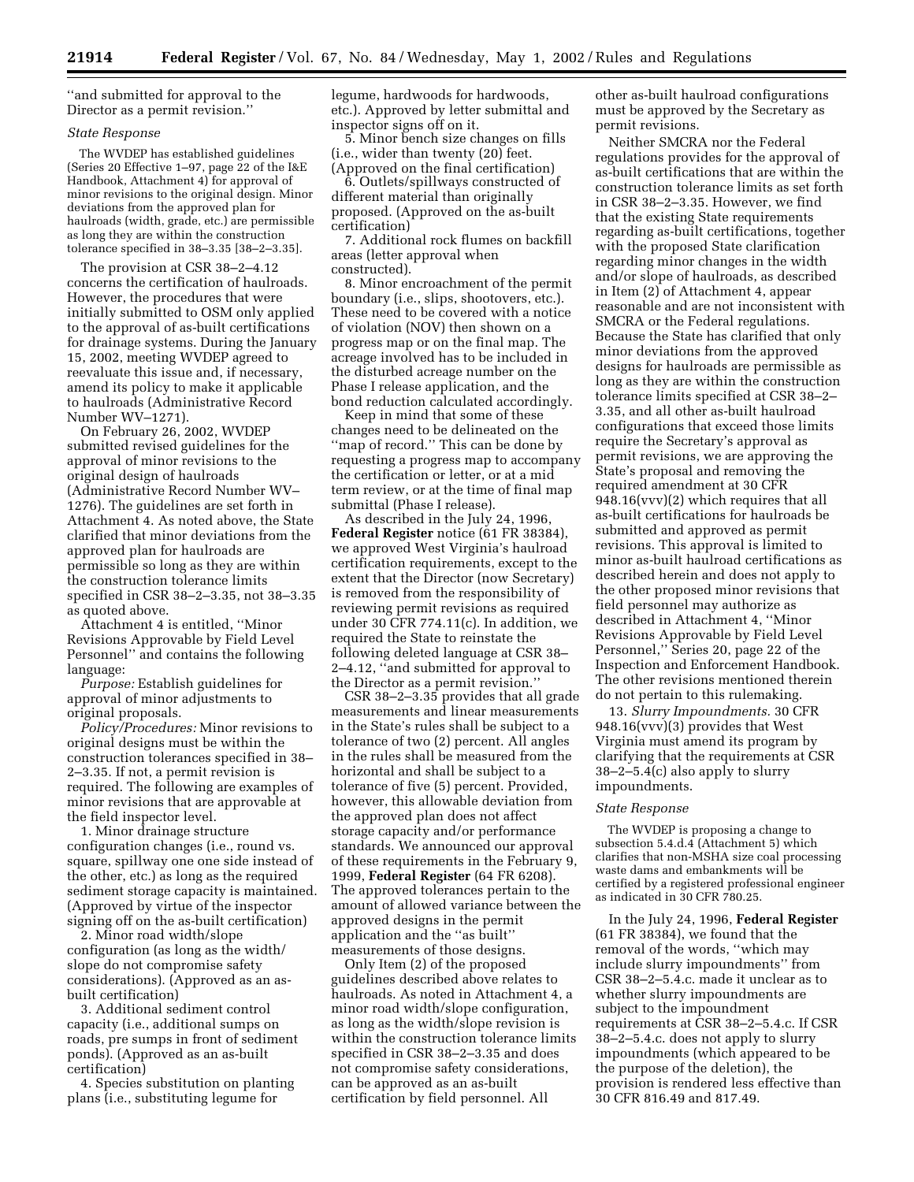''and submitted for approval to the Director as a permit revision.''

*State Response*

The WVDEP has established guidelines (Series 20 Effective 1–97, page 22 of the I&E Handbook, Attachment 4) for approval of minor revisions to the original design. Minor deviations from the approved plan for haulroads (width, grade, etc.) are permissible as long they are within the construction tolerance specified in 38–3.35 [38–2–3.35].

The provision at CSR 38–2–4.12 concerns the certification of haulroads. However, the procedures that were initially submitted to OSM only applied to the approval of as-built certifications for drainage systems. During the January 15, 2002, meeting WVDEP agreed to reevaluate this issue and, if necessary, amend its policy to make it applicable to haulroads (Administrative Record Number WV–1271).

On February 26, 2002, WVDEP submitted revised guidelines for the approval of minor revisions to the original design of haulroads (Administrative Record Number WV–1276). The guidelines are set forth in Attachment 4. As noted above, the State clarified that minor deviations from the approved plan for haulroads are permissible so long as they are within the construction tolerance limits specified in CSR 38–2–3.35, not 38–3.35 as quoted above.

Attachment 4 is entitled, ''Minor Revisions Approvable by Field Level Personnel'' and contains the following language:

*Purpose:* Establish guidelines for approval of minor adjustments to original proposals.

*Policy/Procedures:* Minor revisions to original designs must be within the construction tolerances specified in 38–2–3.35. If not, a permit revision is required. The following are examples of minor revisions that are approvable at the field inspector level.

1. Minor drainage structure configuration changes (i.e., round vs. square, spillway one side instead of the other, etc.) as long as the required sediment storage capacity is maintained. (Approved by virtue of the inspector signing off on the as-built certification)

2. Minor road width/slope configuration (as long as the width/slope do not compromise safety considerations). (Approved as an as-built certification)

3. Additional sediment control capacity (i.e., additional sumps on roads, pre sumps in front of sediment ponds). (Approved as an as-built certification)

4. Species substitution on planting plans (i.e., substituting legume for legume, hardwoods for hardwoods, etc.). Approved by letter submittal and inspector signs off on it.

5. Minor bench size changes on fills (i.e., wider than twenty (20) feet. (Approved on the final certification)

6. Outlets/spillways constructed of different material than originally proposed. (Approved on the as-built certification)

7. Additional rock flumes on backfill areas (letter approval when constructed).

8. Minor encroachment of the permit boundary (i.e., slips, shootovers, etc.). These need to be covered with a notice of violation (NOV) then shown on a progress map or on the final map. The acreage involved has to be included in the disturbed acreage number on the Phase I release application, and the bond reduction calculated accordingly.

Keep in mind that some of these changes need to be delineated on the ''map of record.'' This can be done by requesting a progress map to accompany the certification or letter, or at a mid term review, or at the time of final map submittal (Phase I release).

As described in the July 24, 1996, **Federal Register** notice (61 FR 38384), we approved West Virginia's haulroad certification requirements, except to the extent that the Director (now Secretary) is removed from the responsibility of reviewing permit revisions as required under 30 CFR 774.11(c). In addition, we required the State to reinstate the following deleted language at CSR 38–2–4.12, ''and submitted for approval to the Director as a permit revision.''

CSR 38–2–3.35 provides that all grade measurements and linear measurements in the State's rules shall be subject to a tolerance of two (2) percent. All angles in the rules shall be measured from the horizontal and shall be subject to a tolerance of five (5) percent. Provided, however, this allowable deviation from the approved plan does not affect storage capacity and/or performance standards. We announced our approval of these requirements in the February 9, 1999, **Federal Register** (64 FR 6208). The approved tolerances pertain to the amount of allowed variance between the approved designs in the permit application and the ''as built'' measurements of those designs.

Only Item (2) of the proposed guidelines described above relates to haulroads. As noted in Attachment 4, a minor road width/slope configuration, as long as the width/slope revision is within the construction tolerance limits specified in CSR 38–2–3.35 and does not compromise safety considerations, can be approved as an as-built certification by field personnel. All other as-built haulroad configurations must be approved by the Secretary as permit revisions.

Neither SMCRA nor the Federal regulations provides for the approval of as-built certifications that are within the construction tolerance limits as set forth in CSR 38–2–3.35. However, we find that the existing State requirements regarding as-built certifications, together with the proposed State clarification regarding minor changes in the width and/or slope of haulroads, as described in Item (2) of Attachment 4, appear reasonable and are not inconsistent with SMCRA or the Federal regulations. Because the State has clarified that only minor deviations from the approved designs for haulroads are permissible as long as they are within the construction tolerance limits specified at CSR 38–2–3.35, and all other as-built haulroad configurations that exceed those limits require the Secretary's approval as permit revisions, we are approving the State's proposal and removing the required amendment at 30 CFR 948.16(vvv)(2) which requires that all as-built certifications for haulroads be submitted and approved as permit revisions. This approval is limited to minor as-built haulroad certifications as described herein and does not apply to the other proposed minor revisions that field personnel may authorize as described in Attachment 4, ''Minor Revisions Approvable by Field Level Personnel,'' Series 20, page 22 of the Inspection and Enforcement Handbook. The other revisions mentioned therein do not pertain to this rulemaking.

13. *Slurry Impoundments.* 30 CFR 948.16(vvv)(3) provides that West Virginia must amend its program by clarifying that the requirements at CSR 38–2–5.4(c) also apply to slurry impoundments.

*State Response*

The WVDEP is proposing a change to subsection 5.4.d.4 (Attachment 5) which clarifies that non-MSHA size coal processing waste dams and embankments will be certified by a registered professional engineer as indicated in 30 CFR 780.25.

In the July 24, 1996, **Federal Register** (61 FR 38384), we found that the removal of the words, ''which may include slurry impoundments'' from CSR 38–2–5.4.c. made it unclear as to whether slurry impoundments are subject to the impoundment requirements at CSR 38–2–5.4.c. If CSR 38–2–5.4.c. does not apply to slurry impoundments (which appeared to be the purpose of the deletion), the provision is rendered less effective than 30 CFR 816.49 and 817.49.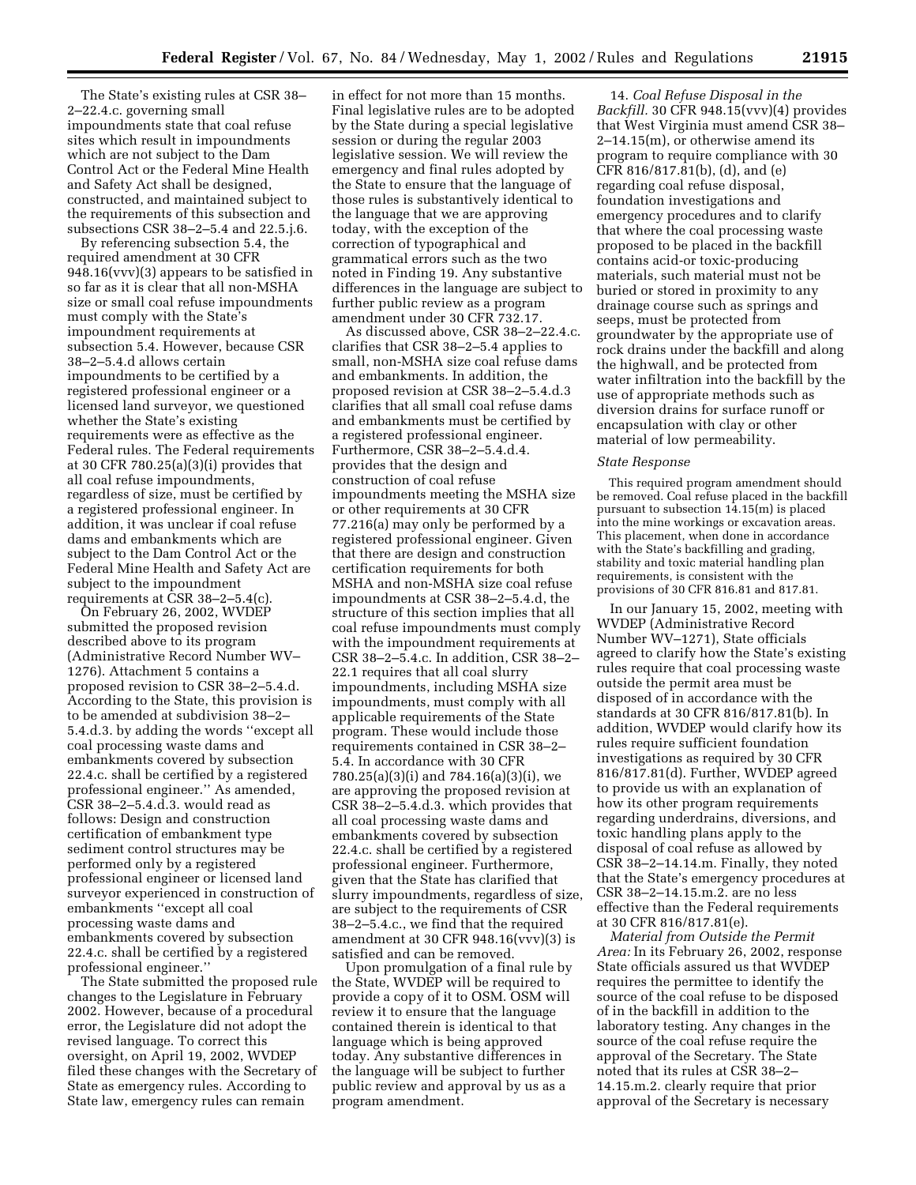The State's existing rules at CSR 38–2–22.4.c. governing small impoundments state that coal refuse sites which result in impoundments which are not subject to the Dam Control Act or the Federal Mine Health and Safety Act shall be designed, constructed, and maintained subject to the requirements of this subsection and subsections CSR 38–2–5.4 and 22.5.j.6.

By referencing subsection 5.4, the required amendment at 30 CFR 948.16(vvv)(3) appears to be satisfied in so far as it is clear that all non-MSHA size or small coal refuse impoundments must comply with the State's impoundment requirements at subsection 5.4. However, because CSR 38–2–5.4.d allows certain impoundments to be certified by a registered professional engineer or a licensed land surveyor, we questioned whether the State's existing requirements were as effective as the Federal rules. The Federal requirements at 30 CFR 780.25(a)(3)(i) provides that all coal refuse impoundments, regardless of size, must be certified by a registered professional engineer. In addition, it was unclear if coal refuse dams and embankments which are subject to the Dam Control Act or the Federal Mine Health and Safety Act are subject to the impoundment requirements at CSR 38–2–5.4(c).

On February 26, 2002, WVDEP submitted the proposed revision described above to its program (Administrative Record Number WV–1276). Attachment 5 contains a proposed revision to CSR 38–2–5.4.d. According to the State, this provision is to be amended at subdivision 38–2–5.4.d.3. by adding the words "except all coal processing waste dams and embankments covered by subsection 22.4.c. shall be certified by a registered professional engineer." As amended, CSR 38–2–5.4.d.3. would read as follows: Design and construction certification of embankment type sediment control structures may be performed only by a registered professional engineer or licensed land surveyor experienced in construction of embankments "except all coal processing waste dams and embankments covered by subsection 22.4.c. shall be certified by a registered professional engineer."

The State submitted the proposed rule changes to the Legislature in February 2002. However, because of a procedural error, the Legislature did not adopt the revised language. To correct this oversight, on April 19, 2002, WVDEP filed these changes with the Secretary of State as emergency rules. According to State law, emergency rules can remain in effect for not more than 15 months. Final legislative rules are to be adopted by the State during a special legislative session or during the regular 2003 legislative session. We will review the emergency and final rules adopted by the State to ensure that the language of those rules is substantively identical to the language that we are approving today, with the exception of the correction of typographical and grammatical errors such as the two noted in Finding 19. Any substantive differences in the language are subject to further public review as a program amendment under 30 CFR 732.17.

As discussed above, CSR 38–2–22.4.c. clarifies that CSR 38–2–5.4 applies to small, non-MSHA size coal refuse dams and embankments. In addition, the proposed revision at CSR 38–2–5.4.d.3 clarifies that all small coal refuse dams and embankments must be certified by a registered professional engineer. Furthermore, CSR 38–2–5.4.d.4. provides that the design and construction of coal refuse impoundments meeting the MSHA size or other requirements at 30 CFR 77.216(a) may only be performed by a registered professional engineer. Given that there are design and construction certification requirements for both MSHA and non-MSHA size coal refuse impoundments at CSR 38–2–5.4.d, the structure of this section implies that all coal refuse impoundments must comply with the impoundment requirements at CSR 38–2–5.4.c. In addition, CSR 38–2–22.1 requires that all coal slurry impoundments, including MSHA size impoundments, must comply with all applicable requirements of the State program. These would include those requirements contained in CSR 38–2–5.4. In accordance with 30 CFR 780.25(a)(3)(i) and 784.16(a)(3)(i), we are approving the proposed revision at CSR 38–2–5.4.d.3. which provides that all coal processing waste dams and embankments covered by subsection 22.4.c. shall be certified by a registered professional engineer. Furthermore, given that the State has clarified that slurry impoundments, regardless of size, are subject to the requirements of CSR 38–2–5.4.c., we find that the required amendment at 30 CFR 948.16(vvv)(3) is satisfied and can be removed.

Upon promulgation of a final rule by the State, WVDEP will be required to provide a copy of it to OSM. OSM will review it to ensure that the language contained therein is identical to that language which is being approved today. Any substantive differences in the language will be subject to further public review and approval by us as a program amendment.

14. *Coal Refuse Disposal in the Backfill.* 30 CFR 948.15(vvv)(4) provides that West Virginia must amend CSR 38–2–14.15(m), or otherwise amend its program to require compliance with 30 CFR 816/817.81(b), (d), and (e) regarding coal refuse disposal, foundation investigations and emergency procedures and to clarify that where the coal processing waste proposed to be placed in the backfill contains acid-or toxic-producing materials, such material must not be buried or stored in proximity to any drainage course such as springs and seeps, must be protected from groundwater by the appropriate use of rock drains under the backfill and along the highwall, and be protected from water infiltration into the backfill by the use of appropriate methods such as diversion drains for surface runoff or encapsulation with clay or other material of low permeability.

*State Response*

This required program amendment should be removed. Coal refuse placed in the backfill pursuant to subsection 14.15(m) is placed into the mine workings or excavation areas. This placement, when done in accordance with the State's backfilling and grading, stability and toxic material handling plan requirements, is consistent with the provisions of 30 CFR 816.81 and 817.81.

In our January 15, 2002, meeting with WVDEP (Administrative Record Number WV–1271), State officials agreed to clarify how the State's existing rules require that coal processing waste outside the permit area must be disposed of in accordance with the standards at 30 CFR 816/817.81(b). In addition, WVDEP would clarify how its rules require sufficient foundation investigations as required by 30 CFR 816/817.81(d). Further, WVDEP agreed to provide us with an explanation of how its other program requirements regarding underdrains, diversions, and toxic handling plans apply to the disposal of coal refuse as allowed by CSR 38–2–14.14.m. Finally, they noted that the State's emergency procedures at CSR 38–2–14.15.m.2. are no less effective than the Federal requirements at 30 CFR 816/817.81(e).

*Material from Outside the Permit Area:* In its February 26, 2002, response State officials assured us that WVDEP requires the permittee to identify the source of the coal refuse to be disposed of in the backfill in addition to the laboratory testing. Any changes in the source of the coal refuse require the approval of the Secretary. The State noted that its rules at CSR 38–2–14.15.m.2. clearly require that prior approval of the Secretary is necessary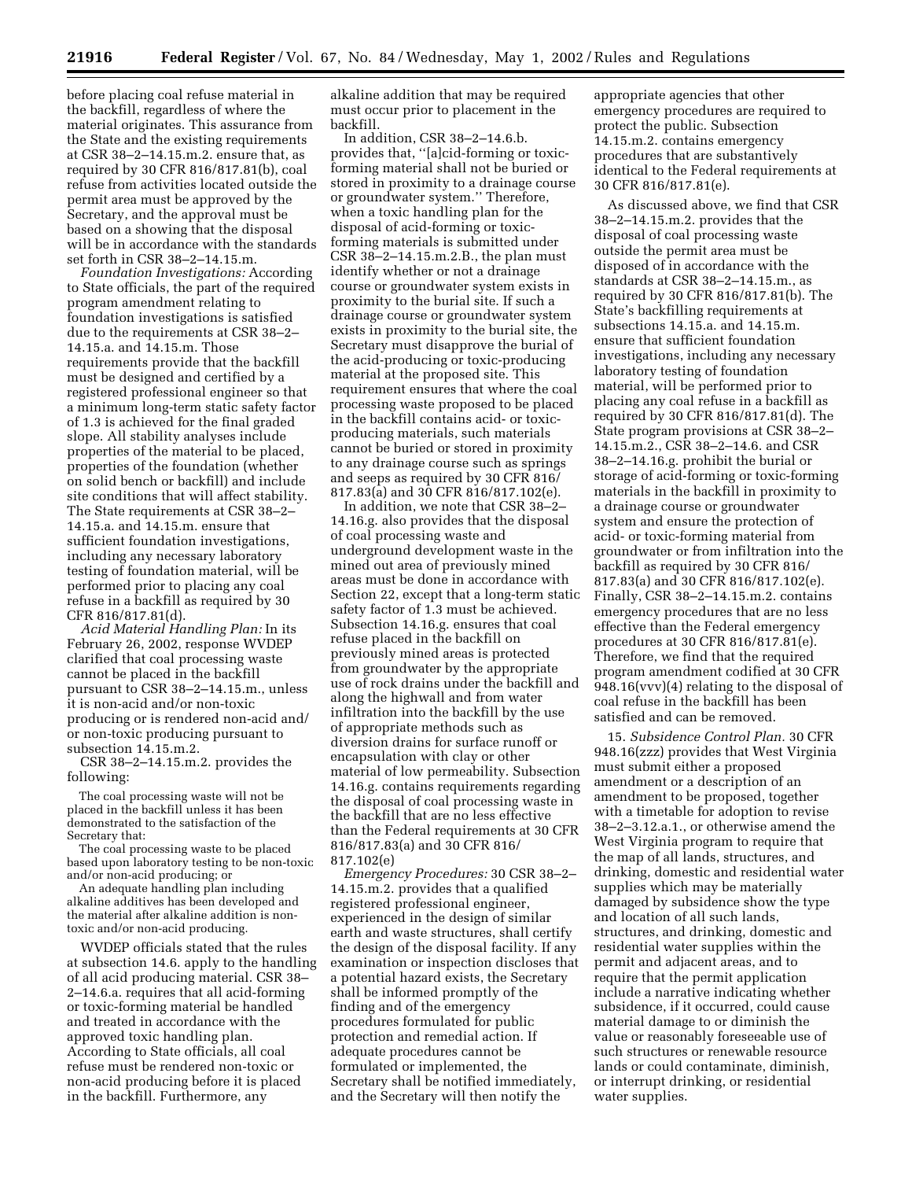before placing coal refuse material in the backfill, regardless of where the material originates. This assurance from the State and the existing requirements at CSR 38–2–14.15.m.2. ensure that, as required by 30 CFR 816/817.81(b), coal refuse from activities located outside the permit area must be approved by the Secretary, and the approval must be based on a showing that the disposal will be in accordance with the standards set forth in CSR 38–2–14.15.m.

*Foundation Investigations:* According to State officials, the part of the required program amendment relating to foundation investigations is satisfied due to the requirements at CSR 38–2–14.15.a. and 14.15.m. Those requirements provide that the backfill must be designed and certified by a registered professional engineer so that a minimum long-term static safety factor of 1.3 is achieved for the final graded slope. All stability analyses include properties of the material to be placed, properties of the foundation (whether on solid bench or backfill) and include site conditions that will affect stability. The State requirements at CSR 38–2–14.15.a. and 14.15.m. ensure that sufficient foundation investigations, including any necessary laboratory testing of foundation material, will be performed prior to placing any coal refuse in a backfill as required by 30 CFR 816/817.81(d).

*Acid Material Handling Plan:* In its February 26, 2002, response WVDEP clarified that coal processing waste cannot be placed in the backfill pursuant to CSR 38–2–14.15.m., unless it is non-acid and/or non-toxic producing or is rendered non-acid and/or non-toxic producing pursuant to subsection 14.15.m.2.

CSR 38–2–14.15.m.2. provides the following:

The coal processing waste will not be placed in the backfill unless it has been demonstrated to the satisfaction of the Secretary that:

The coal processing waste to be placed based upon laboratory testing to be non-toxic and/or non-acid producing; or

An adequate handling plan including alkaline additives has been developed and the material after alkaline addition is non-toxic and/or non-acid producing.

WVDEP officials stated that the rules at subsection 14.6. apply to the handling of all acid producing material. CSR 38–2–14.6.a. requires that all acid-forming or toxic-forming material be handled and treated in accordance with the approved toxic handling plan. According to State officials, all coal refuse must be rendered non-toxic or non-acid producing before it is placed in the backfill. Furthermore, any alkaline addition that may be required must occur prior to placement in the backfill.

In addition, CSR 38–2–14.6.b. provides that, "[a]cid-forming or toxic-forming material shall not be buried or stored in proximity to a drainage course or groundwater system." Therefore, when a toxic handling plan for the disposal of acid-forming or toxic-forming materials is submitted under CSR 38–2–14.15.m.2.B., the plan must identify whether or not a drainage course or groundwater system exists in proximity to the burial site. If such a drainage course or groundwater system exists in proximity to the burial site, the Secretary must disapprove the burial of the acid-producing or toxic-producing material at the proposed site. This requirement ensures that where the coal processing waste proposed to be placed in the backfill contains acid- or toxic-producing materials, such materials cannot be buried or stored in proximity to any drainage course such as springs and seeps as required by 30 CFR 816/817.83(a) and 30 CFR 816/817.102(e).

In addition, we note that CSR 38–2–14.16.g. also provides that the disposal of coal processing waste and underground development waste in the mined out area of previously mined areas must be done in accordance with Section 22, except that a long-term static safety factor of 1.3 must be achieved. Subsection 14.16.g. ensures that coal refuse placed in the backfill on previously mined areas is protected from groundwater by the appropriate use of rock drains under the backfill and along the highwall and from water infiltration into the backfill by the use of appropriate methods such as diversion drains for surface runoff or encapsulation with clay or other material of low permeability. Subsection 14.16.g. contains requirements regarding the disposal of coal processing waste in the backfill that are no less effective than the Federal requirements at 30 CFR 816/817.83(a) and 30 CFR 816/817.102(e)

*Emergency Procedures:* 30 CSR 38–2–14.15.m.2. provides that a qualified registered professional engineer, experienced in the design of similar earth and waste structures, shall certify the design of the disposal facility. If any examination or inspection discloses that a potential hazard exists, the Secretary shall be informed promptly of the finding and of the emergency procedures formulated for public protection and remedial action. If adequate procedures cannot be formulated or implemented, the Secretary shall be notified immediately, and the Secretary will then notify the appropriate agencies that other emergency procedures are required to protect the public. Subsection 14.15.m.2. contains emergency procedures that are substantively identical to the Federal requirements at 30 CFR 816/817.81(e).

As discussed above, we find that CSR 38–2–14.15.m.2. provides that the disposal of coal processing waste outside the permit area must be disposed of in accordance with the standards at CSR 38–2–14.15.m., as required by 30 CFR 816/817.81(b). The State's backfilling requirements at subsections 14.15.a. and 14.15.m. ensure that sufficient foundation investigations, including any necessary laboratory testing of foundation material, will be performed prior to placing any coal refuse in a backfill as required by 30 CFR 816/817.81(d). The State program provisions at CSR 38–2–14.15.m.2., CSR 38–2–14.6. and CSR 38–2–14.16.g. prohibit the burial or storage of acid-forming or toxic-forming materials in the backfill in proximity to a drainage course or groundwater system and ensure the protection of acid- or toxic-forming material from groundwater or from infiltration into the backfill as required by 30 CFR 816/817.83(a) and 30 CFR 816/817.102(e). Finally, CSR 38–2–14.15.m.2. contains emergency procedures that are no less effective than the Federal emergency procedures at 30 CFR 816/817.81(e). Therefore, we find that the required program amendment codified at 30 CFR 948.16(vvv)(4) relating to the disposal of coal refuse in the backfill has been satisfied and can be removed.

15. *Subsidence Control Plan.* 30 CFR 948.16(zzz) provides that West Virginia must submit either a proposed amendment or a description of an amendment to be proposed, together with a timetable for adoption to revise 38–2–3.12.a.1., or otherwise amend the West Virginia program to require that the map of all lands, structures, and drinking, domestic and residential water supplies which may be materially damaged by subsidence show the type and location of all such lands, structures, and drinking, domestic and residential water supplies within the permit and adjacent areas, and to require that the permit application include a narrative indicating whether subsidence, if it occurred, could cause material damage to or diminish the value or reasonably foreseeable use of such structures or renewable resource lands or could contaminate, diminish, or interrupt drinking, or residential water supplies.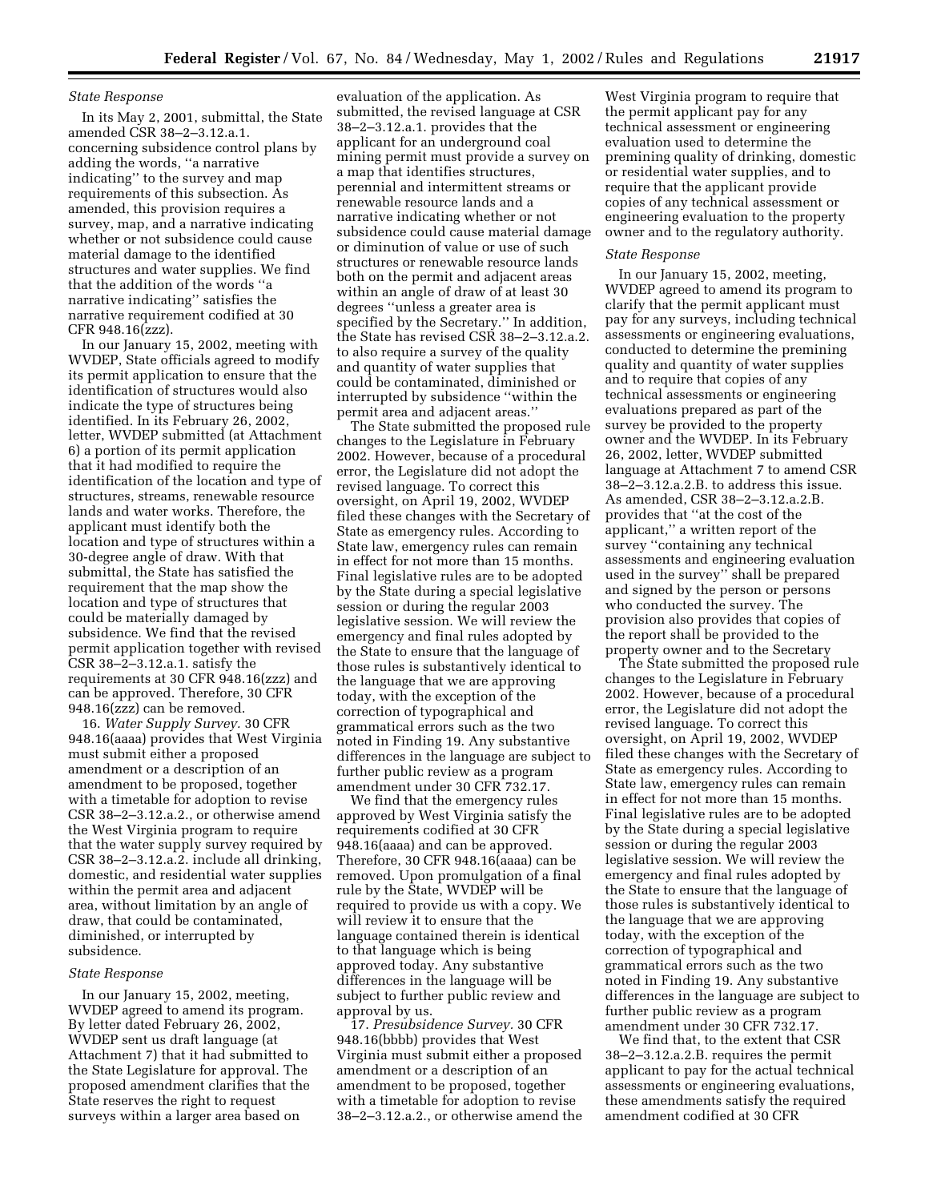*State Response*

In its May 2, 2001, submittal, the State amended CSR 38–2–3.12.a.1. concerning subsidence control plans by adding the words, ''a narrative indicating'' to the survey and map requirements of this subsection. As amended, this provision requires a survey, map, and a narrative indicating whether or not subsidence could cause material damage to the identified structures and water supplies. We find that the addition of the words ''a narrative indicating'' satisfies the narrative requirement codified at 30 CFR 948.16(zzz).

In our January 15, 2002, meeting with WVDEP, State officials agreed to modify its permit application to ensure that the identification of structures would also indicate the type of structures being identified. In its February 26, 2002, letter, WVDEP submitted (at Attachment 6) a portion of its permit application that it had modified to require the identification of the location and type of structures, streams, renewable resource lands and water works. Therefore, the applicant must identify both the location and type of structures within a 30-degree angle of draw. With that submittal, the State has satisfied the requirement that the map show the location and type of structures that could be materially damaged by subsidence. We find that the revised permit application together with revised CSR 38–2–3.12.a.1. satisfy the requirements at 30 CFR 948.16(zzz) and can be approved. Therefore, 30 CFR 948.16(zzz) can be removed.

16. *Water Supply Survey.* 30 CFR 948.16(aaaa) provides that West Virginia must submit either a proposed amendment or a description of an amendment to be proposed, together with a timetable for adoption to revise CSR 38–2–3.12.a.2., or otherwise amend the West Virginia program to require that the water supply survey required by CSR 38–2–3.12.a.2. include all drinking, domestic, and residential water supplies within the permit area and adjacent area, without limitation by an angle of draw, that could be contaminated, diminished, or interrupted by subsidence.

*State Response*

In our January 15, 2002, meeting, WVDEP agreed to amend its program. By letter dated February 26, 2002, WVDEP sent us draft language (at Attachment 7) that it had submitted to the State Legislature for approval. The proposed amendment clarifies that the State reserves the right to request surveys within a larger area based on evaluation of the application. As submitted, the revised language at CSR 38–2–3.12.a.1. provides that the applicant for an underground coal mining permit must provide a survey on a map that identifies structures, perennial and intermittent streams or renewable resource lands and a narrative indicating whether or not subsidence could cause material damage or diminution of value or use of such structures or renewable resource lands both on the permit and adjacent areas within an angle of draw of at least 30 degrees ''unless a greater area is specified by the Secretary.'' In addition, the State has revised CSR 38–2–3.12.a.2. to also require a survey of the quality and quantity of water supplies that could be contaminated, diminished or interrupted by subsidence ''within the permit area and adjacent areas.''

The State submitted the proposed rule changes to the Legislature in February 2002. However, because of a procedural error, the Legislature did not adopt the revised language. To correct this oversight, on April 19, 2002, WVDEP filed these changes with the Secretary of State as emergency rules. According to State law, emergency rules can remain in effect for not more than 15 months. Final legislative rules are to be adopted by the State during a special legislative session or during the regular 2003 legislative session. We will review the emergency and final rules adopted by the State to ensure that the language of those rules is substantively identical to the language that we are approving today, with the exception of the correction of typographical and grammatical errors such as the two noted in Finding 19. Any substantive differences in the language are subject to further public review as a program amendment under 30 CFR 732.17.

We find that the emergency rules approved by West Virginia satisfy the requirements codified at 30 CFR 948.16(aaaa) and can be approved. Therefore, 30 CFR 948.16(aaaa) can be removed. Upon promulgation of a final rule by the State, WVDEP will be required to provide us with a copy. We will review it to ensure that the language contained therein is identical to that language which is being approved today. Any substantive differences in the language will be subject to further public review and approval by us.

17. *Presubsidence Survey.* 30 CFR 948.16(bbbb) provides that West Virginia must submit either a proposed amendment or a description of an amendment to be proposed, together with a timetable for adoption to revise 38–2–3.12.a.2., or otherwise amend the West Virginia program to require that the permit applicant pay for any technical assessment or engineering evaluation used to determine the premining quality of drinking, domestic or residential water supplies, and to require that the applicant provide copies of any technical assessment or engineering evaluation to the property owner and to the regulatory authority.

*State Response*

In our January 15, 2002, meeting, WVDEP agreed to amend its program to clarify that the permit applicant must pay for any surveys, including technical assessments or engineering evaluations, conducted to determine the premining quality and quantity of water supplies and to require that copies of any technical assessments or engineering evaluations prepared as part of the survey be provided to the property owner and the WVDEP. In its February 26, 2002, letter, WVDEP submitted language at Attachment 7 to amend CSR 38–2–3.12.a.2.B. to address this issue. As amended, CSR 38–2–3.12.a.2.B. provides that ''at the cost of the applicant,'' a written report of the survey ''containing any technical assessments and engineering evaluation used in the survey'' shall be prepared and signed by the person or persons who conducted the survey. The provision also provides that copies of the report shall be provided to the property owner and to the Secretary

The State submitted the proposed rule changes to the Legislature in February 2002. However, because of a procedural error, the Legislature did not adopt the revised language. To correct this oversight, on April 19, 2002, WVDEP filed these changes with the Secretary of State as emergency rules. According to State law, emergency rules can remain in effect for not more than 15 months. Final legislative rules are to be adopted by the State during a special legislative session or during the regular 2003 legislative session. We will review the emergency and final rules adopted by the State to ensure that the language of those rules is substantively identical to the language that we are approving today, with the exception of the correction of typographical and grammatical errors such as the two noted in Finding 19. Any substantive differences in the language are subject to further public review as a program amendment under 30 CFR 732.17.

We find that, to the extent that CSR 38–2–3.12.a.2.B. requires the permit applicant to pay for the actual technical assessments or engineering evaluations, these amendments satisfy the required amendment codified at 30 CFR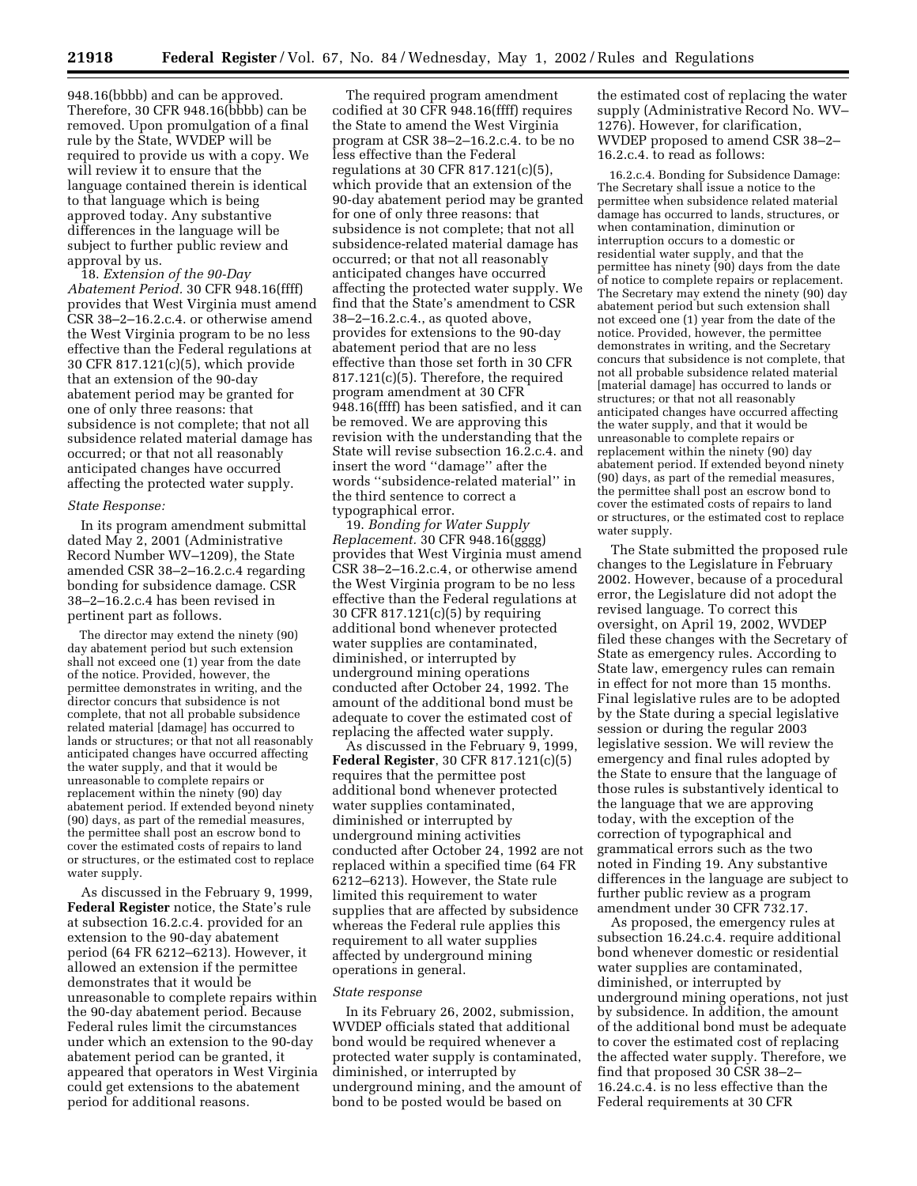948.16(bbbb) and can be approved. Therefore, 30 CFR 948.16(bbbb) can be removed. Upon promulgation of a final rule by the State, WVDEP will be required to provide us with a copy. We will review it to ensure that the language contained therein is identical to that language which is being approved today. Any substantive differences in the language will be subject to further public review and approval by us.

18. *Extension of the 90-Day Abatement Period.* 30 CFR 948.16(ffff) provides that West Virginia must amend CSR 38–2–16.2.c.4. or otherwise amend the West Virginia program to be no less effective than the Federal regulations at 30 CFR 817.121(c)(5), which provide that an extension of the 90-day abatement period may be granted for one of only three reasons: that subsidence is not complete; that not all subsidence related material damage has occurred; or that not all reasonably anticipated changes have occurred affecting the protected water supply.

*State Response:*

In its program amendment submittal dated May 2, 2001 (Administrative Record Number WV–1209), the State amended CSR 38–2–16.2.c.4 regarding bonding for subsidence damage. CSR 38–2–16.2.c.4 has been revised in pertinent part as follows.

> The director may extend the ninety (90) day abatement period but such extension shall not exceed one (1) year from the date of the notice. Provided, however, the permittee demonstrates in writing, and the director concurs that subsidence is not complete, that not all probable subsidence related material [damage] has occurred to lands or structures; or that not all reasonably anticipated changes have occurred affecting the water supply, and that it would be unreasonable to complete repairs or replacement within the ninety (90) day abatement period. If extended beyond ninety (90) days, as part of the remedial measures, the permittee shall post an escrow bond to cover the estimated costs of repairs to land or structures, or the estimated cost to replace water supply.

As discussed in the February 9, 1999, **Federal Register** notice, the State's rule at subsection 16.2.c.4. provided for an extension to the 90-day abatement period (64 FR 6212–6213). However, it allowed an extension if the permittee demonstrates that it would be unreasonable to complete repairs within the 90-day abatement period. Because Federal rules limit the circumstances under which an extension to the 90-day abatement period can be granted, it appeared that operators in West Virginia could get extensions to the abatement period for additional reasons.

The required program amendment codified at 30 CFR 948.16(ffff) requires the State to amend the West Virginia program at CSR 38–2–16.2.c.4. to be no less effective than the Federal regulations at 30 CFR 817.121(c)(5), which provide that an extension of the 90-day abatement period may be granted for one of only three reasons: that subsidence is not complete; that not all subsidence-related material damage has occurred; or that not all reasonably anticipated changes have occurred affecting the protected water supply. We find that the State's amendment to CSR 38–2–16.2.c.4., as quoted above, provides for extensions to the 90-day abatement period that are no less effective than those set forth in 30 CFR 817.121(c)(5). Therefore, the required program amendment at 30 CFR 948.16(ffff) has been satisfied, and it can be removed. We are approving this revision with the understanding that the State will revise subsection 16.2.c.4. and insert the word ''damage'' after the words ''subsidence-related material'' in the third sentence to correct a typographical error.

19. *Bonding for Water Supply Replacement.* 30 CFR 948.16(gggg) provides that West Virginia must amend CSR 38–2–16.2.c.4, or otherwise amend the West Virginia program to be no less effective than the Federal regulations at 30 CFR 817.121(c)(5) by requiring additional bond whenever protected water supplies are contaminated, diminished, or interrupted by underground mining operations conducted after October 24, 1992. The amount of the additional bond must be adequate to cover the estimated cost of replacing the affected water supply.

As discussed in the February 9, 1999, **Federal Register**, 30 CFR 817.121(c)(5) requires that the permittee post additional bond whenever protected water supplies contaminated, diminished or interrupted by underground mining activities conducted after October 24, 1992 are not replaced within a specified time (64 FR 6212–6213). However, the State rule limited this requirement to water supplies that are affected by subsidence whereas the Federal rule applies this requirement to all water supplies affected by underground mining operations in general.

*State response*

In its February 26, 2002, submission, WVDEP officials stated that additional bond would be required whenever a protected water supply is contaminated, diminished, or interrupted by underground mining, and the amount of bond to be posted would be based on the estimated cost of replacing the water supply (Administrative Record No. WV–1276). However, for clarification, WVDEP proposed to amend CSR 38–2–16.2.c.4. to read as follows:

> 16.2.c.4. Bonding for Subsidence Damage: The Secretary shall issue a notice to the permittee when subsidence related material damage has occurred to lands, structures, or when contamination, diminution or interruption occurs to a domestic or residential water supply, and that the permittee has ninety (90) days from the date of notice to complete repairs or replacement. The Secretary may extend the ninety (90) day abatement period but such extension shall not exceed one (1) year from the date of the notice. Provided, however, the permittee demonstrates in writing, and the Secretary concurs that subsidence is not complete, that not all probable subsidence related material [material damage] has occurred to lands or structures; or that not all reasonably anticipated changes have occurred affecting the water supply, and that it would be unreasonable to complete repairs or replacement within the ninety (90) day abatement period. If extended beyond ninety (90) days, as part of the remedial measures, the permittee shall post an escrow bond to cover the estimated costs of repairs to land or structures, or the estimated cost to replace water supply.

The State submitted the proposed rule changes to the Legislature in February 2002. However, because of a procedural error, the Legislature did not adopt the revised language. To correct this oversight, on April 19, 2002, WVDEP filed these changes with the Secretary of State as emergency rules. According to State law, emergency rules can remain in effect for not more than 15 months. Final legislative rules are to be adopted by the State during a special legislative session or during the regular 2003 legislative session. We will review the emergency and final rules adopted by the State to ensure that the language of those rules is substantively identical to the language that we are approving today, with the exception of the correction of typographical and grammatical errors such as the two noted in Finding 19. Any substantive differences in the language are subject to further public review as a program amendment under 30 CFR 732.17.

As proposed, the emergency rules at subsection 16.24.c.4. require additional bond whenever domestic or residential water supplies are contaminated, diminished, or interrupted by underground mining operations, not just by subsidence. In addition, the amount of the additional bond must be adequate to cover the estimated cost of replacing the affected water supply. Therefore, we find that proposed 30 CSR 38–2–16.24.c.4. is no less effective than the Federal requirements at 30 CFR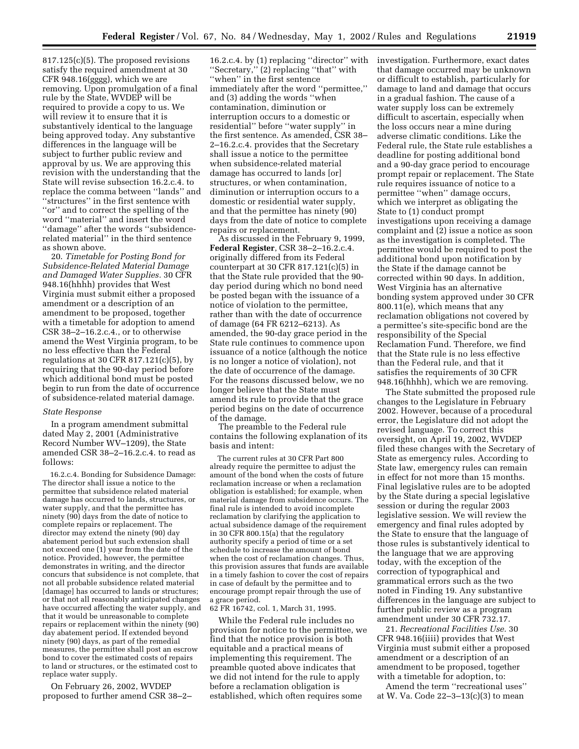817.125(c)(5). The proposed revisions satisfy the required amendment at 30 CFR 948.16(gggg), which we are removing. Upon promulgation of a final rule by the State, WVDEP will be required to provide a copy to us. We will review it to ensure that it is substantively identical to the language being approved today. Any substantive differences in the language will be subject to further public review and approval by us. We are approving this revision with the understanding that the State will revise subsection 16.2.c.4. to replace the comma between ''lands'' and ''structures'' in the first sentence with ''or'' and to correct the spelling of the word ''material'' and insert the word ''damage'' after the words ''subsidence-related material'' in the third sentence as shown above.

20. *Timetable for Posting Bond for Subsidence-Related Material Damage and Damaged Water Supplies.* 30 CFR 948.16(hhhh) provides that West Virginia must submit either a proposed amendment or a description of an amendment to be proposed, together with a timetable for adoption to amend CSR 38–2–16.2.c.4., or to otherwise amend the West Virginia program, to be no less effective than the Federal regulations at 30 CFR 817.121(c)(5), by requiring that the 90-day period before which additional bond must be posted begin to run from the date of occurrence of subsidence-related material damage.

*State Response*

In a program amendment submittal dated May 2, 2001 (Administrative Record Number WV–1209), the State amended CSR 38–2–16.2.c.4. to read as follows:

> 16.2.c.4. Bonding for Subsidence Damage: The director shall issue a notice to the permittee that subsidence related material damage has occurred to lands, structures, or water supply, and that the permittee has ninety (90) days from the date of notice to complete repairs or replacement. The director may extend the ninety (90) day abatement period but such extension shall not exceed one (1) year from the date of the notice. Provided, however, the permittee demonstrates in writing, and the director concurs that subsidence is not complete, that not all probable subsidence related material [damage] has occurred to lands or structures; or that not all reasonably anticipated changes have occurred affecting the water supply, and that it would be unreasonable to complete repairs or replacement within the ninety (90) day abatement period. If extended beyond ninety (90) days, as part of the remedial measures, the permittee shall post an escrow bond to cover the estimated costs of repairs to land or structures, or the estimated cost to replace water supply.

On February 26, 2002, WVDEP proposed to further amend CSR 38–2–16.2.c.4. by (1) replacing ''director'' with ''Secretary,'' (2) replacing ''that'' with ''when'' in the first sentence immediately after the word ''permittee,'' and (3) adding the words ''when contamination, diminution or interruption occurs to a domestic or residential'' before ''water supply'' in the first sentence. As amended, CSR 38–2–16.2.c.4. provides that the Secretary shall issue a notice to the permittee when subsidence-related material damage has occurred to lands [or] structures, or when contamination, diminution or interruption occurs to a domestic or residential water supply, and that the permittee has ninety (90) days from the date of notice to complete repairs or replacement.

As discussed in the February 9, 1999, **Federal Register**, CSR 38–2–16.2.c.4. originally differed from its Federal counterpart at 30 CFR 817.121(c)(5) in that the State rule provided that the 90-day period during which no bond need be posted began with the issuance of a notice of violation to the permittee, rather than with the date of occurrence of damage (64 FR 6212–6213). As amended, the 90-day grace period in the State rule continues to commence upon issuance of a notice (although the notice is no longer a notice of violation), not the date of occurrence of the damage. For the reasons discussed below, we no longer believe that the State must amend its rule to provide that the grace period begins on the date of occurrence of the damage.

The preamble to the Federal rule contains the following explanation of its basis and intent:

> The current rules at 30 CFR Part 800 already require the permittee to adjust the amount of the bond when the costs of future reclamation increase or when a reclamation obligation is established; for example, when material damage from subsidence occurs. The final rule is intended to avoid incomplete reclamation by clarifying the application to actual subsidence damage of the requirement in 30 CFR 800.15(a) that the regulatory authority specify a period of time or a set schedule to increase the amount of bond when the cost of reclamation changes. Thus, this provision assures that funds are available in a timely fashion to cover the cost of repairs in case of default by the permittee and to encourage prompt repair through the use of a grace period.
>
> 62 FR 16742, col. 1, March 31, 1995.

While the Federal rule includes no provision for notice to the permittee, we find that the notice provision is both equitable and a practical means of implementing this requirement. The preamble quoted above indicates that we did not intend for the rule to apply before a reclamation obligation is established, which often requires some investigation. Furthermore, exact dates that damage occurred may be unknown or difficult to establish, particularly for damage to land and damage that occurs in a gradual fashion. The cause of a water supply loss can be extremely difficult to ascertain, especially when the loss occurs near a mine during adverse climatic conditions. Like the Federal rule, the State rule establishes a deadline for posting additional bond and a 90-day grace period to encourage prompt repair or replacement. The State rule requires issuance of notice to a permittee ''when'' damage occurs, which we interpret as obligating the State to (1) conduct prompt investigations upon receiving a damage complaint and (2) issue a notice as soon as the investigation is completed. The permittee would be required to post the additional bond upon notification by the State if the damage cannot be corrected within 90 days. In addition, West Virginia has an alternative bonding system approved under 30 CFR 800.11(e), which means that any reclamation obligations not covered by a permittee's site-specific bond are the responsibility of the Special Reclamation Fund. Therefore, we find that the State rule is no less effective than the Federal rule, and that it satisfies the requirements of 30 CFR 948.16(hhhh), which we are removing.

The State submitted the proposed rule changes to the Legislature in February 2002. However, because of a procedural error, the Legislature did not adopt the revised language. To correct this oversight, on April 19, 2002, WVDEP filed these changes with the Secretary of State as emergency rules. According to State law, emergency rules can remain in effect for not more than 15 months. Final legislative rules are to be adopted by the State during a special legislative session or during the regular 2003 legislative session. We will review the emergency and final rules adopted by the State to ensure that the language of those rules is substantively identical to the language that we are approving today, with the exception of the correction of typographical and grammatical errors such as the two noted in Finding 19. Any substantive differences in the language are subject to further public review as a program amendment under 30 CFR 732.17.

21. *Recreational Facilities Use.* 30 CFR 948.16(iiii) provides that West Virginia must submit either a proposed amendment or a description of an amendment to be proposed, together with a timetable for adoption, to:

Amend the term ''recreational uses'' at W. Va. Code 22–3–13(c)(3) to mean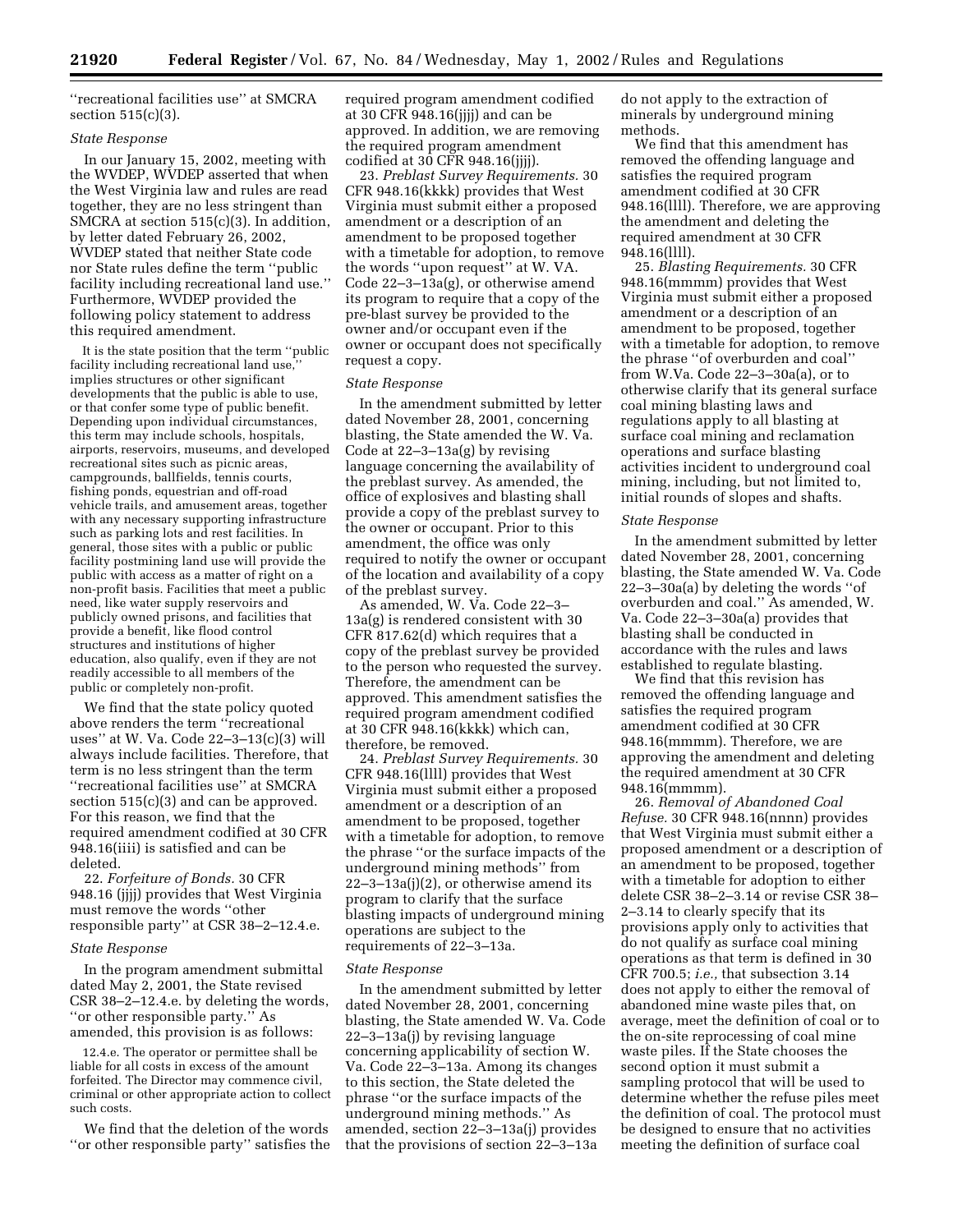''recreational facilities use'' at SMCRA section 515(c)(3).

*State Response*

In our January 15, 2002, meeting with the WVDEP, WVDEP asserted that when the West Virginia law and rules are read together, they are no less stringent than SMCRA at section 515(c)(3). In addition, by letter dated February 26, 2002, WVDEP stated that neither State code nor State rules define the term ''public facility including recreational land use.'' Furthermore, WVDEP provided the following policy statement to address this required amendment.

> It is the state position that the term ''public facility including recreational land use,'' implies structures or other significant developments that the public is able to use, or that confer some type of public benefit. Depending upon individual circumstances, this term may include schools, hospitals, airports, reservoirs, museums, and developed recreational sites such as picnic areas, campgrounds, ballfields, tennis courts, fishing ponds, equestrian and off-road vehicle trails, and amusement areas, together with any necessary supporting infrastructure such as parking lots and rest facilities. In general, those sites with a public or public facility postmining land use will provide the public with access as a matter of right on a non-profit basis. Facilities that meet a public need, like water supply reservoirs and publicly owned prisons, and facilities that provide a benefit, like flood control structures and institutions of higher education, also qualify, even if they are not readily accessible to all members of the public or completely non-profit.

We find that the state policy quoted above renders the term ''recreational uses'' at W. Va. Code 22–3–13(c)(3) will always include facilities. Therefore, that term is no less stringent than the term ''recreational facilities use'' at SMCRA section 515(c)(3) and can be approved. For this reason, we find that the required amendment codified at 30 CFR 948.16(iiii) is satisfied and can be deleted.

22. *Forfeiture of Bonds.* 30 CFR 948.16 (jjjj) provides that West Virginia must remove the words ''other responsible party'' at CSR 38–2–12.4.e.

*State Response*

In the program amendment submittal dated May 2, 2001, the State revised CSR 38–2–12.4.e. by deleting the words, ''or other responsible party.'' As amended, this provision is as follows:

> 12.4.e. The operator or permittee shall be liable for all costs in excess of the amount forfeited. The Director may commence civil, criminal or other appropriate action to collect such costs.

We find that the deletion of the words ''or other responsible party'' satisfies the required program amendment codified at 30 CFR 948.16(jjjj) and can be approved. In addition, we are removing the required program amendment codified at 30 CFR 948.16(jjjj).

23. *Preblast Survey Requirements.* 30 CFR 948.16(kkkk) provides that West Virginia must submit either a proposed amendment or a description of an amendment to be proposed together with a timetable for adoption, to remove the words ''upon request'' at W. VA. Code 22–3–13a(g), or otherwise amend its program to require that a copy of the pre-blast survey be provided to the owner and/or occupant even if the owner or occupant does not specifically request a copy.

*State Response*

In the amendment submitted by letter dated November 28, 2001, concerning blasting, the State amended the W. Va. Code at 22–3–13a(g) by revising language concerning the availability of the preblast survey. As amended, the office of explosives and blasting shall provide a copy of the preblast survey to the owner or occupant. Prior to this amendment, the office was only required to notify the owner or occupant of the location and availability of a copy of the preblast survey.

As amended, W. Va. Code 22–3–13a(g) is rendered consistent with 30 CFR 817.62(d) which requires that a copy of the preblast survey be provided to the person who requested the survey. Therefore, the amendment can be approved. This amendment satisfies the required program amendment codified at 30 CFR 948.16(kkkk) which can, therefore, be removed.

24. *Preblast Survey Requirements.* 30 CFR 948.16(llll) provides that West Virginia must submit either a proposed amendment or a description of an amendment to be proposed, together with a timetable for adoption, to remove the phrase ''or the surface impacts of the underground mining methods'' from 22–3–13a(j)(2), or otherwise amend its program to clarify that the surface blasting impacts of underground mining operations are subject to the requirements of 22–3–13a.

*State Response*

In the amendment submitted by letter dated November 28, 2001, concerning blasting, the State amended W. Va. Code 22–3–13a(j) by revising language concerning applicability of section W. Va. Code 22–3–13a. Among its changes to this section, the State deleted the phrase ''or the surface impacts of the underground mining methods.'' As amended, section 22–3–13a(j) provides that the provisions of section 22–3–13a do not apply to the extraction of minerals by underground mining methods.

We find that this amendment has removed the offending language and satisfies the required program amendment codified at 30 CFR 948.16(llll). Therefore, we are approving the amendment and deleting the required amendment at 30 CFR 948.16(llll).

25. *Blasting Requirements.* 30 CFR 948.16(mmmm) provides that West Virginia must submit either a proposed amendment or a description of an amendment to be proposed, together with a timetable for adoption, to remove the phrase ''of overburden and coal'' from W.Va. Code 22–3–30a(a), or to otherwise clarify that its general surface coal mining blasting laws and regulations apply to all blasting at surface coal mining and reclamation operations and surface blasting activities incident to underground coal mining, including, but not limited to, initial rounds of slopes and shafts.

*State Response*

In the amendment submitted by letter dated November 28, 2001, concerning blasting, the State amended W. Va. Code 22–3–30a(a) by deleting the words ''of overburden and coal.'' As amended, W. Va. Code 22–3–30a(a) provides that blasting shall be conducted in accordance with the rules and laws established to regulate blasting.

We find that this revision has removed the offending language and satisfies the required program amendment codified at 30 CFR 948.16(mmmm). Therefore, we are approving the amendment and deleting the required amendment at 30 CFR 948.16(mmmm).

26. *Removal of Abandoned Coal Refuse.* 30 CFR 948.16(nnnn) provides that West Virginia must submit either a proposed amendment or a description of an amendment to be proposed, together with a timetable for adoption to either delete CSR 38–2–3.14 or revise CSR 38–2–3.14 to clearly specify that its provisions apply only to activities that do not qualify as surface coal mining operations as that term is defined in 30 CFR 700.5; *i.e.,* that subsection 3.14 does not apply to either the removal of abandoned mine waste piles that, on average, meet the definition of coal or to the on-site reprocessing of coal mine waste piles. If the State chooses the second option it must submit a sampling protocol that will be used to determine whether the refuse piles meet the definition of coal. The protocol must be designed to ensure that no activities meeting the definition of surface coal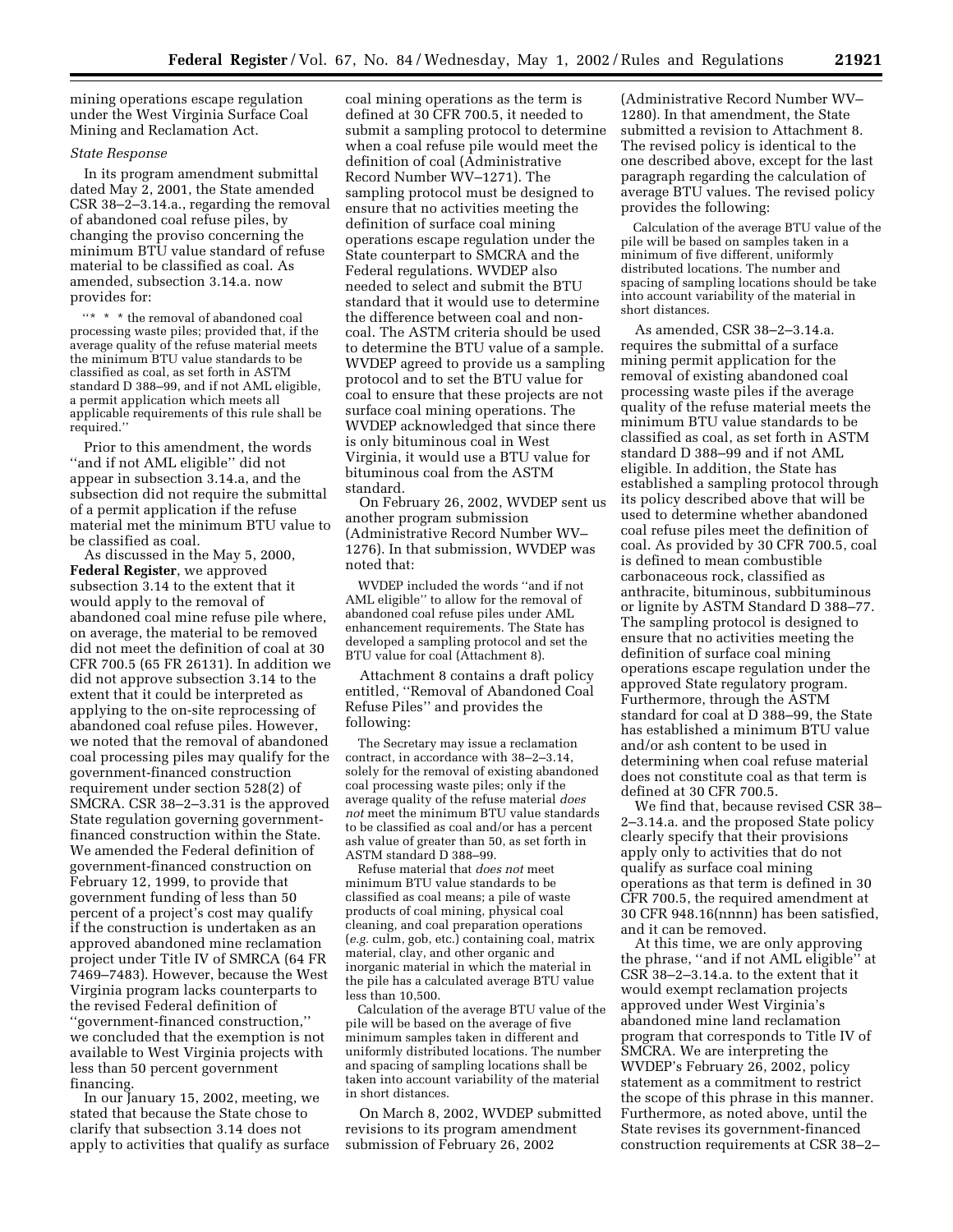mining operations escape regulation under the West Virginia Surface Coal Mining and Reclamation Act.

*State Response*

In its program amendment submittal dated May 2, 2001, the State amended CSR 38–2–3.14.a., regarding the removal of abandoned coal refuse piles, by changing the proviso concerning the minimum BTU value standard of refuse material to be classified as coal. As amended, subsection 3.14.a. now provides for:

> ''* * * the removal of abandoned coal processing waste piles; provided that, if the average quality of the refuse material meets the minimum BTU value standards to be classified as coal, as set forth in ASTM standard D 388–99, and if not AML eligible, a permit application which meets all applicable requirements of this rule shall be required.''

Prior to this amendment, the words ''and if not AML eligible'' did not appear in subsection 3.14.a, and the subsection did not require the submittal of a permit application if the refuse material met the minimum BTU value to be classified as coal.

As discussed in the May 5, 2000, **Federal Register**, we approved subsection 3.14 to the extent that it would apply to the removal of abandoned coal mine refuse pile where, on average, the material to be removed did not meet the definition of coal at 30 CFR 700.5 (65 FR 26131). In addition we did not approve subsection 3.14 to the extent that it could be interpreted as applying to the on-site reprocessing of abandoned coal refuse piles. However, we noted that the removal of abandoned coal processing piles may qualify for the government-financed construction requirement under section 528(2) of SMCRA. CSR 38–2–3.31 is the approved State regulation governing government-financed construction within the State. We amended the Federal definition of government-financed construction on February 12, 1999, to provide that government funding of less than 50 percent of a project's cost may qualify if the construction is undertaken as an approved abandoned mine reclamation project under Title IV of SMRCA (64 FR 7469–7483). However, because the West Virginia program lacks counterparts to the revised Federal definition of ''government-financed construction,'' we concluded that the exemption is not available to West Virginia projects with less than 50 percent government financing.

In our January 15, 2002, meeting, we stated that because the State chose to clarify that subsection 3.14 does not apply to activities that qualify as surface coal mining operations as the term is defined at 30 CFR 700.5, it needed to submit a sampling protocol to determine when a coal refuse pile would meet the definition of coal (Administrative Record Number WV–1271). The sampling protocol must be designed to ensure that no activities meeting the definition of surface coal mining operations escape regulation under the State counterpart to SMCRA and the Federal regulations. WVDEP also needed to select and submit the BTU standard that it would use to determine the difference between coal and non-coal. The ASTM criteria should be used to determine the BTU value of a sample. WVDEP agreed to provide us a sampling protocol and to set the BTU value for coal to ensure that these projects are not surface coal mining operations. The WVDEP acknowledged that since there is only bituminous coal in West Virginia, it would use a BTU value for bituminous coal from the ASTM standard.

On February 26, 2002, WVDEP sent us another program submission (Administrative Record Number WV–1276). In that submission, WVDEP was noted that:

> WVDEP included the words ''and if not AML eligible'' to allow for the removal of abandoned coal refuse piles under AML enhancement requirements. The State has developed a sampling protocol and set the BTU value for coal (Attachment 8).

Attachment 8 contains a draft policy entitled, ''Removal of Abandoned Coal Refuse Piles'' and provides the following:

> The Secretary may issue a reclamation contract, in accordance with 38–2–3.14, solely for the removal of existing abandoned coal processing waste piles; only if the average quality of the refuse material *does not* meet the minimum BTU value standards to be classified as coal and/or has a percent ash value of greater than 50, as set forth in ASTM standard D 388–99.
>
> Refuse material that *does not* meet minimum BTU value standards to be classified as coal means; a pile of waste products of coal mining, physical coal cleaning, and coal preparation operations (*e.g.* culm, gob, etc.) containing coal, matrix material, clay, and other organic and inorganic material in which the material in the pile has a calculated average BTU value less than 10,500.
>
> Calculation of the average BTU value of the pile will be based on the average of five minimum samples taken in different and uniformly distributed locations. The number and spacing of sampling locations shall be taken into account variability of the material in short distances.

On March 8, 2002, WVDEP submitted revisions to its program amendment submission of February 26, 2002 (Administrative Record Number WV–1280). In that amendment, the State submitted a revision to Attachment 8. The revised policy is identical to the one described above, except for the last paragraph regarding the calculation of average BTU values. The revised policy provides the following:

> Calculation of the average BTU value of the pile will be based on samples taken in a minimum of five different, uniformly distributed locations. The number and spacing of sampling locations should be take into account variability of the material in short distances.

As amended, CSR 38–2–3.14.a. requires the submittal of a surface mining permit application for the removal of existing abandoned coal processing waste piles if the average quality of the refuse material meets the minimum BTU value standards to be classified as coal, as set forth in ASTM standard D 388–99 and if not AML eligible. In addition, the State has established a sampling protocol through its policy described above that will be used to determine whether abandoned coal refuse piles meet the definition of coal. As provided by 30 CFR 700.5, coal is defined to mean combustible carbonaceous rock, classified as anthracite, bituminous, subbituminous or lignite by ASTM Standard D 388–77. The sampling protocol is designed to ensure that no activities meeting the definition of surface coal mining operations escape regulation under the approved State regulatory program. Furthermore, through the ASTM standard for coal at D 388–99, the State has established a minimum BTU value and/or ash content to be used in determining when coal refuse material does not constitute coal as that term is defined at 30 CFR 700.5.

We find that, because revised CSR 38–2–3.14.a. and the proposed State policy clearly specify that their provisions apply only to activities that do not qualify as surface coal mining operations as that term is defined in 30 CFR 700.5, the required amendment at 30 CFR 948.16(nnnn) has been satisfied, and it can be removed.

At this time, we are only approving the phrase, ''and if not AML eligible'' at CSR 38–2–3.14.a. to the extent that it would exempt reclamation projects approved under West Virginia's abandoned mine land reclamation program that corresponds to Title IV of SMCRA. We are interpreting the WVDEP's February 26, 2002, policy statement as a commitment to restrict the scope of this phrase in this manner. Furthermore, as noted above, until the State revises its government-financed construction requirements at CSR 38–2–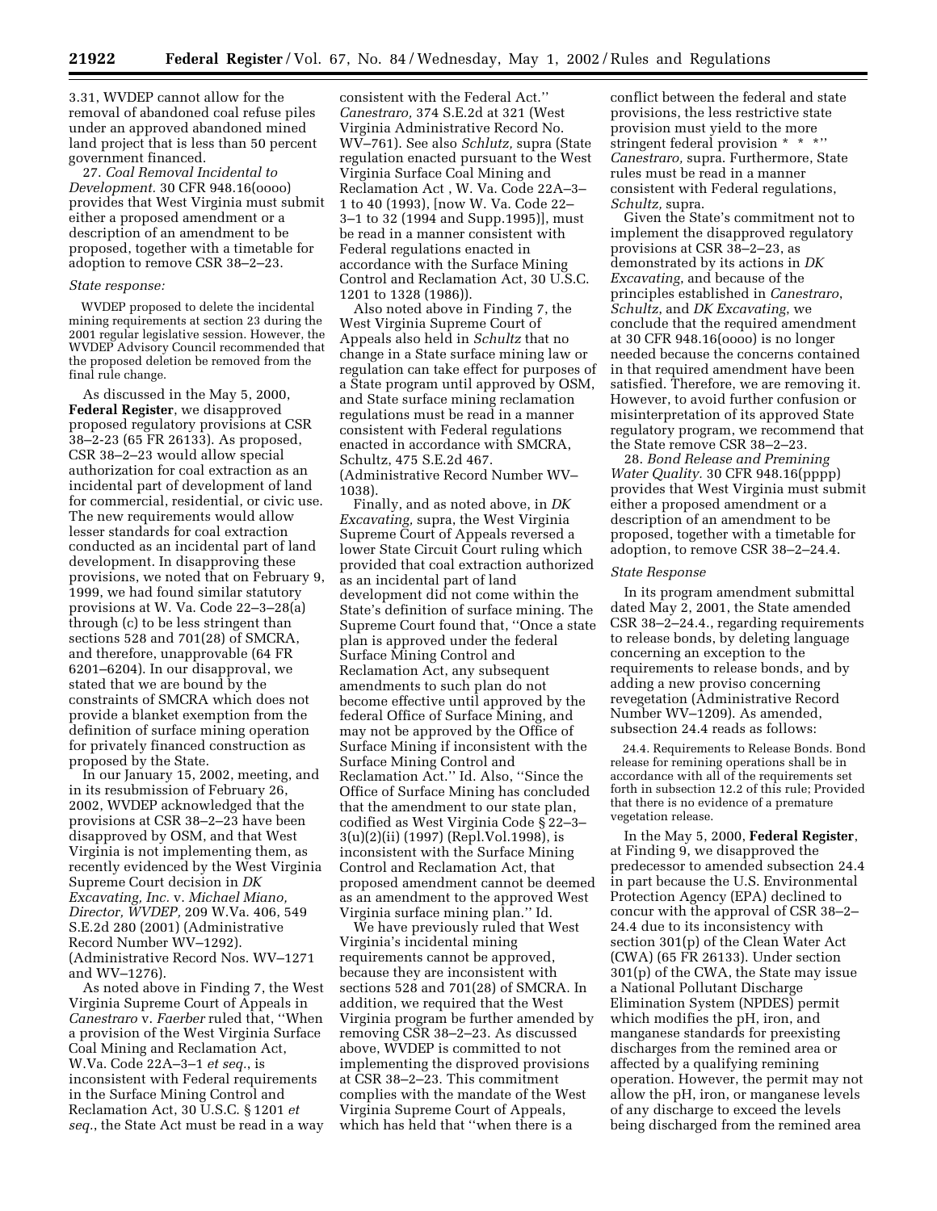3.31, WVDEP cannot allow for the removal of abandoned coal refuse piles under an approved abandoned mined land project that is less than 50 percent government financed.

27. *Coal Removal Incidental to Development.* 30 CFR 948.16(oooo) provides that West Virginia must submit either a proposed amendment or a description of an amendment to be proposed, together with a timetable for adoption to remove CSR 38–2–23.

*State response:*

WVDEP proposed to delete the incidental mining requirements at section 23 during the 2001 regular legislative session. However, the WVDEP Advisory Council recommended that the proposed deletion be removed from the final rule change.

As discussed in the May 5, 2000, **Federal Register**, we disapproved proposed regulatory provisions at CSR 38–2-23 (65 FR 26133). As proposed, CSR 38–2–23 would allow special authorization for coal extraction as an incidental part of development of land for commercial, residential, or civic use. The new requirements would allow lesser standards for coal extraction conducted as an incidental part of land development. In disapproving these provisions, we noted that on February 9, 1999, we had found similar statutory provisions at W. Va. Code 22–3–28(a) through (c) to be less stringent than sections 528 and 701(28) of SMCRA, and therefore, unapprovable (64 FR 6201–6204). In our disapproval, we stated that we are bound by the constraints of SMCRA which does not provide a blanket exemption from the definition of surface mining operation for privately financed construction as proposed by the State.

In our January 15, 2002, meeting, and in its resubmission of February 26, 2002, WVDEP acknowledged that the provisions at CSR 38–2–23 have been disapproved by OSM, and that West Virginia is not implementing them, as recently evidenced by the West Virginia Supreme Court decision in *DK Excavating, Inc.* v. *Michael Miano, Director, WVDEP,* 209 W.Va. 406, 549 S.E.2d 280 (2001) (Administrative Record Number WV–1292). (Administrative Record Nos. WV–1271 and WV–1276).

As noted above in Finding 7, the West Virginia Supreme Court of Appeals in *Canestraro* v. *Faerber* ruled that, ''When a provision of the West Virginia Surface Coal Mining and Reclamation Act, W.Va. Code 22A–3–1 *et seq.*, is inconsistent with Federal requirements in the Surface Mining Control and Reclamation Act, 30 U.S.C. § 1201 *et seq.*, the State Act must be read in a way consistent with the Federal Act.'' *Canestraro,* 374 S.E.2d at 321 (West Virginia Administrative Record No. WV–761). See also *Schlutz,* supra (State regulation enacted pursuant to the West Virginia Surface Coal Mining and Reclamation Act , W. Va. Code 22A–3–1 to 40 (1993), [now W. Va. Code 22–3–1 to 32 (1994 and Supp.1995)], must be read in a manner consistent with Federal regulations enacted in accordance with the Surface Mining Control and Reclamation Act, 30 U.S.C. 1201 to 1328 (1986)).

Also noted above in Finding 7, the West Virginia Supreme Court of Appeals also held in *Schultz* that no change in a State surface mining law or regulation can take effect for purposes of a State program until approved by OSM, and State surface mining reclamation regulations must be read in a manner consistent with Federal regulations enacted in accordance with SMCRA, Schultz, 475 S.E.2d 467. (Administrative Record Number WV–1038).

Finally, and as noted above, in *DK Excavating,* supra, the West Virginia Supreme Court of Appeals reversed a lower State Circuit Court ruling which provided that coal extraction authorized as an incidental part of land development did not come within the State's definition of surface mining. The Supreme Court found that, ''Once a state plan is approved under the federal Surface Mining Control and Reclamation Act, any subsequent amendments to such plan do not become effective until approved by the federal Office of Surface Mining, and may not be approved by the Office of Surface Mining if inconsistent with the Surface Mining Control and Reclamation Act.'' Id. Also, ''Since the Office of Surface Mining has concluded that the amendment to our state plan, codified as West Virginia Code § 22–3–3(u)(2)(ii) (1997) (Repl.Vol.1998), is inconsistent with the Surface Mining Control and Reclamation Act, that proposed amendment cannot be deemed as an amendment to the approved West Virginia surface mining plan.'' Id.

We have previously ruled that West Virginia's incidental mining requirements cannot be approved, because they are inconsistent with sections 528 and 701(28) of SMCRA. In addition, we required that the West Virginia program be further amended by removing CSR 38–2–23. As discussed above, WVDEP is committed to not implementing the disproved provisions at CSR 38–2–23. This commitment complies with the mandate of the West Virginia Supreme Court of Appeals, which has held that ''when there is a conflict between the federal and state provisions, the less restrictive state provision must yield to the more stringent federal provision * * *'' *Canestraro,* supra. Furthermore, State rules must be read in a manner consistent with Federal regulations, *Schultz,* supra.

Given the State's commitment not to implement the disapproved regulatory provisions at CSR 38–2–23, as demonstrated by its actions in *DK Excavating*, and because of the principles established in *Canestraro*, *Schultz*, and *DK Excavating*, we conclude that the required amendment at 30 CFR 948.16(oooo) is no longer needed because the concerns contained in that required amendment have been satisfied. Therefore, we are removing it. However, to avoid further confusion or misinterpretation of its approved State regulatory program, we recommend that the State remove CSR 38–2–23.

28. *Bond Release and Premining Water Quality.* 30 CFR 948.16(pppp) provides that West Virginia must submit either a proposed amendment or a description of an amendment to be proposed, together with a timetable for adoption, to remove CSR 38–2–24.4.

*State Response*

In its program amendment submittal dated May 2, 2001, the State amended CSR 38–2–24.4., regarding requirements to release bonds, by deleting language concerning an exception to the requirements to release bonds, and by adding a new proviso concerning revegetation (Administrative Record Number WV–1209). As amended, subsection 24.4 reads as follows:

24.4. Requirements to Release Bonds. Bond release for remining operations shall be in accordance with all of the requirements set forth in subsection 12.2 of this rule; Provided that there is no evidence of a premature vegetation release.

In the May 5, 2000, **Federal Register**, at Finding 9, we disapproved the predecessor to amended subsection 24.4 in part because the U.S. Environmental Protection Agency (EPA) declined to concur with the approval of CSR 38–2–24.4 due to its inconsistency with section 301(p) of the Clean Water Act (CWA) (65 FR 26133). Under section 301(p) of the CWA, the State may issue a National Pollutant Discharge Elimination System (NPDES) permit which modifies the pH, iron, and manganese standards for preexisting discharges from the remined area or affected by a qualifying remining operation. However, the permit may not allow the pH, iron, or manganese levels of any discharge to exceed the levels being discharged from the remined area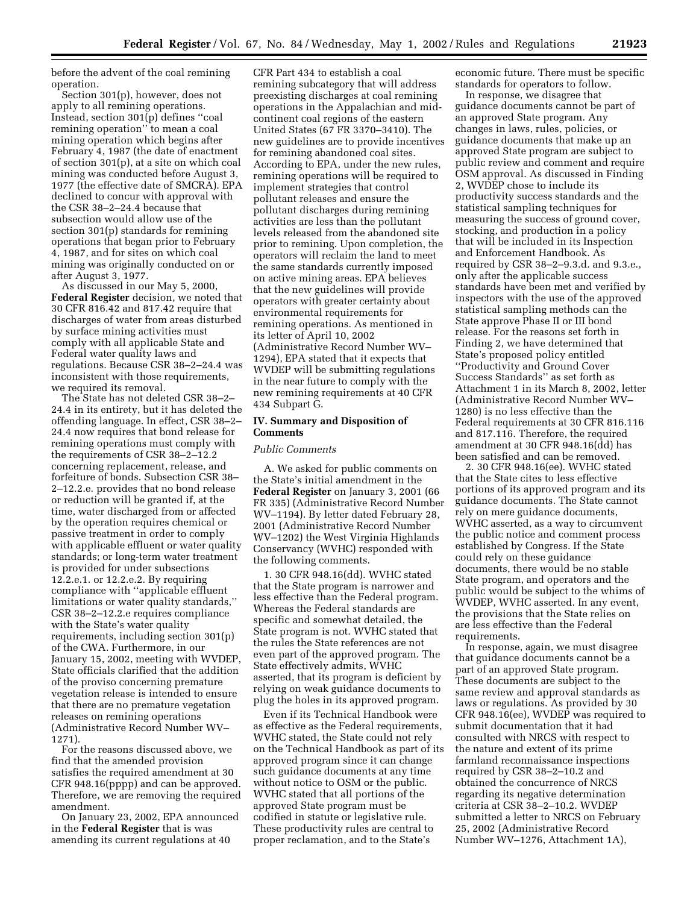before the advent of the coal remining operation.

Section 301(p), however, does not apply to all remining operations. Instead, section 301(p) defines ''coal remining operation'' to mean a coal mining operation which begins after February 4, 1987 (the date of enactment of section 301(p), at a site on which coal mining was conducted before August 3, 1977 (the effective date of SMCRA). EPA declined to concur with approval with the CSR 38–2–24.4 because that subsection would allow use of the section 301(p) standards for remining operations that began prior to February 4, 1987, and for sites on which coal mining was originally conducted on or after August 3, 1977.

As discussed in our May 5, 2000, **Federal Register** decision, we noted that 30 CFR 816.42 and 817.42 require that discharges of water from areas disturbed by surface mining activities must comply with all applicable State and Federal water quality laws and regulations. Because CSR 38–2–24.4 was inconsistent with those requirements, we required its removal.

The State has not deleted CSR 38–2–24.4 in its entirety, but it has deleted the offending language. In effect, CSR 38–2–24.4 now requires that bond release for remining operations must comply with the requirements of CSR 38–2–12.2 concerning replacement, release, and forfeiture of bonds. Subsection CSR 38–2–12.2.e. provides that no bond release or reduction will be granted if, at the time, water discharged from or affected by the operation requires chemical or passive treatment in order to comply with applicable effluent or water quality standards; or long-term water treatment is provided for under subsections 12.2.e.1. or 12.2.e.2. By requiring compliance with ''applicable effluent limitations or water quality standards,'' CSR 38–2–12.2.e requires compliance with the State's water quality requirements, including section 301(p) of the CWA. Furthermore, in our January 15, 2002, meeting with WVDEP, State officials clarified that the addition of the proviso concerning premature vegetation release is intended to ensure that there are no premature vegetation releases on remining operations (Administrative Record Number WV–1271).

For the reasons discussed above, we find that the amended provision satisfies the required amendment at 30 CFR 948.16(pppp) and can be approved. Therefore, we are removing the required amendment.

On January 23, 2002, EPA announced in the **Federal Register** that is was amending its current regulations at 40 CFR Part 434 to establish a coal remining subcategory that will address preexisting discharges at coal remining operations in the Appalachian and mid-continent coal regions of the eastern United States (67 FR 3370–3410). The new guidelines are to provide incentives for remining abandoned coal sites. According to EPA, under the new rules, remining operations will be required to implement strategies that control pollutant releases and ensure the pollutant discharges during remining activities are less than the pollutant levels released from the abandoned site prior to remining. Upon completion, the operators will reclaim the land to meet the same standards currently imposed on active mining areas. EPA believes that the new guidelines will provide operators with greater certainty about environmental requirements for remining operations. As mentioned in its letter of April 10, 2002 (Administrative Record Number WV–1294), EPA stated that it expects that WVDEP will be submitting regulations in the near future to comply with the new remining requirements at 40 CFR 434 Subpart G.

## IV. Summary and Disposition of Comments

*Public Comments*

A. We asked for public comments on the State's initial amendment in the **Federal Register** on January 3, 2001 (66 FR 335) (Administrative Record Number WV–1194). By letter dated February 28, 2001 (Administrative Record Number WV–1202) the West Virginia Highlands Conservancy (WVHC) responded with the following comments.

1. 30 CFR 948.16(dd). WVHC stated that the State program is narrower and less effective than the Federal program. Whereas the Federal standards are specific and somewhat detailed, the State program is not. WVHC stated that the rules the State references are not even part of the approved program. The State effectively admits, WVHC asserted, that its program is deficient by relying on weak guidance documents to plug the holes in its approved program.

Even if its Technical Handbook were as effective as the Federal requirements, WVHC stated, the State could not rely on the Technical Handbook as part of its approved program since it can change such guidance documents at any time without notice to OSM or the public. WVHC stated that all portions of the approved State program must be codified in statute or legislative rule. These productivity rules are central to proper reclamation, and to the State's economic future. There must be specific standards for operators to follow.

In response, we disagree that guidance documents cannot be part of an approved State program. Any changes in laws, rules, policies, or guidance documents that make up an approved State program are subject to public review and comment and require OSM approval. As discussed in Finding 2, WVDEP chose to include its productivity success standards and the statistical sampling techniques for measuring the success of ground cover, stocking, and production in a policy that will be included in its Inspection and Enforcement Handbook. As required by CSR 38–2–9.3.d. and 9.3.e., only after the applicable success standards have been met and verified by inspectors with the use of the approved statistical sampling methods can the State approve Phase II or III bond release. For the reasons set forth in Finding 2, we have determined that State's proposed policy entitled ''Productivity and Ground Cover Success Standards'' as set forth as Attachment 1 in its March 8, 2002, letter (Administrative Record Number WV–1280) is no less effective than the Federal requirements at 30 CFR 816.116 and 817.116. Therefore, the required amendment at 30 CFR 948.16(dd) has been satisfied and can be removed.

2. 30 CFR 948.16(ee). WVHC stated that the State cites to less effective portions of its approved program and its guidance documents. The State cannot rely on mere guidance documents, WVHC asserted, as a way to circumvent the public notice and comment process established by Congress. If the State could rely on these guidance documents, there would be no stable State program, and operators and the public would be subject to the whims of WVDEP, WVHC asserted. In any event, the provisions that the State relies on are less effective than the Federal requirements.

In response, again, we must disagree that guidance documents cannot be a part of an approved State program. These documents are subject to the same review and approval standards as laws or regulations. As provided by 30 CFR 948.16(ee), WVDEP was required to submit documentation that it had consulted with NRCS with respect to the nature and extent of its prime farmland reconnaissance inspections required by CSR 38–2–10.2 and obtained the concurrence of NRCS regarding its negative determination criteria at CSR 38–2–10.2. WVDEP submitted a letter to NRCS on February 25, 2002 (Administrative Record Number WV–1276, Attachment 1A),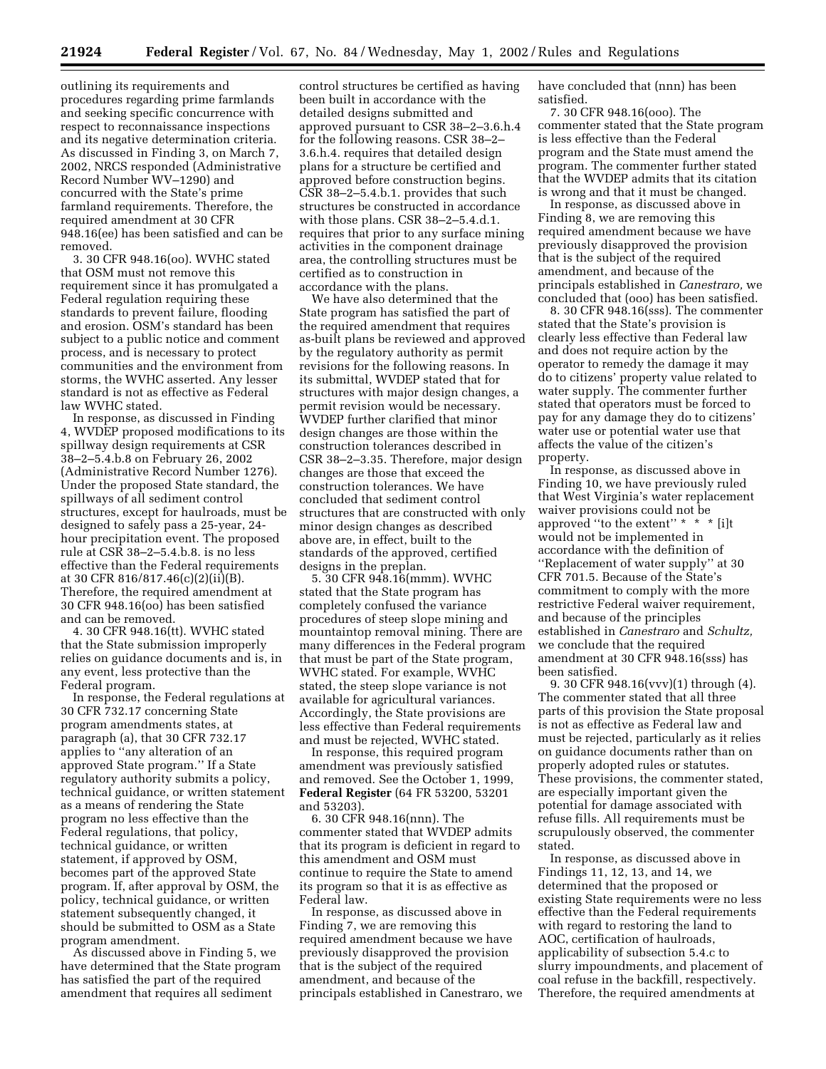outlining its requirements and procedures regarding prime farmlands and seeking specific concurrence with respect to reconnaissance inspections and its negative determination criteria. As discussed in Finding 3, on March 7, 2002, NRCS responded (Administrative Record Number WV–1290) and concurred with the State's prime farmland requirements. Therefore, the required amendment at 30 CFR 948.16(ee) has been satisfied and can be removed.

3. 30 CFR 948.16(oo). WVHC stated that OSM must not remove this requirement since it has promulgated a Federal regulation requiring these standards to prevent failure, flooding and erosion. OSM's standard has been subject to a public notice and comment process, and is necessary to protect communities and the environment from storms, the WVHC asserted. Any lesser standard is not as effective as Federal law WVHC stated.

In response, as discussed in Finding 4, WVDEP proposed modifications to its spillway design requirements at CSR 38–2–5.4.b.8 on February 26, 2002 (Administrative Record Number 1276). Under the proposed State standard, the spillways of all sediment control structures, except for haulroads, must be designed to safely pass a 25-year, 24-hour precipitation event. The proposed rule at CSR 38–2–5.4.b.8. is no less effective than the Federal requirements at 30 CFR 816/817.46(c)(2)(ii)(B). Therefore, the required amendment at 30 CFR 948.16(oo) has been satisfied and can be removed.

4. 30 CFR 948.16(tt). WVHC stated that the State submission improperly relies on guidance documents and is, in any event, less protective than the Federal program.

In response, the Federal regulations at 30 CFR 732.17 concerning State program amendments states, at paragraph (a), that 30 CFR 732.17 applies to "any alteration of an approved State program." If a State regulatory authority submits a policy, technical guidance, or written statement as a means of rendering the State program no less effective than the Federal regulations, that policy, technical guidance, or written statement, if approved by OSM, becomes part of the approved State program. If, after approval by OSM, the policy, technical guidance, or written statement subsequently changed, it should be submitted to OSM as a State program amendment.

As discussed above in Finding 5, we have determined that the State program has satisfied the part of the required amendment that requires all sediment control structures be certified as having been built in accordance with the detailed designs submitted and approved pursuant to CSR 38–2–3.6.h.4 for the following reasons. CSR 38–2–3.6.h.4. requires that detailed design plans for a structure be certified and approved before construction begins. CSR 38–2–5.4.b.1. provides that such structures be constructed in accordance with those plans. CSR 38–2–5.4.d.1. requires that prior to any surface mining activities in the component drainage area, the controlling structures must be certified as to construction in accordance with the plans.

We have also determined that the State program has satisfied the part of the required amendment that requires as-built plans be reviewed and approved by the regulatory authority as permit revisions for the following reasons. In its submittal, WVDEP stated that for structures with major design changes, a permit revision would be necessary. WVDEP further clarified that minor design changes are those within the construction tolerances described in CSR 38–2–3.35. Therefore, major design changes are those that exceed the construction tolerances. We have concluded that sediment control structures that are constructed with only minor design changes as described above are, in effect, built to the standards of the approved, certified designs in the preplan.

5. 30 CFR 948.16(mmm). WVHC stated that the State program has completely confused the variance procedures of steep slope mining and mountaintop removal mining. There are many differences in the Federal program that must be part of the State program, WVHC stated. For example, WVHC stated, the steep slope variance is not available for agricultural variances. Accordingly, the State provisions are less effective than Federal requirements and must be rejected, WVHC stated.

In response, this required program amendment was previously satisfied and removed. See the October 1, 1999, **Federal Register** (64 FR 53200, 53201 and 53203).

6. 30 CFR 948.16(nnn). The commenter stated that WVDEP admits that its program is deficient in regard to this amendment and OSM must continue to require the State to amend its program so that it is as effective as Federal law.

In response, as discussed above in Finding 7, we are removing this required amendment because we have previously disapproved the provision that is the subject of the required amendment, and because of the principals established in Canestraro, we have concluded that (nnn) has been satisfied.

7. 30 CFR 948.16(ooo). The commenter stated that the State program is less effective than the Federal program and the State must amend the program. The commenter further stated that the WVDEP admits that its citation is wrong and that it must be changed.

In response, as discussed above in Finding 8, we are removing this required amendment because we have previously disapproved the provision that is the subject of the required amendment, and because of the principals established in *Canestraro,* we concluded that (ooo) has been satisfied.

8. 30 CFR 948.16(sss). The commenter stated that the State's provision is clearly less effective than Federal law and does not require action by the operator to remedy the damage it may do to citizens' property value related to water supply. The commenter further stated that operators must be forced to pay for any damage they do to citizens' water use or potential water use that affects the value of the citizen's property.

In response, as discussed above in Finding 10, we have previously ruled that West Virginia's water replacement waiver provisions could not be approved "to the extent" * * * [i]t would not be implemented in accordance with the definition of "Replacement of water supply" at 30 CFR 701.5. Because of the State's commitment to comply with the more restrictive Federal waiver requirement, and because of the principles established in *Canestraro* and *Schultz,* we conclude that the required amendment at 30 CFR 948.16(sss) has been satisfied.

9. 30 CFR 948.16(vvv)(1) through (4). The commenter stated that all three parts of this provision the State proposal is not as effective as Federal law and must be rejected, particularly as it relies on guidance documents rather than on properly adopted rules or statutes. These provisions, the commenter stated, are especially important given the potential for damage associated with refuse fills. All requirements must be scrupulously observed, the commenter stated.

In response, as discussed above in Findings 11, 12, 13, and 14, we determined that the proposed or existing State requirements were no less effective than the Federal requirements with regard to restoring the land to AOC, certification of haulroads, applicability of subsection 5.4.c to slurry impoundments, and placement of coal refuse in the backfill, respectively. Therefore, the required amendments at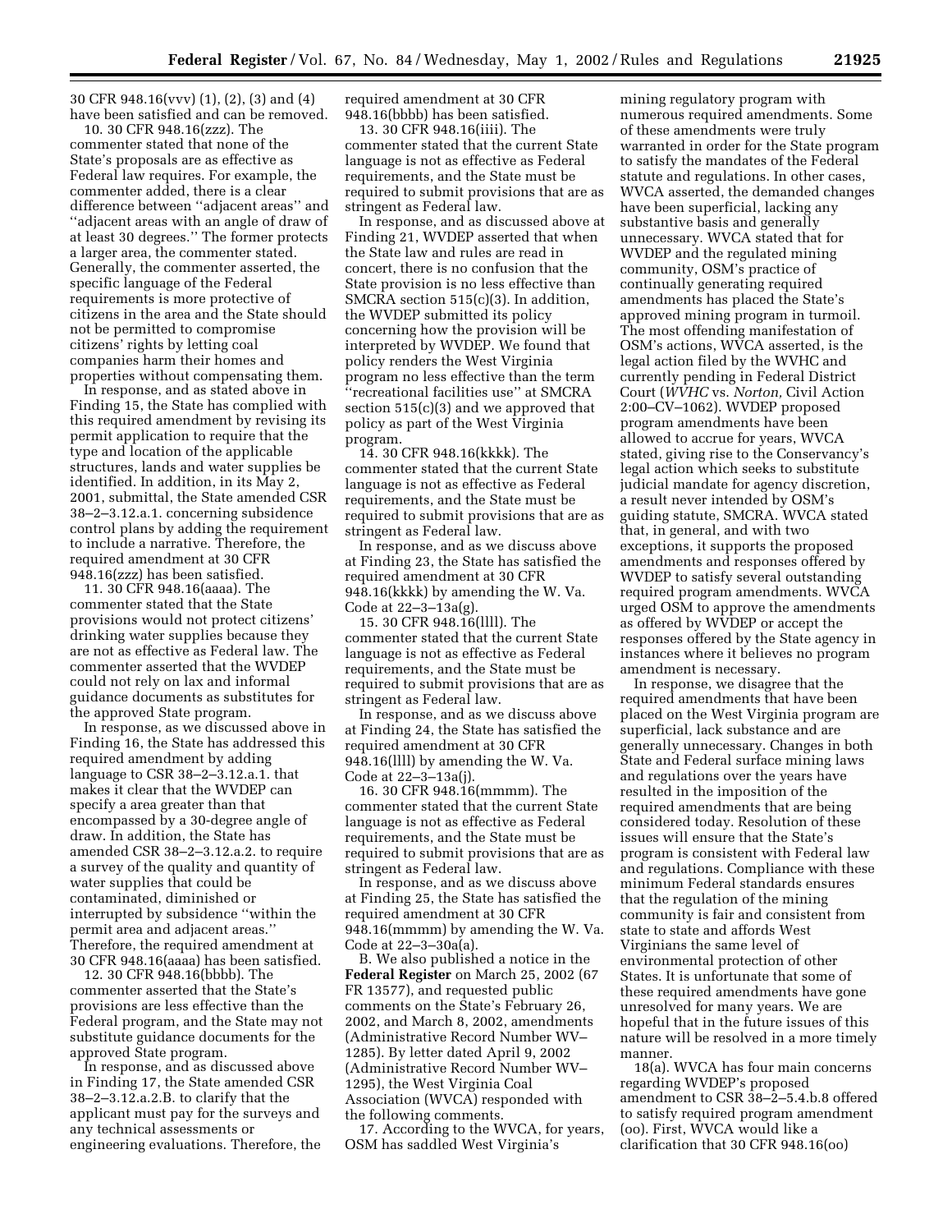30 CFR 948.16(vvv) (1), (2), (3) and (4) have been satisfied and can be removed.

10. 30 CFR 948.16(zzz). The commenter stated that none of the State's proposals are as effective as Federal law requires. For example, the commenter added, there is a clear difference between ''adjacent areas'' and ''adjacent areas with an angle of draw of at least 30 degrees.'' The former protects a larger area, the commenter stated. Generally, the commenter asserted, the specific language of the Federal requirements is more protective of citizens in the area and the State should not be permitted to compromise citizens' rights by letting coal companies harm their homes and properties without compensating them.

In response, and as stated above in Finding 15, the State has complied with this required amendment by revising its permit application to require that the type and location of the applicable structures, lands and water supplies be identified. In addition, in its May 2, 2001, submittal, the State amended CSR 38–2–3.12.a.1. concerning subsidence control plans by adding the requirement to include a narrative. Therefore, the required amendment at 30 CFR 948.16(zzz) has been satisfied.

11. 30 CFR 948.16(aaaa). The commenter stated that the State provisions would not protect citizens' drinking water supplies because they are not as effective as Federal law. The commenter asserted that the WVDEP could not rely on lax and informal guidance documents as substitutes for the approved State program.

In response, as we discussed above in Finding 16, the State has addressed this required amendment by adding language to CSR 38–2–3.12.a.1. that makes it clear that the WVDEP can specify a area greater than that encompassed by a 30-degree angle of draw. In addition, the State has amended CSR 38–2–3.12.a.2. to require a survey of the quality and quantity of water supplies that could be contaminated, diminished or interrupted by subsidence ''within the permit area and adjacent areas.'' Therefore, the required amendment at 30 CFR 948.16(aaaa) has been satisfied.

12. 30 CFR 948.16(bbbb). The commenter asserted that the State's provisions are less effective than the Federal program, and the State may not substitute guidance documents for the approved State program.

In response, and as discussed above in Finding 17, the State amended CSR 38–2–3.12.a.2.B. to clarify that the applicant must pay for the surveys and any technical assessments or engineering evaluations. Therefore, the required amendment at 30 CFR 948.16(bbbb) has been satisfied.

13. 30 CFR 948.16(iiii). The commenter stated that the current State language is not as effective as Federal requirements, and the State must be required to submit provisions that are as stringent as Federal law.

In response, and as discussed above at Finding 21, WVDEP asserted that when the State law and rules are read in concert, there is no confusion that the State provision is no less effective than SMCRA section 515(c)(3). In addition, the WVDEP submitted its policy concerning how the provision will be interpreted by WVDEP. We found that policy renders the West Virginia program no less effective than the term ''recreational facilities use'' at SMCRA section 515(c)(3) and we approved that policy as part of the West Virginia program.

14. 30 CFR 948.16(kkkk). The commenter stated that the current State language is not as effective as Federal requirements, and the State must be required to submit provisions that are as stringent as Federal law.

In response, and as we discuss above at Finding 23, the State has satisfied the required amendment at 30 CFR 948.16(kkkk) by amending the W. Va. Code at 22–3–13a(g).

15. 30 CFR 948.16(llll). The commenter stated that the current State language is not as effective as Federal requirements, and the State must be required to submit provisions that are as stringent as Federal law.

In response, and as we discuss above at Finding 24, the State has satisfied the required amendment at 30 CFR 948.16(llll) by amending the W. Va. Code at 22–3–13a(j).

16. 30 CFR 948.16(mmmm). The commenter stated that the current State language is not as effective as Federal requirements, and the State must be required to submit provisions that are as stringent as Federal law.

In response, and as we discuss above at Finding 25, the State has satisfied the required amendment at 30 CFR 948.16(mmmm) by amending the W. Va. Code at 22–3–30a(a).

B. We also published a notice in the **Federal Register** on March 25, 2002 (67 FR 13577), and requested public comments on the State's February 26, 2002, and March 8, 2002, amendments (Administrative Record Number WV–1285). By letter dated April 9, 2002 (Administrative Record Number WV–1295), the West Virginia Coal Association (WVCA) responded with the following comments.

17. According to the WVCA, for years, OSM has saddled West Virginia's mining regulatory program with numerous required amendments. Some of these amendments were truly warranted in order for the State program to satisfy the mandates of the Federal statute and regulations. In other cases, WVCA asserted, the demanded changes have been superficial, lacking any substantive basis and generally unnecessary. WVCA stated that for WVDEP and the regulated mining community, OSM's practice of continually generating required amendments has placed the State's approved mining program in turmoil. The most offending manifestation of OSM's actions, WVCA asserted, is the legal action filed by the WVHC and currently pending in Federal District Court (*WVHC* vs. *Norton,* Civil Action 2:00–CV–1062). WVDEP proposed program amendments have been allowed to accrue for years, WVCA stated, giving rise to the Conservancy's legal action which seeks to substitute judicial mandate for agency discretion, a result never intended by OSM's guiding statute, SMCRA. WVCA stated that, in general, and with two exceptions, it supports the proposed amendments and responses offered by WVDEP to satisfy several outstanding required program amendments. WVCA urged OSM to approve the amendments as offered by WVDEP or accept the responses offered by the State agency in instances where it believes no program amendment is necessary.

In response, we disagree that the required amendments that have been placed on the West Virginia program are superficial, lack substance and are generally unnecessary. Changes in both State and Federal surface mining laws and regulations over the years have resulted in the imposition of the required amendments that are being considered today. Resolution of these issues will ensure that the State's program is consistent with Federal law and regulations. Compliance with these minimum Federal standards ensures that the regulation of the mining community is fair and consistent from state to state and affords West Virginians the same level of environmental protection of other States. It is unfortunate that some of these required amendments have gone unresolved for many years. We are hopeful that in the future issues of this nature will be resolved in a more timely manner.

18(a). WVCA has four main concerns regarding WVDEP's proposed amendment to CSR 38–2–5.4.b.8 offered to satisfy required program amendment (oo). First, WVCA would like a clarification that 30 CFR 948.16(oo)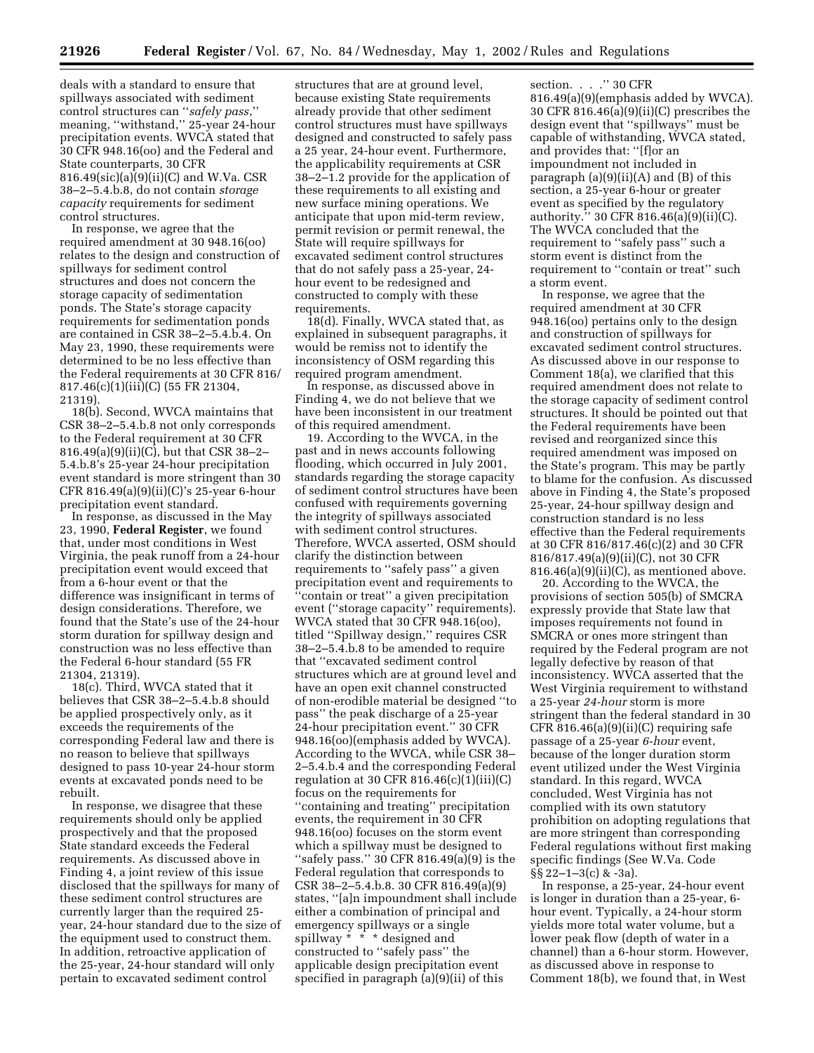deals with a standard to ensure that spillways associated with sediment control structures can ''*safely pass*,'' meaning, ''withstand,'' 25-year 24-hour precipitation events. WVCA stated that 30 CFR 948.16(oo) and the Federal and State counterparts, 30 CFR 816.49(sic)(a)(9)(ii)(C) and W.Va. CSR 38–2–5.4.b.8, do not contain *storage capacity* requirements for sediment control structures.

In response, we agree that the required amendment at 30 948.16(oo) relates to the design and construction of spillways for sediment control structures and does not concern the storage capacity of sedimentation ponds. The State's storage capacity requirements for sedimentation ponds are contained in CSR 38–2–5.4.b.4. On May 23, 1990, these requirements were determined to be no less effective than the Federal requirements at 30 CFR 816/817.46(c)(1)(iii)(C) (55 FR 21304, 21319).

18(b). Second, WVCA maintains that CSR 38–2–5.4.b.8 not only corresponds to the Federal requirement at 30 CFR 816.49(a)(9)(ii)(C), but that CSR 38–2–5.4.b.8's 25-year 24-hour precipitation event standard is more stringent than 30 CFR 816.49(a)(9)(ii)(C)'s 25-year 6-hour precipitation event standard.

In response, as discussed in the May 23, 1990, **Federal Register**, we found that, under most conditions in West Virginia, the peak runoff from a 24-hour precipitation event would exceed that from a 6-hour event or that the difference was insignificant in terms of design considerations. Therefore, we found that the State's use of the 24-hour storm duration for spillway design and construction was no less effective than the Federal 6-hour standard (55 FR 21304, 21319).

18(c). Third, WVCA stated that it believes that CSR 38–2–5.4.b.8 should be applied prospectively only, as it exceeds the requirements of the corresponding Federal law and there is no reason to believe that spillways designed to pass 10-year 24-hour storm events at excavated ponds need to be rebuilt.

In response, we disagree that these requirements should only be applied prospectively and that the proposed State standard exceeds the Federal requirements. As discussed above in Finding 4, a joint review of this issue disclosed that the spillways for many of these sediment control structures are currently larger than the required 25-year, 24-hour standard due to the size of the equipment used to construct them. In addition, retroactive application of the 25-year, 24-hour standard will only pertain to excavated sediment control structures that are at ground level, because existing State requirements already provide that other sediment control structures must have spillways designed and constructed to safely pass a 25 year, 24-hour event. Furthermore, the applicability requirements at CSR 38–2–1.2 provide for the application of these requirements to all existing and new surface mining operations. We anticipate that upon mid-term review, permit revision or permit renewal, the State will require spillways for excavated sediment control structures that do not safely pass a 25-year, 24-hour event to be redesigned and constructed to comply with these requirements.

18(d). Finally, WVCA stated that, as explained in subsequent paragraphs, it would be remiss not to identify the inconsistency of OSM regarding this required program amendment.

In response, as discussed above in Finding 4, we do not believe that we have been inconsistent in our treatment of this required amendment.

19. According to the WVCA, in the past and in news accounts following flooding, which occurred in July 2001, standards regarding the storage capacity of sediment control structures have been confused with requirements governing the integrity of spillways associated with sediment control structures. Therefore, WVCA asserted, OSM should clarify the distinction between requirements to ''safely pass'' a given precipitation event and requirements to ''contain or treat'' a given precipitation event (''storage capacity'' requirements). WVCA stated that 30 CFR 948.16(oo), titled ''Spillway design,'' requires CSR 38–2–5.4.b.8 to be amended to require that ''excavated sediment control structures which are at ground level and have an open exit channel constructed of non-erodible material be designed ''to pass'' the peak discharge of a 25-year 24-hour precipitation event.'' 30 CFR 948.16(oo)(emphasis added by WVCA). According to the WVCA, while CSR 38–2–5.4.b.4 and the corresponding Federal regulation at 30 CFR 816.46(c)(1)(iii)(C) focus on the requirements for ''containing and treating'' precipitation events, the requirement in 30 CFR 948.16(oo) focuses on the storm event which a spillway must be designed to ''safely pass.'' 30 CFR 816.49(a)(9) is the Federal regulation that corresponds to CSR 38–2–5.4.b.8. 30 CFR 816.49(a)(9) states, ''[a]n impoundment shall include either a combination of principal and emergency spillways or a single spillway * * * designed and constructed to ''safely pass'' the applicable design precipitation event specified in paragraph (a)(9)(ii) of this section. . . .'' 30 CFR 816.49(a)(9)(emphasis added by WVCA). 30 CFR 816.46(a)(9)(ii)(C) prescribes the design event that ''spillways'' must be capable of withstanding, WVCA stated, and provides that: ''[f]or an impoundment not included in paragraph (a)(9)(ii)(A) and (B) of this section, a 25-year 6-hour or greater event as specified by the regulatory authority.'' 30 CFR 816.46(a)(9)(ii)(C). The WVCA concluded that the requirement to ''safely pass'' such a storm event is distinct from the requirement to ''contain or treat'' such a storm event.

In response, we agree that the required amendment at 30 CFR 948.16(oo) pertains only to the design and construction of spillways for excavated sediment control structures. As discussed above in our response to Comment 18(a), we clarified that this required amendment does not relate to the storage capacity of sediment control structures. It should be pointed out that the Federal requirements have been revised and reorganized since this required amendment was imposed on the State's program. This may be partly to blame for the confusion. As discussed above in Finding 4, the State's proposed 25-year, 24-hour spillway design and construction standard is no less effective than the Federal requirements at 30 CFR 816/817.46(c)(2) and 30 CFR 816/817.49(a)(9)(ii)(C), not 30 CFR 816.46(a)(9)(ii)(C), as mentioned above.

20. According to the WVCA, the provisions of section 505(b) of SMCRA expressly provide that State law that imposes requirements not found in SMCRA or ones more stringent than required by the Federal program are not legally defective by reason of that inconsistency. WVCA asserted that the West Virginia requirement to withstand a 25-year *24-hour* storm is more stringent than the federal standard in 30 CFR 816.46(a)(9)(ii)(C) requiring safe passage of a 25-year *6-hour* event, because of the longer duration storm event utilized under the West Virginia standard. In this regard, WVCA concluded, West Virginia has not complied with its own statutory prohibition on adopting regulations that are more stringent than corresponding Federal regulations without first making specific findings (See W.Va. Code §§ 22–1–3(c) & -3a).

In response, a 25-year, 24-hour event is longer in duration than a 25-year, 6-hour event. Typically, a 24-hour storm yields more total water volume, but a lower peak flow (depth of water in a channel) than a 6-hour storm. However, as discussed above in response to Comment 18(b), we found that, in West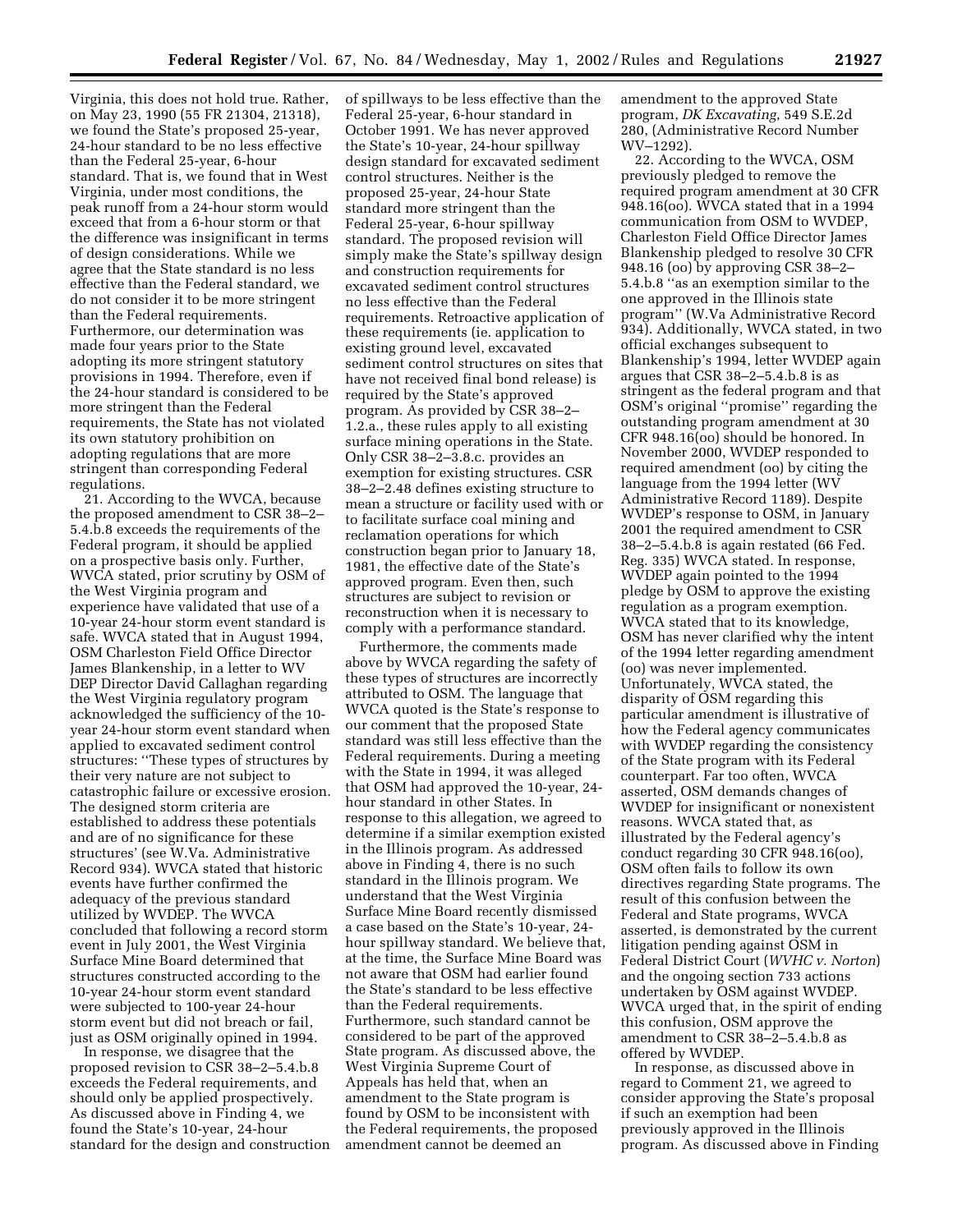Virginia, this does not hold true. Rather, on May 23, 1990 (55 FR 21304, 21318), we found the State's proposed 25-year, 24-hour standard to be no less effective than the Federal 25-year, 6-hour standard. That is, we found that in West Virginia, under most conditions, the peak runoff from a 24-hour storm would exceed that from a 6-hour storm or that the difference was insignificant in terms of design considerations. While we agree that the State standard is no less effective than the Federal standard, we do not consider it to be more stringent than the Federal requirements. Furthermore, our determination was made four years prior to the State adopting its more stringent statutory provisions in 1994. Therefore, even if the 24-hour standard is considered to be more stringent than the Federal requirements, the State has not violated its own statutory prohibition on adopting regulations that are more stringent than corresponding Federal regulations.

21. According to the WVCA, because the proposed amendment to CSR 38–2–5.4.b.8 exceeds the requirements of the Federal program, it should be applied on a prospective basis only. Further, WVCA stated, prior scrutiny by OSM of the West Virginia program and experience have validated that use of a 10-year 24-hour storm event standard is safe. WVCA stated that in August 1994, OSM Charleston Field Office Director James Blankenship, in a letter to WV DEP Director David Callaghan regarding the West Virginia regulatory program acknowledged the sufficiency of the 10-year 24-hour storm event standard when applied to excavated sediment control structures: ''These types of structures by their very nature are not subject to catastrophic failure or excessive erosion. The designed storm criteria are established to address these potentials and are of no significance for these structures' (see W.Va. Administrative Record 934). WVCA stated that historic events have further confirmed the adequacy of the previous standard utilized by WVDEP. The WVCA concluded that following a record storm event in July 2001, the West Virginia Surface Mine Board determined that structures constructed according to the 10-year 24-hour storm event standard were subjected to 100-year 24-hour storm event but did not breach or fail, just as OSM originally opined in 1994.

In response, we disagree that the proposed revision to CSR 38–2–5.4.b.8 exceeds the Federal requirements, and should only be applied prospectively. As discussed above in Finding 4, we found the State's 10-year, 24-hour standard for the design and construction of spillways to be less effective than the Federal 25-year, 6-hour standard in October 1991. We have never approved the State's 10-year, 24-hour spillway design standard for excavated sediment control structures. Neither is the proposed 25-year, 24-hour State standard more stringent than the Federal 25-year, 6-hour spillway standard. The proposed revision will simply make the State's spillway design and construction requirements for excavated sediment control structures no less effective than the Federal requirements. Retroactive application of these requirements (ie. application to existing ground level, excavated sediment control structures on sites that have not received final bond release) is required by the State's approved program. As provided by CSR 38–2–1.2.a., these rules apply to all existing surface mining operations in the State. Only CSR 38–2–3.8.c. provides an exemption for existing structures. CSR 38–2–2.48 defines existing structure to mean a structure or facility used with or to facilitate surface coal mining and reclamation operations for which construction began prior to January 18, 1981, the effective date of the State's approved program. Even then, such structures are subject to revision or reconstruction when it is necessary to comply with a performance standard.

Furthermore, the comments made above by WVCA regarding the safety of these types of structures are incorrectly attributed to OSM. The language that WVCA quoted is the State's response to our comment that the proposed State standard was still less effective than the Federal requirements. During a meeting with the State in 1994, it was alleged that OSM had approved the 10-year, 24-hour standard in other States. In response to this allegation, we agreed to determine if a similar exemption existed in the Illinois program. As addressed above in Finding 4, there is no such standard in the Illinois program. We understand that the West Virginia Surface Mine Board recently dismissed a case based on the State's 10-year, 24-hour spillway standard. We believe that, at the time, the Surface Mine Board was not aware that OSM had earlier found the State's standard to be less effective than the Federal requirements. Furthermore, such standard cannot be considered to be part of the approved State program. As discussed above, the West Virginia Supreme Court of Appeals has held that, when an amendment to the State program is found by OSM to be inconsistent with the Federal requirements, the proposed amendment cannot be deemed an amendment to the approved State program, *DK Excavating*, 549 S.E.2d 280, (Administrative Record Number WV–1292).

22. According to the WVCA, OSM previously pledged to remove the required program amendment at 30 CFR 948.16(oo). WVCA stated that in a 1994 communication from OSM to WVDEP, Charleston Field Office Director James Blankenship pledged to resolve 30 CFR 948.16 (oo) by approving CSR 38–2–5.4.b.8 ''as an exemption similar to the one approved in the Illinois state program'' (W.Va Administrative Record 934). Additionally, WVCA stated, in two official exchanges subsequent to Blankenship's 1994, letter WVDEP again argues that CSR 38–2–5.4.b.8 is as stringent as the federal program and that OSM's original ''promise'' regarding the outstanding program amendment at 30 CFR 948.16(oo) should be honored. In November 2000, WVDEP responded to required amendment (oo) by citing the language from the 1994 letter (WV Administrative Record 1189). Despite WVDEP's response to OSM, in January 2001 the required amendment to CSR 38–2–5.4.b.8 is again restated (66 Fed. Reg. 335) WVCA stated. In response, WVDEP again pointed to the 1994 pledge by OSM to approve the existing regulation as a program exemption. WVCA stated that to its knowledge, OSM has never clarified why the intent of the 1994 letter regarding amendment (oo) was never implemented. Unfortunately, WVCA stated, the disparity of OSM regarding this particular amendment is illustrative of how the Federal agency communicates with WVDEP regarding the consistency of the State program with its Federal counterpart. Far too often, WVCA asserted, OSM demands changes of WVDEP for insignificant or nonexistent reasons. WVCA stated that, as illustrated by the Federal agency's conduct regarding 30 CFR 948.16(oo), OSM often fails to follow its own directives regarding State programs. The result of this confusion between the Federal and State programs, WVCA asserted, is demonstrated by the current litigation pending against OSM in Federal District Court (*WVHC v. Norton*) and the ongoing section 733 actions undertaken by OSM against WVDEP. WVCA urged that, in the spirit of ending this confusion, OSM approve the amendment to CSR 38–2–5.4.b.8 as offered by WVDEP.

In response, as discussed above in regard to Comment 21, we agreed to consider approving the State's proposal if such an exemption had been previously approved in the Illinois program. As discussed above in Finding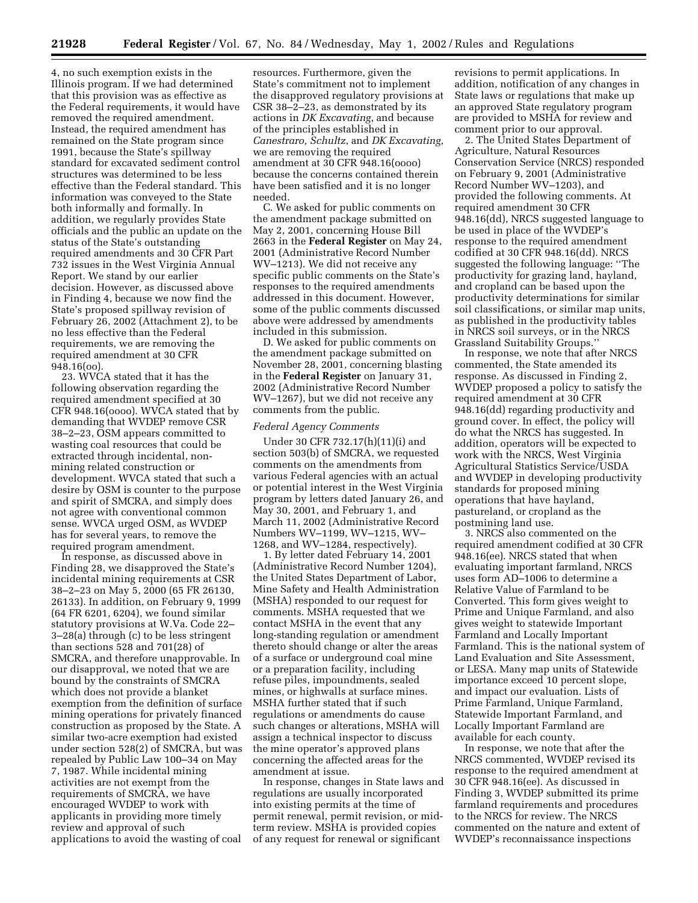4, no such exemption exists in the Illinois program. If we had determined that this provision was as effective as the Federal requirements, it would have removed the required amendment. Instead, the required amendment has remained on the State program since 1991, because the State's spillway standard for excavated sediment control structures was determined to be less effective than the Federal standard. This information was conveyed to the State both informally and formally. In addition, we regularly provides State officials and the public an update on the status of the State's outstanding required amendments and 30 CFR Part 732 issues in the West Virginia Annual Report. We stand by our earlier decision. However, as discussed above in Finding 4, because we now find the State's proposed spillway revision of February 26, 2002 (Attachment 2), to be no less effective than the Federal requirements, we are removing the required amendment at 30 CFR 948.16(oo).

23. WVCA stated that it has the following observation regarding the required amendment specified at 30 CFR 948.16(oooo). WVCA stated that by demanding that WVDEP remove CSR 38–2–23, OSM appears committed to wasting coal resources that could be extracted through incidental, non-mining related construction or development. WVCA stated that such a desire by OSM is counter to the purpose and spirit of SMCRA, and simply does not agree with conventional common sense. WVCA urged OSM, as WVDEP has for several years, to remove the required program amendment.

In response, as discussed above in Finding 28, we disapproved the State's incidental mining requirements at CSR 38–2–23 on May 5, 2000 (65 FR 26130, 26133). In addition, on February 9, 1999 (64 FR 6201, 6204), we found similar statutory provisions at W.Va. Code 22–3–28(a) through (c) to be less stringent than sections 528 and 701(28) of SMCRA, and therefore unapprovable. In our disapproval, we noted that we are bound by the constraints of SMCRA which does not provide a blanket exemption from the definition of surface mining operations for privately financed construction as proposed by the State. A similar two-acre exemption had existed under section 528(2) of SMCRA, but was repealed by Public Law 100–34 on May 7, 1987. While incidental mining activities are not exempt from the requirements of SMCRA, we have encouraged WVDEP to work with applicants in providing more timely review and approval of such applications to avoid the wasting of coal resources. Furthermore, given the State's commitment not to implement the disapproved regulatory provisions at CSR 38–2–23, as demonstrated by its actions in *DK Excavating*, and because of the principles established in *Canestraro, Schultz*, and *DK Excavating*, we are removing the required amendment at 30 CFR 948.16(oooo) because the concerns contained therein have been satisfied and it is no longer needed.

C. We asked for public comments on the amendment package submitted on May 2, 2001, concerning House Bill 2663 in the **Federal Register** on May 24, 2001 (Administrative Record Number WV–1213). We did not receive any specific public comments on the State's responses to the required amendments addressed in this document. However, some of the public comments discussed above were addressed by amendments included in this submission.

D. We asked for public comments on the amendment package submitted on November 28, 2001, concerning blasting in the **Federal Register** on January 31, 2002 (Administrative Record Number WV–1267), but we did not receive any comments from the public.

### *Federal Agency Comments*

Under 30 CFR 732.17(h)(11)(i) and section 503(b) of SMCRA, we requested comments on the amendments from various Federal agencies with an actual or potential interest in the West Virginia program by letters dated January 26, and May 30, 2001, and February 1, and March 11, 2002 (Administrative Record Numbers WV–1199, WV–1215, WV–1268, and WV–1284, respectively).

1. By letter dated February 14, 2001 (Administrative Record Number 1204), the United States Department of Labor, Mine Safety and Health Administration (MSHA) responded to our request for comments. MSHA requested that we contact MSHA in the event that any long-standing regulation or amendment thereto should change or alter the areas of a surface or underground coal mine or a preparation facility, including refuse piles, impoundments, sealed mines, or highwalls at surface mines. MSHA further stated that if such regulations or amendments do cause such changes or alterations, MSHA will assign a technical inspector to discuss the mine operator's approved plans concerning the affected areas for the amendment at issue.

In response, changes in State laws and regulations are usually incorporated into existing permits at the time of permit renewal, permit revision, or mid-term review. MSHA is provided copies of any request for renewal or significant revisions to permit applications. In addition, notification of any changes in State laws or regulations that make up an approved State regulatory program are provided to MSHA for review and comment prior to our approval.

2. The United States Department of Agriculture, Natural Resources Conservation Service (NRCS) responded on February 9, 2001 (Administrative Record Number WV–1203), and provided the following comments. At required amendment 30 CFR 948.16(dd), NRCS suggested language to be used in place of the WVDEP's response to the required amendment codified at 30 CFR 948.16(dd). NRCS suggested the following language: ''The productivity for grazing land, hayland, and cropland can be based upon the productivity determinations for similar soil classifications, or similar map units, as published in the productivity tables in NRCS soil surveys, or in the NRCS Grassland Suitability Groups.''

In response, we note that after NRCS commented, the State amended its response. As discussed in Finding 2, WVDEP proposed a policy to satisfy the required amendment at 30 CFR 948.16(dd) regarding productivity and ground cover. In effect, the policy will do what the NRCS has suggested. In addition, operators will be expected to work with the NRCS, West Virginia Agricultural Statistics Service/USDA and WVDEP in developing productivity standards for proposed mining operations that have hayland, pastureland, or cropland as the postmining land use.

3. NRCS also commented on the required amendment codified at 30 CFR 948.16(ee). NRCS stated that when evaluating important farmland, NRCS uses form AD–1006 to determine a Relative Value of Farmland to be Converted. This form gives weight to Prime and Unique Farmland, and also gives weight to statewide Important Farmland and Locally Important Farmland. This is the national system of Land Evaluation and Site Assessment, or LESA. Many map units of Statewide importance exceed 10 percent slope, and impact our evaluation. Lists of Prime Farmland, Unique Farmland, Statewide Important Farmland, and Locally Important Farmland are available for each county.

In response, we note that after the NRCS commented, WVDEP revised its response to the required amendment at 30 CFR 948.16(ee). As discussed in Finding 3, WVDEP submitted its prime farmland requirements and procedures to the NRCS for review. The NRCS commented on the nature and extent of WVDEP's reconnaissance inspections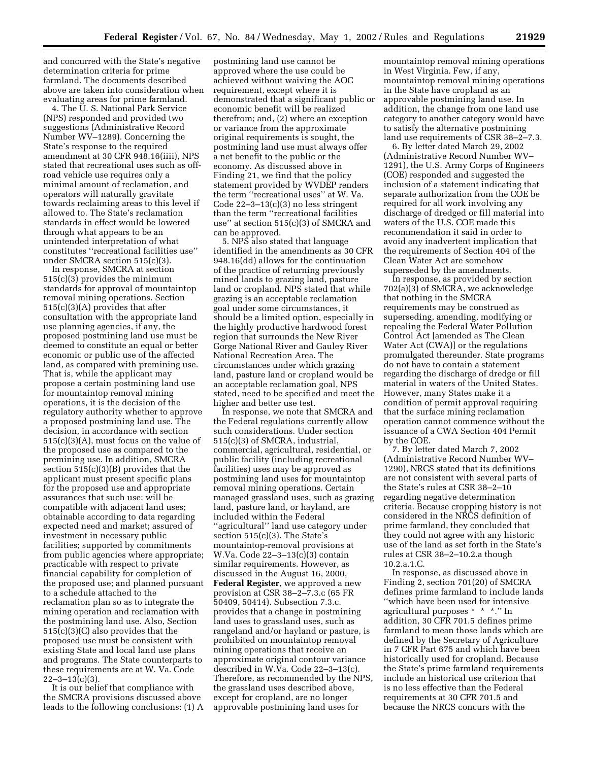and concurred with the State's negative determination criteria for prime farmland. The documents described above are taken into consideration when evaluating areas for prime farmland.

4. The U. S. National Park Service (NPS) responded and provided two suggestions (Administrative Record Number WV–1289). Concerning the State's response to the required amendment at 30 CFR 948.16(iiii), NPS stated that recreational uses such as off-road vehicle use requires only a minimal amount of reclamation, and operators will naturally gravitate towards reclaiming areas to this level if allowed to. The State's reclamation standards in effect would be lowered through what appears to be an unintended interpretation of what constitutes ''recreational facilities use'' under SMCRA section 515(c)(3).

In response, SMCRA at section 515(c)(3) provides the minimum standards for approval of mountaintop removal mining operations. Section 515(c)(3)(A) provides that after consultation with the appropriate land use planning agencies, if any, the proposed postmining land use must be deemed to constitute an equal or better economic or public use of the affected land, as compared with premining use. That is, while the applicant may propose a certain postmining land use for mountaintop removal mining operations, it is the decision of the regulatory authority whether to approve a proposed postmining land use. The decision, in accordance with section 515(c)(3)(A), must focus on the value of the proposed use as compared to the premining use. In addition, SMCRA section 515(c)(3)(B) provides that the applicant must present specific plans for the proposed use and appropriate assurances that such use: will be compatible with adjacent land uses; obtainable according to data regarding expected need and market; assured of investment in necessary public facilities; supported by commitments from public agencies where appropriate; practicable with respect to private financial capability for completion of the proposed use; and planned pursuant to a schedule attached to the reclamation plan so as to integrate the mining operation and reclamation with the postmining land use. Also, Section 515(c)(3)(C) also provides that the proposed use must be consistent with existing State and local land use plans and programs. The State counterparts to these requirements are at W. Va. Code 22–3–13(c)(3).

It is our belief that compliance with the SMCRA provisions discussed above leads to the following conclusions: (1) A postmining land use cannot be approved where the use could be achieved without waiving the AOC requirement, except where it is demonstrated that a significant public or economic benefit will be realized therefrom; and, (2) where an exception or variance from the approximate original requirements is sought, the postmining land use must always offer a net benefit to the public or the economy. As discussed above in Finding 21, we find that the policy statement provided by WVDEP renders the term ''recreational uses'' at W. Va. Code 22–3–13(c)(3) no less stringent than the term ''recreational facilities use'' at section 515(c)(3) of SMCRA and can be approved.

5. NPS also stated that language identified in the amendments as 30 CFR 948.16(dd) allows for the continuation of the practice of returning previously mined lands to grazing land, pasture land or cropland. NPS stated that while grazing is an acceptable reclamation goal under some circumstances, it should be a limited option, especially in the highly productive hardwood forest region that surrounds the New River Gorge National River and Gauley River National Recreation Area. The circumstances under which grazing land, pasture land or cropland would be an acceptable reclamation goal, NPS stated, need to be specified and meet the higher and better use test.

In response, we note that SMCRA and the Federal regulations currently allow such considerations. Under section 515(c)(3) of SMCRA, industrial, commercial, agricultural, residential, or public facility (including recreational facilities) uses may be approved as postmining land uses for mountaintop removal mining operations. Certain managed grassland uses, such as grazing land, pasture land, or hayland, are included within the Federal ''agricultural'' land use category under section 515(c)(3). The State's mountaintop-removal provisions at W.Va. Code 22–3–13(c)(3) contain similar requirements. However, as discussed in the August 16, 2000, **Federal Register**, we approved a new provision at CSR 38–2–7.3.c (65 FR 50409, 50414). Subsection 7.3.c. provides that a change in postmining land uses to grassland uses, such as rangeland and/or hayland or pasture, is prohibited on mountaintop removal mining operations that receive an approximate original contour variance described in W.Va. Code 22–3–13(c). Therefore, as recommended by the NPS, the grassland uses described above, except for cropland, are no longer approvable postmining land uses for mountaintop removal mining operations in West Virginia. Few, if any, mountaintop removal mining operations in the State have cropland as an approvable postmining land use. In addition, the change from one land use category to another category would have to satisfy the alternative postmining land use requirements of CSR 38–2–7.3.

6. By letter dated March 29, 2002 (Administrative Record Number WV–1291), the U.S. Army Corps of Engineers (COE) responded and suggested the inclusion of a statement indicating that separate authorization from the COE be required for all work involving any discharge of dredged or fill material into waters of the U.S. COE made this recommendation it said in order to avoid any inadvertent implication that the requirements of Section 404 of the Clean Water Act are somehow superseded by the amendments.

In response, as provided by section 702(a)(3) of SMCRA, we acknowledge that nothing in the SMCRA requirements may be construed as superseding, amending, modifying or repealing the Federal Water Pollution Control Act [amended as The Clean Water Act (CWA)] or the regulations promulgated thereunder. State programs do not have to contain a statement regarding the discharge of dredge or fill material in waters of the United States. However, many States make it a condition of permit approval requiring that the surface mining reclamation operation cannot commence without the issuance of a CWA Section 404 Permit by the COE.

7. By letter dated March 7, 2002 (Administrative Record Number WV–1290), NRCS stated that its definitions are not consistent with several parts of the State's rules at CSR 38–2–10 regarding negative determination criteria. Because cropping history is not considered in the NRCS definition of prime farmland, they concluded that they could not agree with any historic use of the land as set forth in the State's rules at CSR 38–2–10.2.a though 10.2.a.1.C.

In response, as discussed above in Finding 2, section 701(20) of SMCRA defines prime farmland to include lands ''which have been used for intensive agricultural purposes * * *.'' In addition, 30 CFR 701.5 defines prime farmland to mean those lands which are defined by the Secretary of Agriculture in 7 CFR Part 675 and which have been historically used for cropland. Because the State's prime farmland requirements include an historical use criterion that is no less effective than the Federal requirements at 30 CFR 701.5 and because the NRCS concurs with the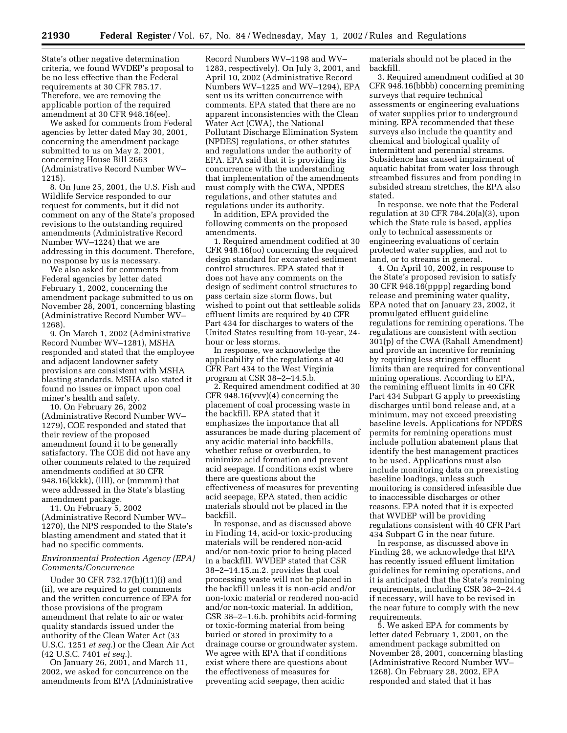State's other negative determination criteria, we found WVDEP's proposal to be no less effective than the Federal requirements at 30 CFR 785.17. Therefore, we are removing the applicable portion of the required amendment at 30 CFR 948.16(ee).

We asked for comments from Federal agencies by letter dated May 30, 2001, concerning the amendment package submitted to us on May 2, 2001, concerning House Bill 2663 (Administrative Record Number WV–1215).

8. On June 25, 2001, the U.S. Fish and Wildlife Service responded to our request for comments, but it did not comment on any of the State's proposed revisions to the outstanding required amendments (Administrative Record Number WV–1224) that we are addressing in this document. Therefore, no response by us is necessary.

We also asked for comments from Federal agencies by letter dated February 1, 2002, concerning the amendment package submitted to us on November 28, 2001, concerning blasting (Administrative Record Number WV–1268).

9. On March 1, 2002 (Administrative Record Number WV–1281), MSHA responded and stated that the employee and adjacent landowner safety provisions are consistent with MSHA blasting standards. MSHA also stated it found no issues or impact upon coal miner's health and safety.

10. On February 26, 2002 (Administrative Record Number WV–1279), COE responded and stated that their review of the proposed amendment found it to be generally satisfactory. The COE did not have any other comments related to the required amendments codified at 30 CFR 948.16(kkkk), (llll), or (mmmm) that were addressed in the State's blasting amendment package.

11. On February 5, 2002 (Administrative Record Number WV–1270), the NPS responded to the State's blasting amendment and stated that it had no specific comments.

*Environmental Protection Agency (EPA) Comments/Concurrence*

Under 30 CFR 732.17(h)(11)(i) and (ii), we are required to get comments and the written concurrence of EPA for those provisions of the program amendment that relate to air or water quality standards issued under the authority of the Clean Water Act (33 U.S.C. 1251 *et seq.*) or the Clean Air Act (42 U.S.C. 7401 *et seq.*).

On January 26, 2001, and March 11, 2002, we asked for concurrence on the amendments from EPA (Administrative Record Numbers WV–1198 and WV–1283, respectively). On July 3, 2001, and April 10, 2002 (Administrative Record Numbers WV–1225 and WV–1294), EPA sent us its written concurrence with comments. EPA stated that there are no apparent inconsistencies with the Clean Water Act (CWA), the National Pollutant Discharge Elimination System (NPDES) regulations, or other statutes and regulations under the authority of EPA. EPA said that it is providing its concurrence with the understanding that implementation of the amendments must comply with the CWA, NPDES regulations, and other statutes and regulations under its authority.

In addition, EPA provided the following comments on the proposed amendments.

1. Required amendment codified at 30 CFR 948.16(oo) concerning the required design standard for excavated sediment control structures. EPA stated that it does not have any comments on the design of sediment control structures to pass certain size storm flows, but wished to point out that settleable solids effluent limits are required by 40 CFR Part 434 for discharges to waters of the United States resulting from 10-year, 24-hour or less storms.

In response, we acknowledge the applicability of the regulations at 40 CFR Part 434 to the West Virginia program at CSR 38–2–14.5.b.

2. Required amendment codified at 30 CFR 948.16(vvv)(4) concerning the placement of coal processing waste in the backfill. EPA stated that it emphasizes the importance that all assurances be made during placement of any acidic material into backfills, whether refuse or overburden, to minimize acid formation and prevent acid seepage. If conditions exist where there are questions about the effectiveness of measures for preventing acid seepage, EPA stated, then acidic materials should not be placed in the backfill.

In response, and as discussed above in Finding 14, acid-or toxic-producing materials will be rendered non-acid and/or non-toxic prior to being placed in a backfill. WVDEP stated that CSR 38–2–14.15.m.2. provides that coal processing waste will not be placed in the backfill unless it is non-acid and/or non-toxic material or rendered non-acid and/or non-toxic material. In addition, CSR 38–2–1.6.b. prohibits acid-forming or toxic-forming material from being buried or stored in proximity to a drainage course or groundwater system. We agree with EPA that if conditions exist where there are questions about the effectiveness of measures for preventing acid seepage, then acidic materials should not be placed in the backfill.

3. Required amendment codified at 30 CFR 948.16(bbbb) concerning premining surveys that require technical assessments or engineering evaluations of water supplies prior to underground mining. EPA recommended that these surveys also include the quantity and chemical and biological quality of intermittent and perennial streams. Subsidence has caused impairment of aquatic habitat from water loss through streambed fissures and from ponding in subsided stream stretches, the EPA also stated.

In response, we note that the Federal regulation at 30 CFR 784.20(a)(3), upon which the State rule is based, applies only to technical assessments or engineering evaluations of certain protected water supplies, and not to land, or to streams in general.

4. On April 10, 2002, in response to the State's proposed revision to satisfy 30 CFR 948.16(pppp) regarding bond release and premining water quality, EPA noted that on January 23, 2002, it promulgated effluent guideline regulations for remining operations. The regulations are consistent with section 301(p) of the CWA (Rahall Amendment) and provide an incentive for remining by requiring less stringent effluent limits than are required for conventional mining operations. According to EPA, the remining effluent limits in 40 CFR Part 434 Subpart G apply to preexisting discharges until bond release and, at a minimum, may not exceed preexisting baseline levels. Applications for NPDES permits for remining operations must include pollution abatement plans that identify the best management practices to be used. Applications must also include monitoring data on preexisting baseline loadings, unless such monitoring is considered infeasible due to inaccessible discharges or other reasons. EPA noted that it is expected that WVDEP will be providing regulations consistent with 40 CFR Part 434 Subpart G in the near future.

In response, as discussed above in Finding 28, we acknowledge that EPA has recently issued effluent limitation guidelines for remining operations, and it is anticipated that the State's remining requirements, including CSR 38–2–24.4 if necessary, will have to be revised in the near future to comply with the new requirements.

5. We asked EPA for comments by letter dated February 1, 2001, on the amendment package submitted on November 28, 2001, concerning blasting (Administrative Record Number WV–1268). On February 28, 2002, EPA responded and stated that it has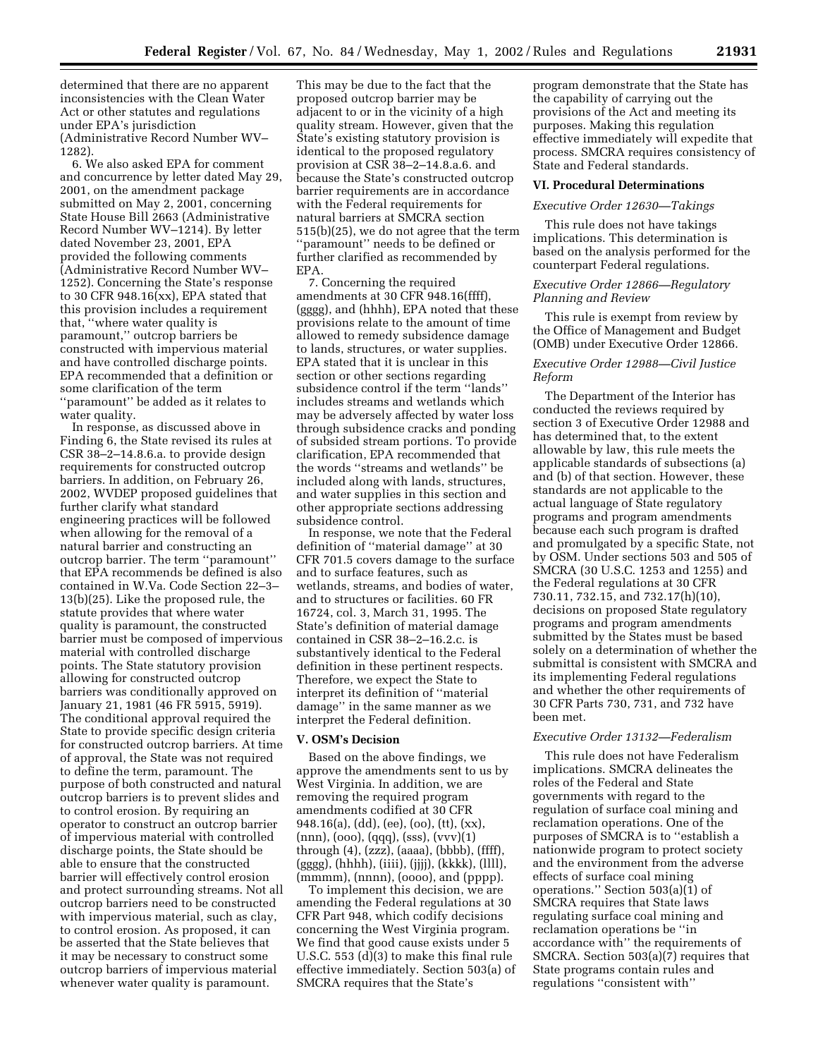determined that there are no apparent inconsistencies with the Clean Water Act or other statutes and regulations under EPA's jurisdiction (Administrative Record Number WV–1282).

6. We also asked EPA for comment and concurrence by letter dated May 29, 2001, on the amendment package submitted on May 2, 2001, concerning State House Bill 2663 (Administrative Record Number WV–1214). By letter dated November 23, 2001, EPA provided the following comments (Administrative Record Number WV–1252). Concerning the State's response to 30 CFR 948.16(xx), EPA stated that this provision includes a requirement that, ''where water quality is paramount,'' outcrop barriers be constructed with impervious material and have controlled discharge points. EPA recommended that a definition or some clarification of the term ''paramount'' be added as it relates to water quality.

In response, as discussed above in Finding 6, the State revised its rules at CSR 38–2–14.8.6.a. to provide design requirements for constructed outcrop barriers. In addition, on February 26, 2002, WVDEP proposed guidelines that further clarify what standard engineering practices will be followed when allowing for the removal of a natural barrier and constructing an outcrop barrier. The term ''paramount'' that EPA recommends be defined is also contained in W.Va. Code Section 22–3–13(b)(25). Like the proposed rule, the statute provides that where water quality is paramount, the constructed barrier must be composed of impervious material with controlled discharge points. The State statutory provision allowing for constructed outcrop barriers was conditionally approved on January 21, 1981 (46 FR 5915, 5919). The conditional approval required the State to provide specific design criteria for constructed outcrop barriers. At time of approval, the State was not required to define the term, paramount. The purpose of both constructed and natural outcrop barriers is to prevent slides and to control erosion. By requiring an operator to construct an outcrop barrier of impervious material with controlled discharge points, the State should be able to ensure that the constructed barrier will effectively control erosion and protect surrounding streams. Not all outcrop barriers need to be constructed with impervious material, such as clay, to control erosion. As proposed, it can be asserted that the State believes that it may be necessary to construct some outcrop barriers of impervious material whenever water quality is paramount. This may be due to the fact that the proposed outcrop barrier may be adjacent to or in the vicinity of a high quality stream. However, given that the State's existing statutory provision is identical to the proposed regulatory provision at CSR 38–2–14.8.a.6. and because the State's constructed outcrop barrier requirements are in accordance with the Federal requirements for natural barriers at SMCRA section 515(b)(25), we do not agree that the term ''paramount'' needs to be defined or further clarified as recommended by EPA.

7. Concerning the required amendments at 30 CFR 948.16(ffff), (gggg), and (hhhh), EPA noted that these provisions relate to the amount of time allowed to remedy subsidence damage to lands, structures, or water supplies. EPA stated that it is unclear in this section or other sections regarding subsidence control if the term ''lands'' includes streams and wetlands which may be adversely affected by water loss through subsidence cracks and ponding of subsided stream portions. To provide clarification, EPA recommended that the words ''streams and wetlands'' be included along with lands, structures, and water supplies in this section and other appropriate sections addressing subsidence control.

In response, we note that the Federal definition of ''material damage'' at 30 CFR 701.5 covers damage to the surface and to surface features, such as wetlands, streams, and bodies of water, and to structures or facilities. 60 FR 16724, col. 3, March 31, 1995. The State's definition of material damage contained in CSR 38–2–16.2.c. is substantively identical to the Federal definition in these pertinent respects. Therefore, we expect the State to interpret its definition of ''material damage'' in the same manner as we interpret the Federal definition.

## V. OSM's Decision

Based on the above findings, we approve the amendments sent to us by West Virginia. In addition, we are removing the required program amendments codified at 30 CFR 948.16(a), (dd), (ee), (oo), (tt), (xx), (nnn), (ooo), (qqq), (sss), (vvv)(1) through (4), (zzz), (aaaa), (bbbb), (ffff), (gggg), (hhhh), (iiii), (jjjj), (kkkk), (llll), (mmmm), (nnnn), (oooo), and (pppp).

To implement this decision, we are amending the Federal regulations at 30 CFR Part 948, which codify decisions concerning the West Virginia program. We find that good cause exists under 5 U.S.C. 553 (d)(3) to make this final rule effective immediately. Section 503(a) of SMCRA requires that the State's program demonstrate that the State has the capability of carrying out the provisions of the Act and meeting its purposes. Making this regulation effective immediately will expedite that process. SMCRA requires consistency of State and Federal standards.

## VI. Procedural Determinations

### *Executive Order 12630—Takings*

This rule does not have takings implications. This determination is based on the analysis performed for the counterpart Federal regulations.

### *Executive Order 12866—Regulatory Planning and Review*

This rule is exempt from review by the Office of Management and Budget (OMB) under Executive Order 12866.

### *Executive Order 12988—Civil Justice Reform*

The Department of the Interior has conducted the reviews required by section 3 of Executive Order 12988 and has determined that, to the extent allowable by law, this rule meets the applicable standards of subsections (a) and (b) of that section. However, these standards are not applicable to the actual language of State regulatory programs and program amendments because each such program is drafted and promulgated by a specific State, not by OSM. Under sections 503 and 505 of SMCRA (30 U.S.C. 1253 and 1255) and the Federal regulations at 30 CFR 730.11, 732.15, and 732.17(h)(10), decisions on proposed State regulatory programs and program amendments submitted by the States must be based solely on a determination of whether the submittal is consistent with SMCRA and its implementing Federal regulations and whether the other requirements of 30 CFR Parts 730, 731, and 732 have been met.

### *Executive Order 13132—Federalism*

This rule does not have Federalism implications. SMCRA delineates the roles of the Federal and State governments with regard to the regulation of surface coal mining and reclamation operations. One of the purposes of SMCRA is to ''establish a nationwide program to protect society and the environment from the adverse effects of surface coal mining operations.'' Section 503(a)(1) of SMCRA requires that State laws regulating surface coal mining and reclamation operations be ''in accordance with'' the requirements of SMCRA. Section 503(a)(7) requires that State programs contain rules and regulations ''consistent with''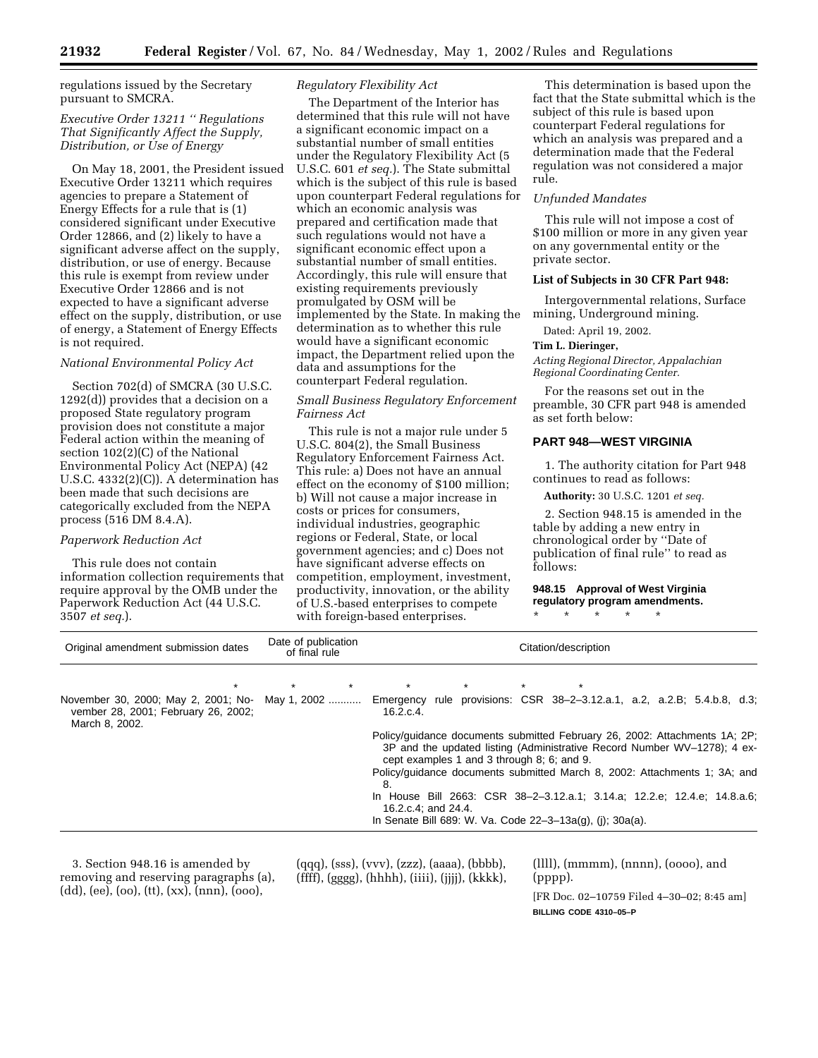regulations issued by the Secretary pursuant to SMCRA.

*Executive Order 13211 ''Regulations That Significantly Affect the Supply, Distribution, or Use of Energy*

On May 18, 2001, the President issued Executive Order 13211 which requires agencies to prepare a Statement of Energy Effects for a rule that is (1) considered significant under Executive Order 12866, and (2) likely to have a significant adverse affect on the supply, distribution, or use of energy. Because this rule is exempt from review under Executive Order 12866 and is not expected to have a significant adverse effect on the supply, distribution, or use of energy, a Statement of Energy Effects is not required.

*National Environmental Policy Act*

Section 702(d) of SMCRA (30 U.S.C. 1292(d)) provides that a decision on a proposed State regulatory program provision does not constitute a major Federal action within the meaning of section 102(2)(C) of the National Environmental Policy Act (NEPA) (42 U.S.C. 4332(2)(C)). A determination has been made that such decisions are categorically excluded from the NEPA process (516 DM 8.4.A).

*Paperwork Reduction Act*

This rule does not contain information collection requirements that require approval by the OMB under the Paperwork Reduction Act (44 U.S.C. 3507 *et seq.*).

*Regulatory Flexibility Act*

The Department of the Interior has determined that this rule will not have a significant economic impact on a substantial number of small entities under the Regulatory Flexibility Act (5 U.S.C. 601 *et seq.*). The State submittal which is the subject of this rule is based upon counterpart Federal regulations for which an economic analysis was prepared and certification made that such regulations would not have a significant economic effect upon a substantial number of small entities. Accordingly, this rule will ensure that existing requirements previously promulgated by OSM will be implemented by the State. In making the determination as to whether this rule would have a significant economic impact, the Department relied upon the data and assumptions for the counterpart Federal regulation.

*Small Business Regulatory Enforcement Fairness Act*

This rule is not a major rule under 5 U.S.C. 804(2), the Small Business Regulatory Enforcement Fairness Act. This rule: a) Does not have an annual effect on the economy of $100 million; b) Will not cause a major increase in costs or prices for consumers, individual industries, geographic regions or Federal, State, or local government agencies; and c) Does not have significant adverse effects on competition, employment, investment, productivity, innovation, or the ability of U.S.-based enterprises to compete with foreign-based enterprises.

This determination is based upon the fact that the State submittal which is the subject of this rule is based upon counterpart Federal regulations for which an analysis was prepared and a determination made that the Federal regulation was not considered a major rule.

*Unfunded Mandates*

This rule will not impose a cost of $100 million or more in any given year on any governmental entity or the private sector.

**List of Subjects in 30 CFR Part 948:**

Intergovernmental relations, Surface mining, Underground mining.

Dated: April 19, 2002.

**Tim L. Dieringer,**

*Acting Regional Director, Appalachian Regional Coordinating Center.*

For the reasons set out in the preamble, 30 CFR part 948 is amended as set forth below:

## PART 948—WEST VIRGINIA

1. The authority citation for Part 948 continues to read as follows:

**Authority:** 30 U.S.C. 1201 *et seq.*

2. Section 948.15 is amended in the table by adding a new entry in chronological order by ''Date of publication of final rule'' to read as follows:

**948.15 Approval of West Virginia regulatory program amendments.**

\* \* \* \* \*

| Original amendment submission dates | Date of publication of final rule | Citation/description |
|---|---|---|
| * | * * | * * * * |
| November 30, 2000; May 2, 2001; November 28, 2001; February 26, 2002; March 8, 2002. | May 1, 2002 .......... | Emergency rule provisions: CSR 38–2–3.12.a.1, a.2, a.2.B; 5.4.b.8, d.3; 16.2.c.4. |
| | | Policy/guidance documents submitted February 26, 2002: Attachments 1A; 2P; 3P and the updated listing (Administrative Record Number WV–1278); 4 except examples 1 and 3 through 8; 6; and 9. |
| | | Policy/guidance documents submitted March 8, 2002: Attachments 1; 3A; and 8. |
| | | In House Bill 2663: CSR 38–2–3.12.a.1; 3.14.a; 12.2.e; 12.4.e; 14.8.a.6; 16.2.c.4; and 24.4. |
| | | In Senate Bill 689: W. Va. Code 22–3–13a(g), (j); 30a(a). |

3. Section 948.16 is amended by removing and reserving paragraphs (a), (dd), (ee), (oo), (tt), (xx), (nnn), (ooo), (qqq), (sss), (vvv), (zzz), (aaaa), (bbbb), (ffff), (gggg), (hhhh), (iiii), (jjjj), (kkkk), (llll), (mmmm), (nnnn), (oooo), and (pppp).

[FR Doc. 02–10759 Filed 4–30–02; 8:45 am]

**BILLING CODE 4310–05–P**